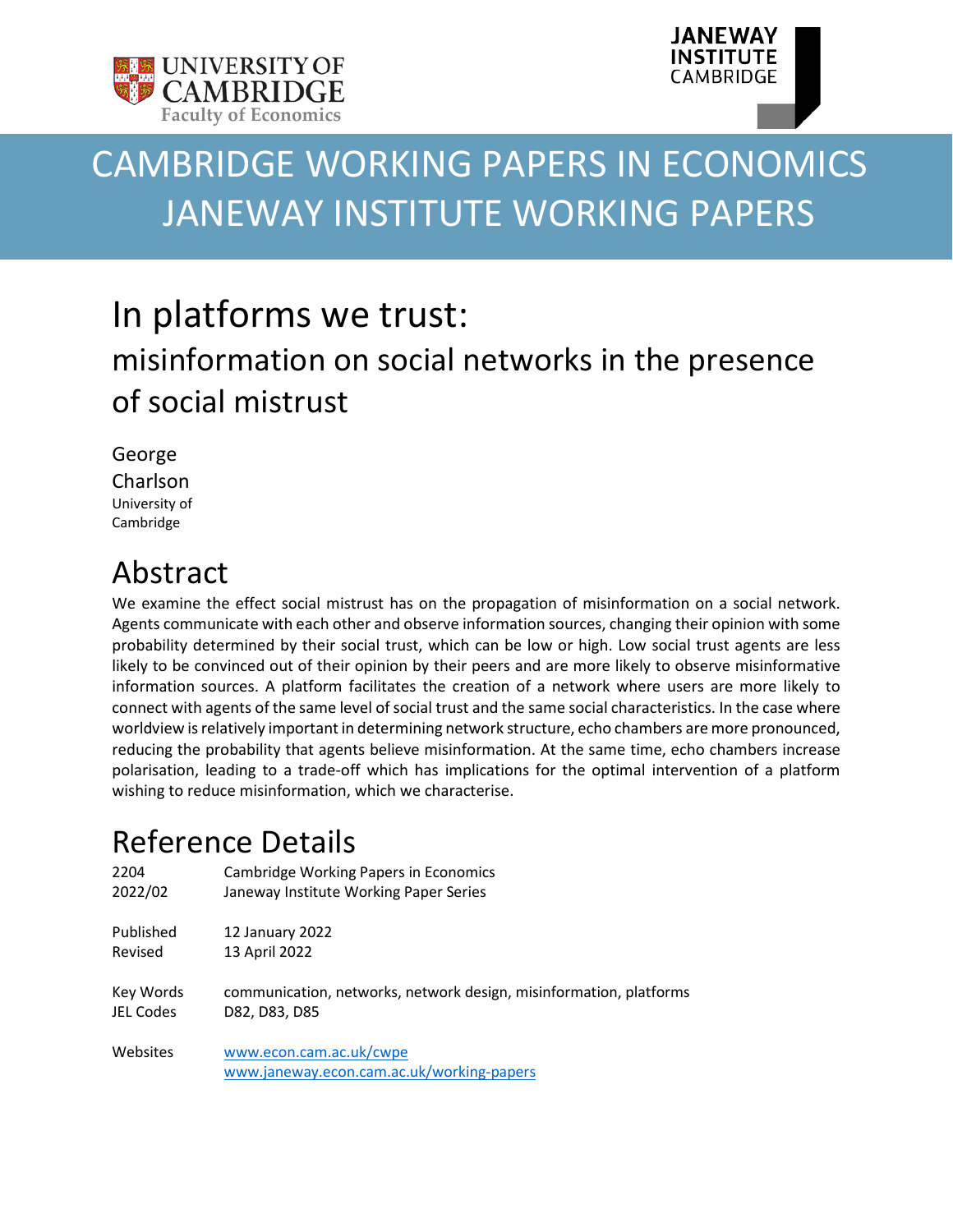UNIVERSITY OF CAMBRIDGE
Faculty of Economics

JANEWAY INSTITUTE CAMBRIDGE

# CAMBRIDGE WORKING PAPERS IN ECONOMICS
# JANEWAY INSTITUTE WORKING PAPERS

# In platforms we trust:
## misinformation on social networks in the presence of social mistrust

George Charlson
University of Cambridge

## Abstract

We examine the effect social mistrust has on the propagation of misinformation on a social network. Agents communicate with each other and observe information sources, changing their opinion with some probability determined by their social trust, which can be low or high. Low social trust agents are less likely to be convinced out of their opinion by their peers and are more likely to observe misinformative information sources. A platform facilitates the creation of a network where users are more likely to connect with agents of the same level of social trust and the same social characteristics. In the case where worldview is relatively important in determining network structure, echo chambers are more pronounced, reducing the probability that agents believe misinformation. At the same time, echo chambers increase polarisation, leading to a trade-off which has implications for the optimal intervention of a platform wishing to reduce misinformation, which we characterise.

## Reference Details

| | |
|---|---|
| 2204 | Cambridge Working Papers in Economics |
| 2022/02 | Janeway Institute Working Paper Series |
| Published | 12 January 2022 |
| Revised | 13 April 2022 |
| Key Words | communication, networks, network design, misinformation, platforms |
| JEL Codes | D82, D83, D85 |
| Websites | www.econ.cam.ac.uk/cwpe |
| | www.janeway.econ.cam.ac.uk/working-papers |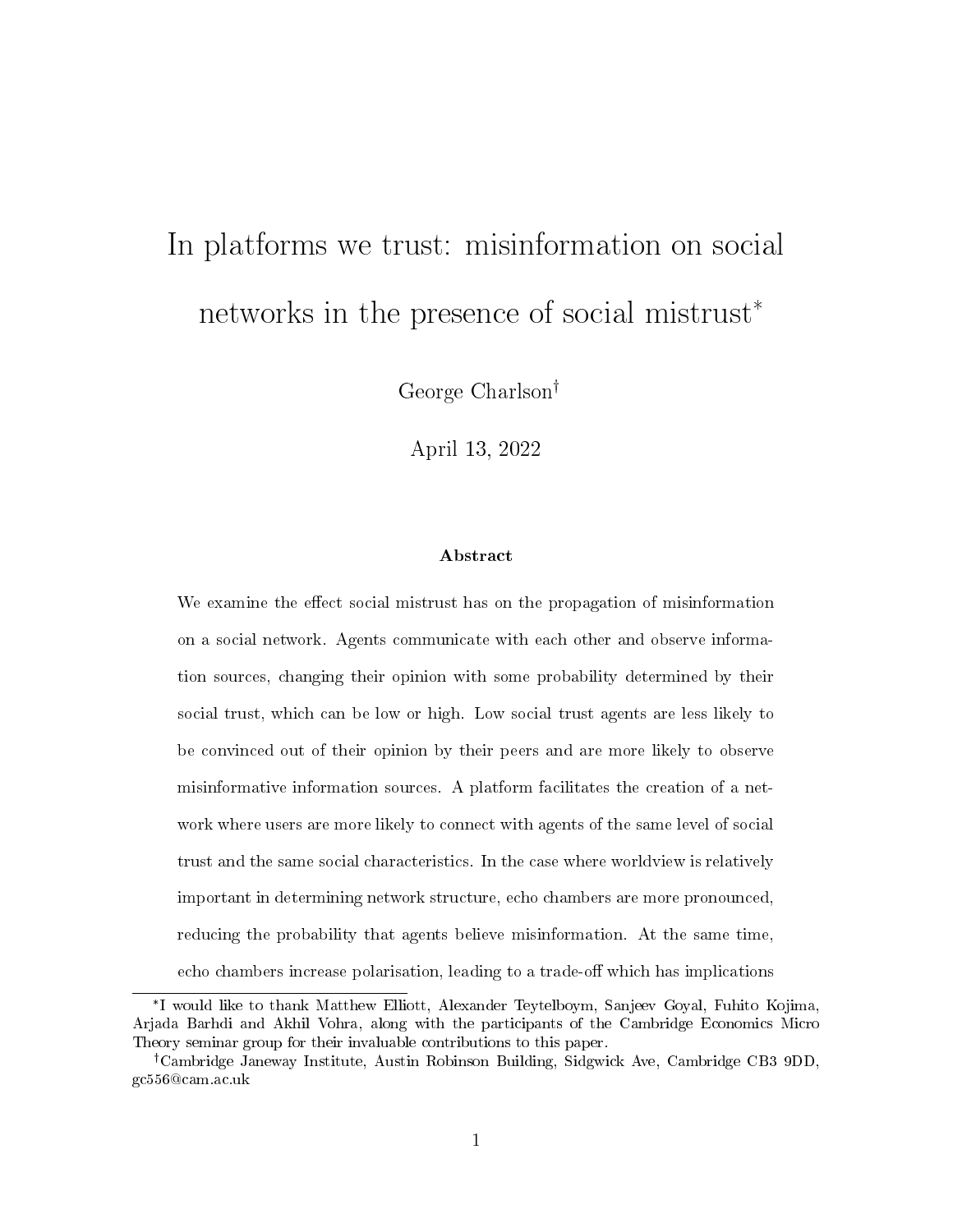# In platforms we trust: misinformation on social networks in the presence of social mistrust*

George Charlson†

April 13, 2022

### Abstract

We examine the effect social mistrust has on the propagation of misinformation on a social network. Agents communicate with each other and observe information sources, changing their opinion with some probability determined by their social trust, which can be low or high. Low social trust agents are less likely to be convinced out of their opinion by their peers and are more likely to observe misinformative information sources. A platform facilitates the creation of a network where users are more likely to connect with agents of the same level of social trust and the same social characteristics. In the case where worldview is relatively important in determining network structure, echo chambers are more pronounced, reducing the probability that agents believe misinformation. At the same time, echo chambers increase polarisation, leading to a trade-off which has implications

---

*I would like to thank Matthew Elliott, Alexander Teytelboym, Sanjeev Goyal, Fuhito Kojima, Arjada Barhdi and Akhil Vohra, along with the participants of the Cambridge Economics Micro Theory seminar group for their invaluable contributions to this paper.

†Cambridge Janeway Institute, Austin Robinson Building, Sidgwick Ave, Cambridge CB3 9DD, gc556@cam.ac.uk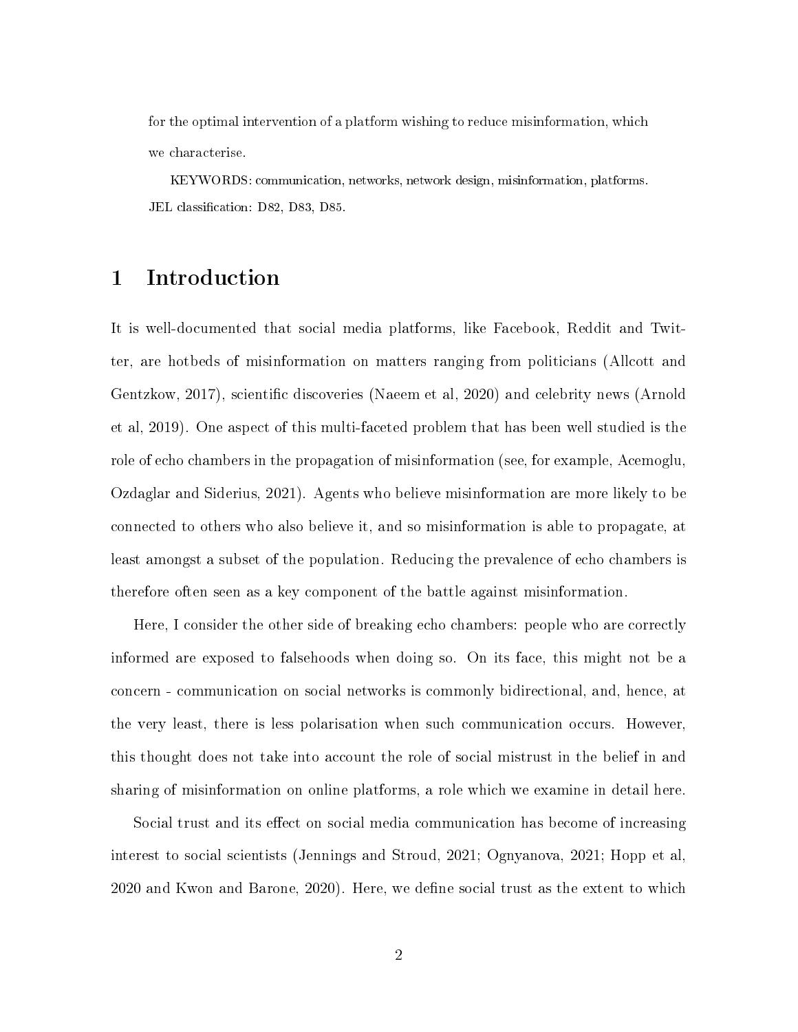for the optimal intervention of a platform wishing to reduce misinformation, which we characterise.

KEYWORDS: communication, networks, network design, misinformation, platforms. JEL classification: D82, D83, D85.

# 1 Introduction

It is well-documented that social media platforms, like Facebook, Reddit and Twitter, are hotbeds of misinformation on matters ranging from politicians (Allcott and Gentzkow, 2017), scientific discoveries (Naeem et al, 2020) and celebrity news (Arnold et al, 2019). One aspect of this multi-faceted problem that has been well studied is the role of echo chambers in the propagation of misinformation (see, for example, Acemoglu, Ozdaglar and Siderius, 2021). Agents who believe misinformation are more likely to be connected to others who also believe it, and so misinformation is able to propagate, at least amongst a subset of the population. Reducing the prevalence of echo chambers is therefore often seen as a key component of the battle against misinformation.

Here, I consider the other side of breaking echo chambers: people who are correctly informed are exposed to falsehoods when doing so. On its face, this might not be a concern - communication on social networks is commonly bidirectional, and, hence, at the very least, there is less polarisation when such communication occurs. However, this thought does not take into account the role of social mistrust in the belief in and sharing of misinformation on online platforms, a role which we examine in detail here.

Social trust and its effect on social media communication has become of increasing interest to social scientists (Jennings and Stroud, 2021; Ognyanova, 2021; Hopp et al, 2020 and Kwon and Barone, 2020). Here, we define social trust as the extent to which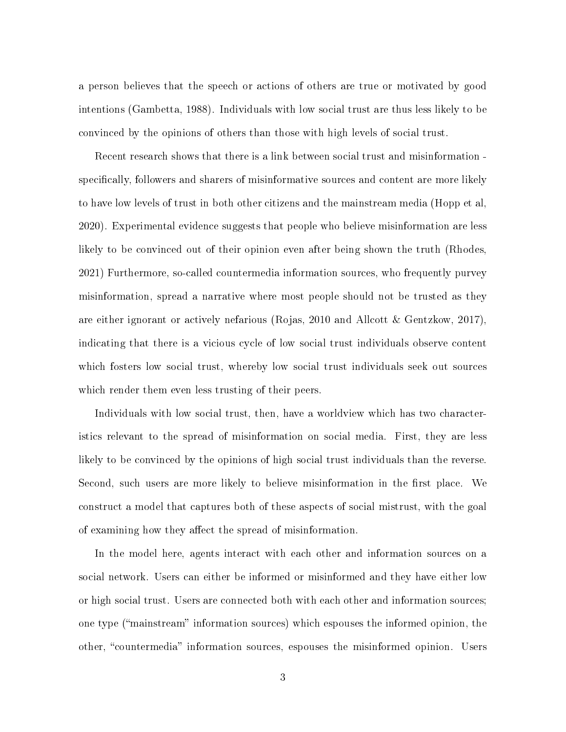a person believes that the speech or actions of others are true or motivated by good intentions (Gambetta, 1988). Individuals with low social trust are thus less likely to be convinced by the opinions of others than those with high levels of social trust.

Recent research shows that there is a link between social trust and misinformation - specifically, followers and sharers of misinformative sources and content are more likely to have low levels of trust in both other citizens and the mainstream media (Hopp et al, 2020). Experimental evidence suggests that people who believe misinformation are less likely to be convinced out of their opinion even after being shown the truth (Rhodes, 2021) Furthermore, so-called countermedia information sources, who frequently purvey misinformation, spread a narrative where most people should not be trusted as they are either ignorant or actively nefarious (Rojas, 2010 and Allcott & Gentzkow, 2017), indicating that there is a vicious cycle of low social trust individuals observe content which fosters low social trust, whereby low social trust individuals seek out sources which render them even less trusting of their peers.

Individuals with low social trust, then, have a worldview which has two characteristics relevant to the spread of misinformation on social media. First, they are less likely to be convinced by the opinions of high social trust individuals than the reverse. Second, such users are more likely to believe misinformation in the first place. We construct a model that captures both of these aspects of social mistrust, with the goal of examining how they affect the spread of misinformation.

In the model here, agents interact with each other and information sources on a social network. Users can either be informed or misinformed and they have either low or high social trust. Users are connected both with each other and information sources; one type ("mainstream" information sources) which espouses the informed opinion, the other, "countermedia" information sources, espouses the misinformed opinion. Users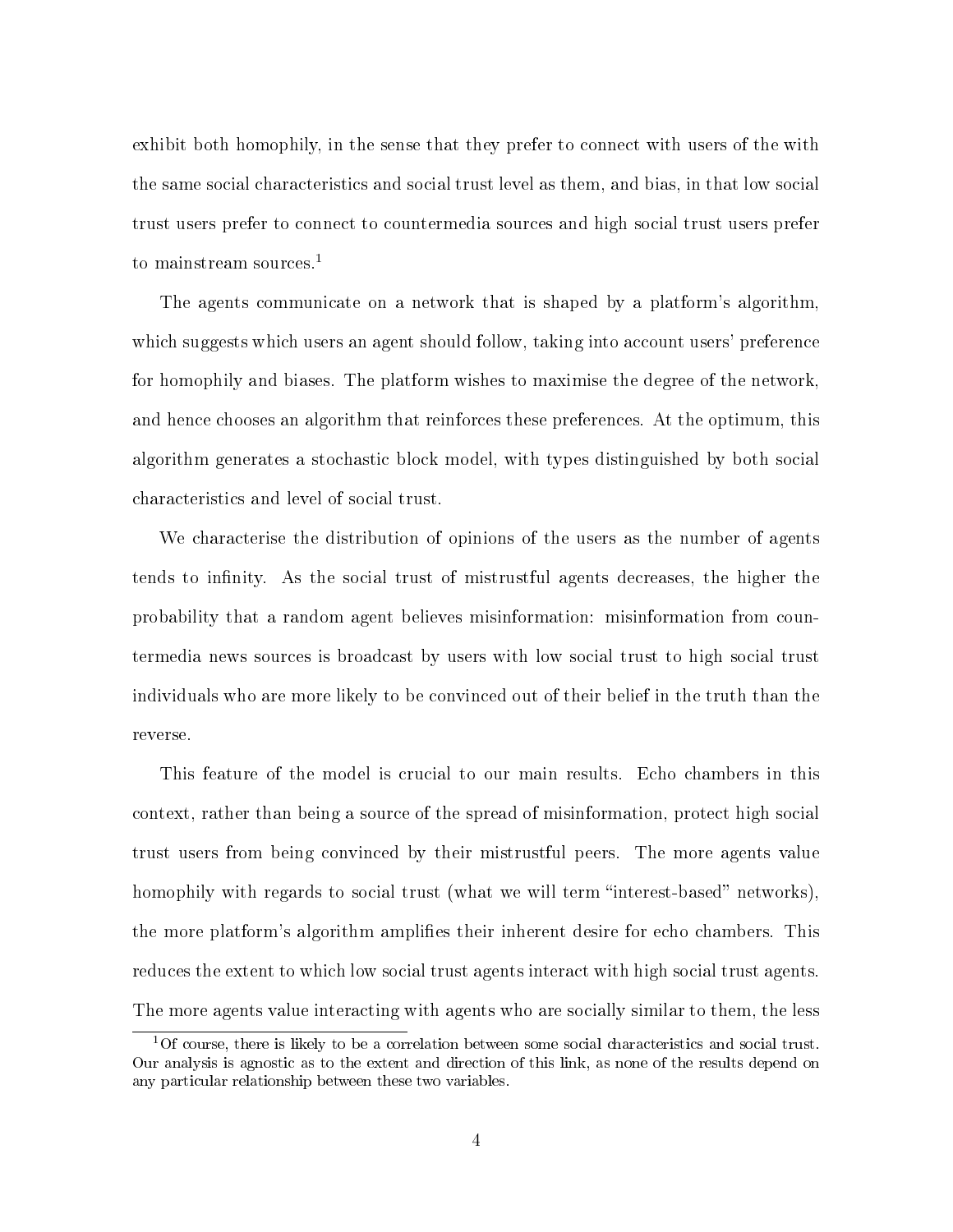exhibit both homophily, in the sense that they prefer to connect with users of the with the same social characteristics and social trust level as them, and bias, in that low social trust users prefer to connect to countermedia sources and high social trust users prefer to mainstream sources.[1]

The agents communicate on a network that is shaped by a platform's algorithm, which suggests which users an agent should follow, taking into account users' preference for homophily and biases. The platform wishes to maximise the degree of the network, and hence chooses an algorithm that reinforces these preferences. At the optimum, this algorithm generates a stochastic block model, with types distinguished by both social characteristics and level of social trust.

We characterise the distribution of opinions of the users as the number of agents tends to infinity. As the social trust of mistrustful agents decreases, the higher the probability that a random agent believes misinformation: misinformation from countermedia news sources is broadcast by users with low social trust to high social trust individuals who are more likely to be convinced out of their belief in the truth than the reverse.

This feature of the model is crucial to our main results. Echo chambers in this context, rather than being a source of the spread of misinformation, protect high social trust users from being convinced by their mistrustful peers. The more agents value homophily with regards to social trust (what we will term "interest-based" networks), the more platform's algorithm amplifies their inherent desire for echo chambers. This reduces the extent to which low social trust agents interact with high social trust agents. The more agents value interacting with agents who are socially similar to them, the less

[1] Of course, there is likely to be a correlation between some social characteristics and social trust. Our analysis is agnostic as to the extent and direction of this link, as none of the results depend on any particular relationship between these two variables.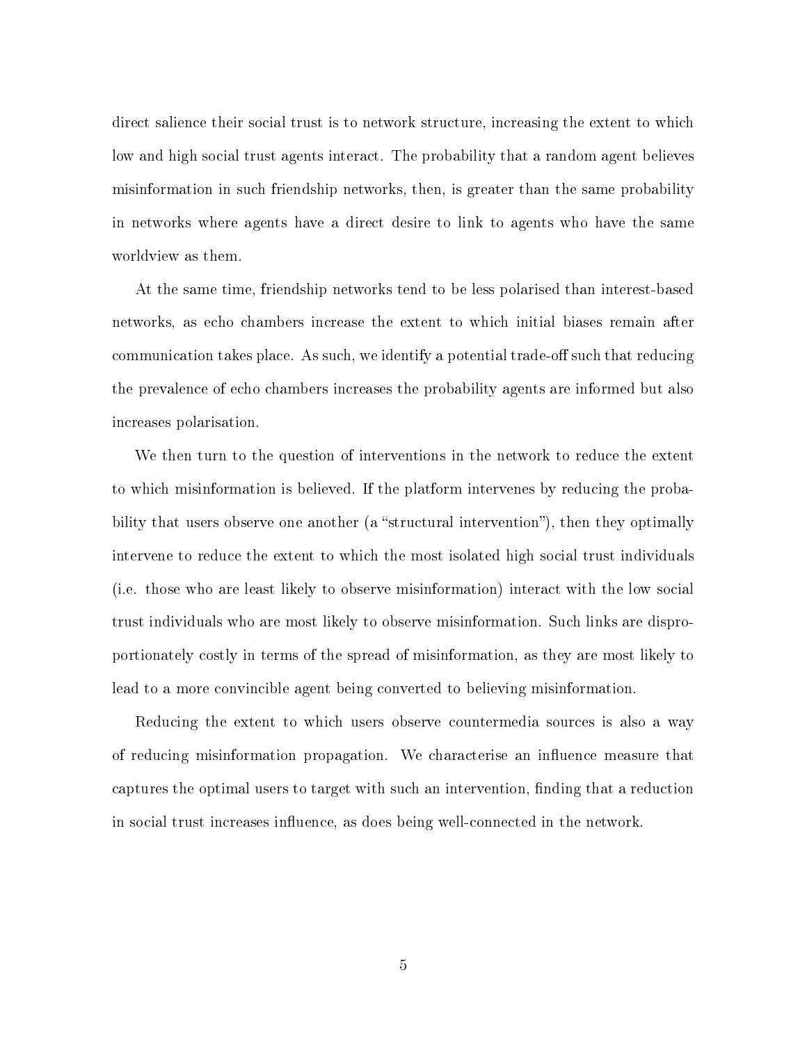direct salience their social trust is to network structure, increasing the extent to which low and high social trust agents interact. The probability that a random agent believes misinformation in such friendship networks, then, is greater than the same probability in networks where agents have a direct desire to link to agents who have the same worldview as them.

At the same time, friendship networks tend to be less polarised than interest-based networks, as echo chambers increase the extent to which initial biases remain after communication takes place. As such, we identify a potential trade-off such that reducing the prevalence of echo chambers increases the probability agents are informed but also increases polarisation.

We then turn to the question of interventions in the network to reduce the extent to which misinformation is believed. If the platform intervenes by reducing the probability that users observe one another (a "structural intervention"), then they optimally intervene to reduce the extent to which the most isolated high social trust individuals (i.e. those who are least likely to observe misinformation) interact with the low social trust individuals who are most likely to observe misinformation. Such links are disproportionately costly in terms of the spread of misinformation, as they are most likely to lead to a more convincible agent being converted to believing misinformation.

Reducing the extent to which users observe countermedia sources is also a way of reducing misinformation propagation. We characterise an influence measure that captures the optimal users to target with such an intervention, finding that a reduction in social trust increases influence, as does being well-connected in the network.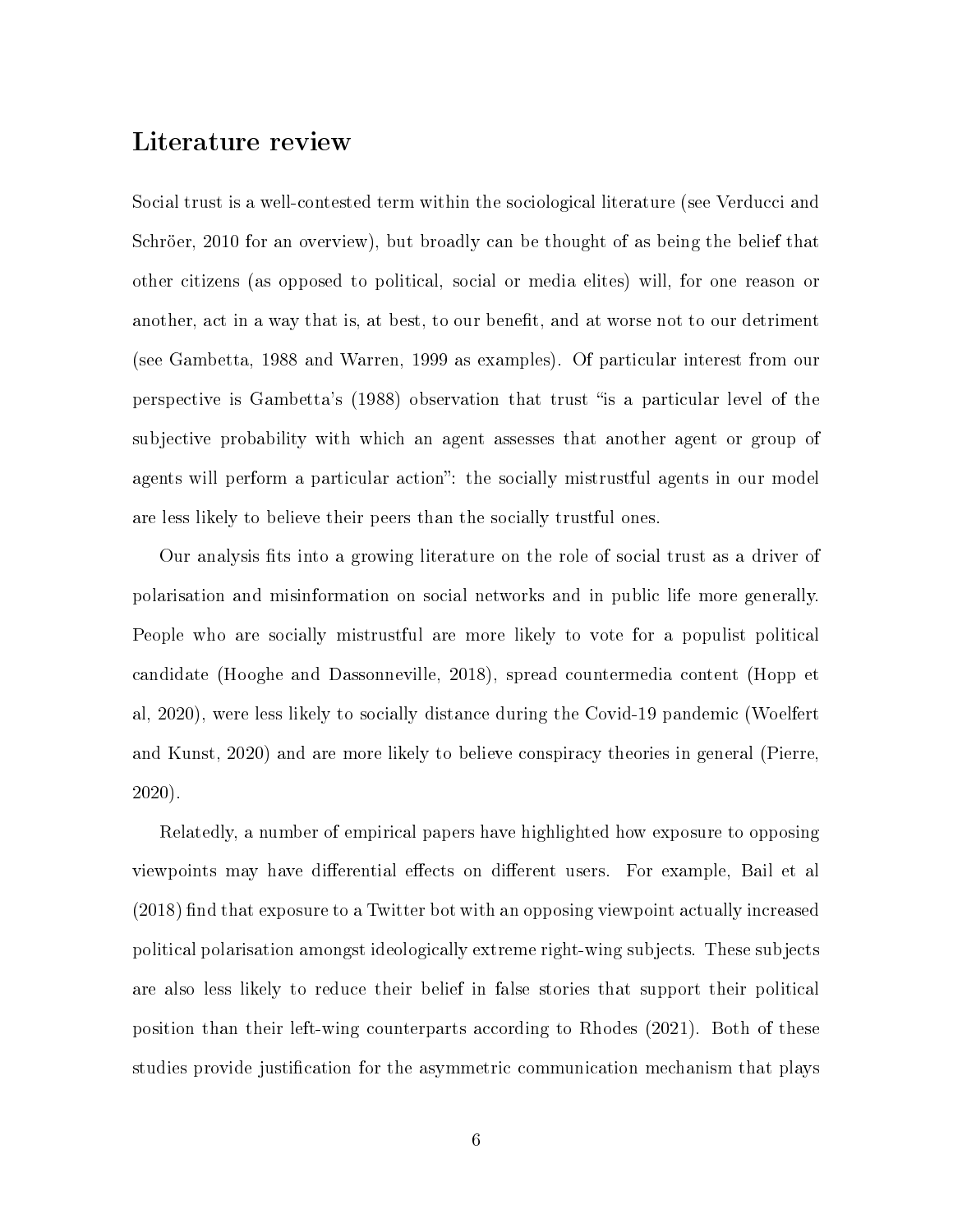## Literature review

Social trust is a well-contested term within the sociological literature (see Verducci and Schröer, 2010 for an overview), but broadly can be thought of as being the belief that other citizens (as opposed to political, social or media elites) will, for one reason or another, act in a way that is, at best, to our benefit, and at worse not to our detriment (see Gambetta, 1988 and Warren, 1999 as examples). Of particular interest from our perspective is Gambetta's (1988) observation that trust "is a particular level of the subjective probability with which an agent assesses that another agent or group of agents will perform a particular action": the socially mistrustful agents in our model are less likely to believe their peers than the socially trustful ones.

Our analysis fits into a growing literature on the role of social trust as a driver of polarisation and misinformation on social networks and in public life more generally. People who are socially mistrustful are more likely to vote for a populist political candidate (Hooghe and Dassonneville, 2018), spread countermedia content (Hopp et al, 2020), were less likely to socially distance during the Covid-19 pandemic (Woelfert and Kunst, 2020) and are more likely to believe conspiracy theories in general (Pierre, 2020).

Relatedly, a number of empirical papers have highlighted how exposure to opposing viewpoints may have differential effects on different users. For example, Bail et al (2018) find that exposure to a Twitter bot with an opposing viewpoint actually increased political polarisation amongst ideologically extreme right-wing subjects. These subjects are also less likely to reduce their belief in false stories that support their political position than their left-wing counterparts according to Rhodes (2021). Both of these studies provide justification for the asymmetric communication mechanism that plays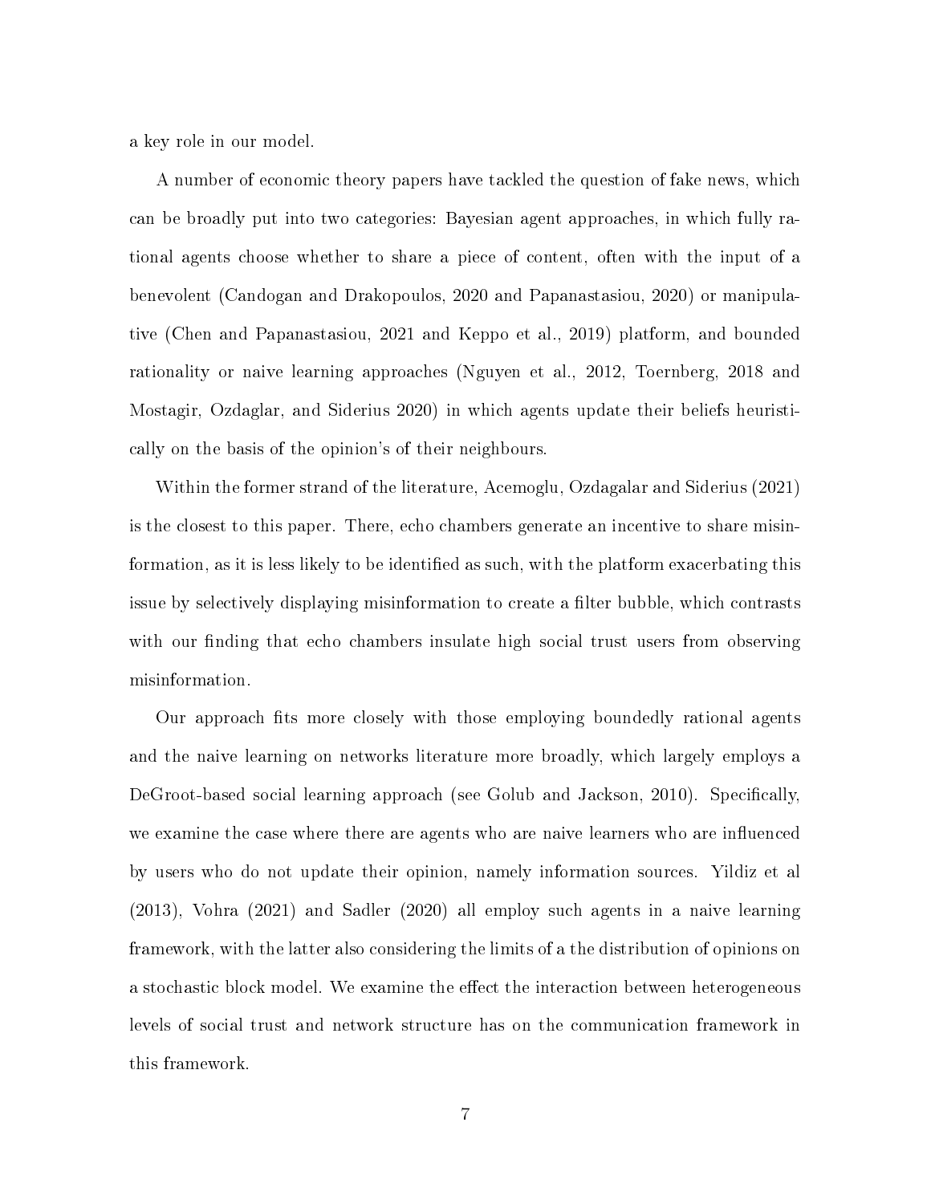a key role in our model.

A number of economic theory papers have tackled the question of fake news, which can be broadly put into two categories: Bayesian agent approaches, in which fully rational agents choose whether to share a piece of content, often with the input of a benevolent (Candogan and Drakopoulos, 2020 and Papanastasiou, 2020) or manipulative (Chen and Papanastasiou, 2021 and Keppo et al., 2019) platform, and bounded rationality or naive learning approaches (Nguyen et al., 2012, Toernberg, 2018 and Mostagir, Ozdaglar, and Siderius 2020) in which agents update their beliefs heuristically on the basis of the opinion's of their neighbours.

Within the former strand of the literature, Acemoglu, Ozdagalar and Siderius (2021) is the closest to this paper. There, echo chambers generate an incentive to share misinformation, as it is less likely to be identified as such, with the platform exacerbating this issue by selectively displaying misinformation to create a filter bubble, which contrasts with our finding that echo chambers insulate high social trust users from observing misinformation.

Our approach fits more closely with those employing boundedly rational agents and the naive learning on networks literature more broadly, which largely employs a DeGroot-based social learning approach (see Golub and Jackson, 2010). Specifically, we examine the case where there are agents who are naive learners who are influenced by users who do not update their opinion, namely information sources. Yildiz et al (2013), Vohra (2021) and Sadler (2020) all employ such agents in a naive learning framework, with the latter also considering the limits of a the distribution of opinions on a stochastic block model. We examine the effect the interaction between heterogeneous levels of social trust and network structure has on the communication framework in this framework.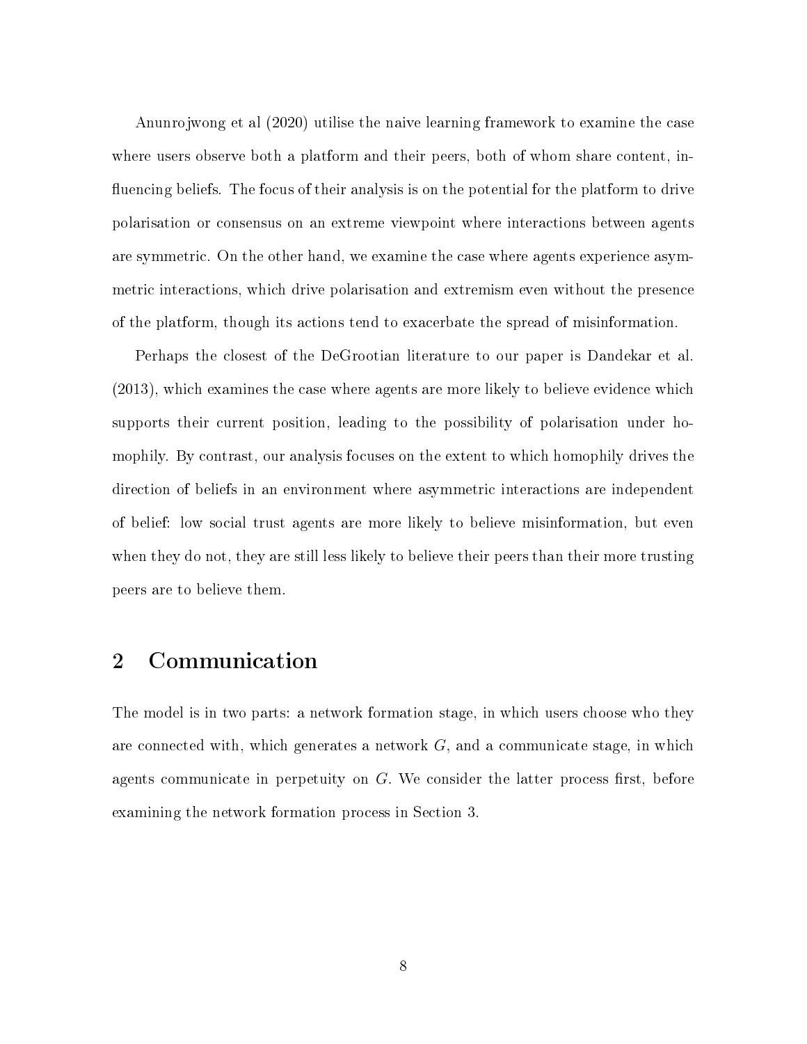Anunrojwong et al (2020) utilise the naive learning framework to examine the case where users observe both a platform and their peers, both of whom share content, influencing beliefs. The focus of their analysis is on the potential for the platform to drive polarisation or consensus on an extreme viewpoint where interactions between agents are symmetric. On the other hand, we examine the case where agents experience asymmetric interactions, which drive polarisation and extremism even without the presence of the platform, though its actions tend to exacerbate the spread of misinformation.

Perhaps the closest of the DeGrootian literature to our paper is Dandekar et al. (2013), which examines the case where agents are more likely to believe evidence which supports their current position, leading to the possibility of polarisation under homophily. By contrast, our analysis focuses on the extent to which homophily drives the direction of beliefs in an environment where asymmetric interactions are independent of belief: low social trust agents are more likely to believe misinformation, but even when they do not, they are still less likely to believe their peers than their more trusting peers are to believe them.

# 2 Communication

The model is in two parts: a network formation stage, in which users choose who they are connected with, which generates a network $G$, and a communicate stage, in which agents communicate in perpetuity on $G$. We consider the latter process first, before examining the network formation process in Section 3.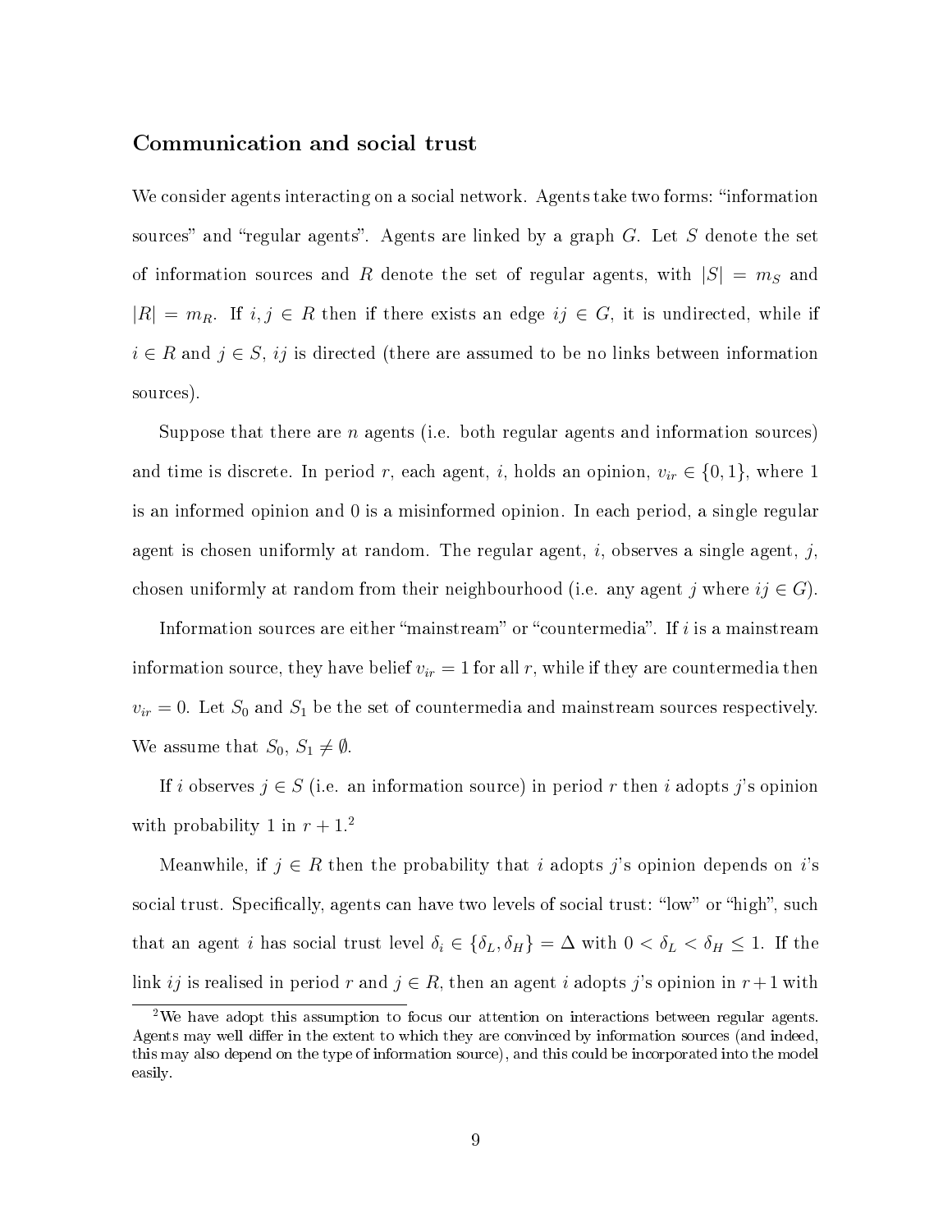### Communication and social trust

We consider agents interacting on a social network. Agents take two forms: "information sources" and "regular agents". Agents are linked by a graph $G$. Let $S$ denote the set of information sources and $R$ denote the set of regular agents, with $|S| = m_S$ and $|R| = m_R$. If $i, j \in R$ then if there exists an edge $ij \in G$, it is undirected, while if $i \in R$ and $j \in S$, $ij$ is directed (there are assumed to be no links between information sources).

Suppose that there are $n$ agents (i.e. both regular agents and information sources) and time is discrete. In period $r$, each agent, $i$, holds an opinion, $v_{ir} \in \{0, 1\}$, where 1 is an informed opinion and 0 is a misinformed opinion. In each period, a single regular agent is chosen uniformly at random. The regular agent, $i$, observes a single agent, $j$, chosen uniformly at random from their neighbourhood (i.e. any agent $j$ where $ij \in G$).

Information sources are either "mainstream" or "countermedia". If $i$ is a mainstream information source, they have belief $v_{ir} = 1$ for all $r$, while if they are countermedia then $v_{ir} = 0$. Let $S_0$ and $S_1$ be the set of countermedia and mainstream sources respectively. We assume that $S_0$, $S_1 \neq \emptyset$.

If $i$ observes $j \in S$ (i.e. an information source) in period $r$ then $i$ adopts $j$'s opinion with probability 1 in $r + 1$.[2]

Meanwhile, if $j \in R$ then the probability that $i$ adopts $j$'s opinion depends on $i$'s social trust. Specifically, agents can have two levels of social trust: "low" or "high", such that an agent $i$ has social trust level $\delta_i \in \{\delta_L, \delta_H\} = \Delta$ with $0 < \delta_L < \delta_H \leq 1$. If the link $ij$ is realised in period $r$ and $j \in R$, then an agent $i$ adopts $j$'s opinion in $r+1$ with

[2] We have adopt this assumption to focus our attention on interactions between regular agents. Agents may well differ in the extent to which they are convinced by information sources (and indeed, this may also depend on the type of information source), and this could be incorporated into the model easily.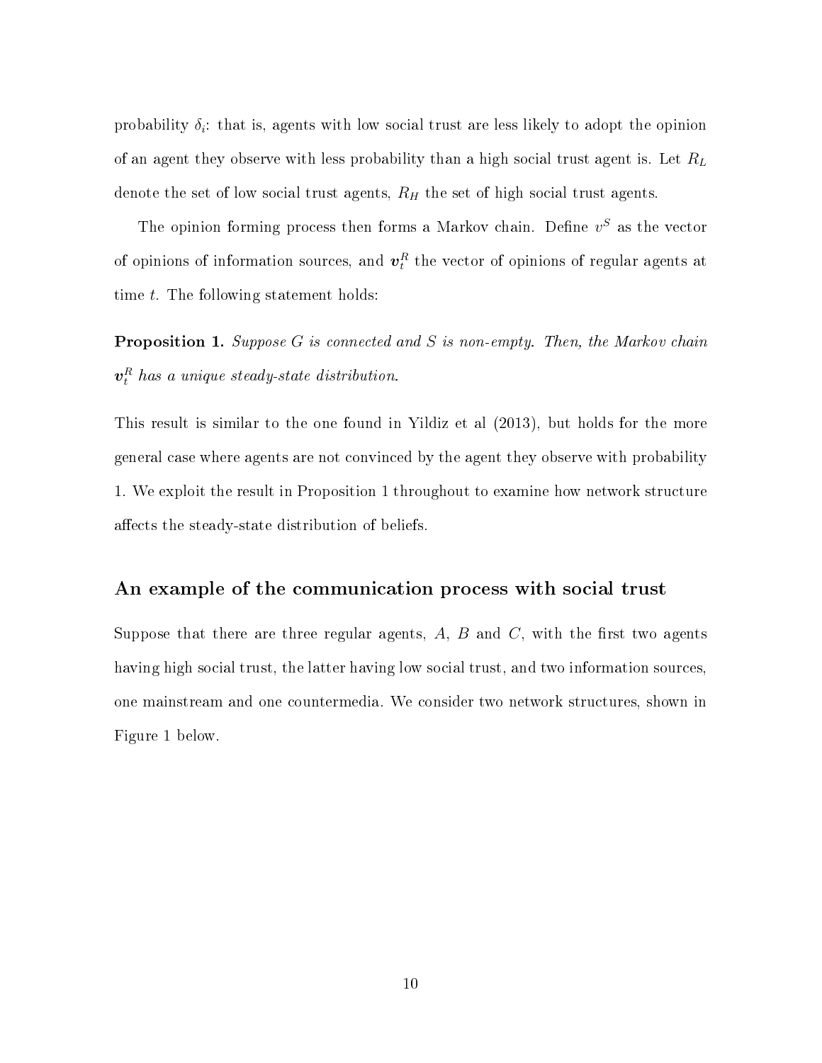probability $\delta_i$: that is, agents with low social trust are less likely to adopt the opinion of an agent they observe with less probability than a high social trust agent is. Let $R_L$ denote the set of low social trust agents, $R_H$ the set of high social trust agents.

The opinion forming process then forms a Markov chain. Define $v^S$ as the vector of opinions of information sources, and $\boldsymbol{v}_t^R$ the vector of opinions of regular agents at time $t$. The following statement holds:

**Proposition 1.** *Suppose $G$ is connected and $S$ is non-empty. Then, the Markov chain $\boldsymbol{v}_t^R$ has a unique steady-state distribution.*

This result is similar to the one found in Yildiz et al (2013), but holds for the more general case where agents are not convinced by the agent they observe with probability 1. We exploit the result in Proposition 1 throughout to examine how network structure affects the steady-state distribution of beliefs.

### An example of the communication process with social trust

Suppose that there are three regular agents, $A$, $B$ and $C$, with the first two agents having high social trust, the latter having low social trust, and two information sources, one mainstream and one countermedia. We consider two network structures, shown in Figure 1 below.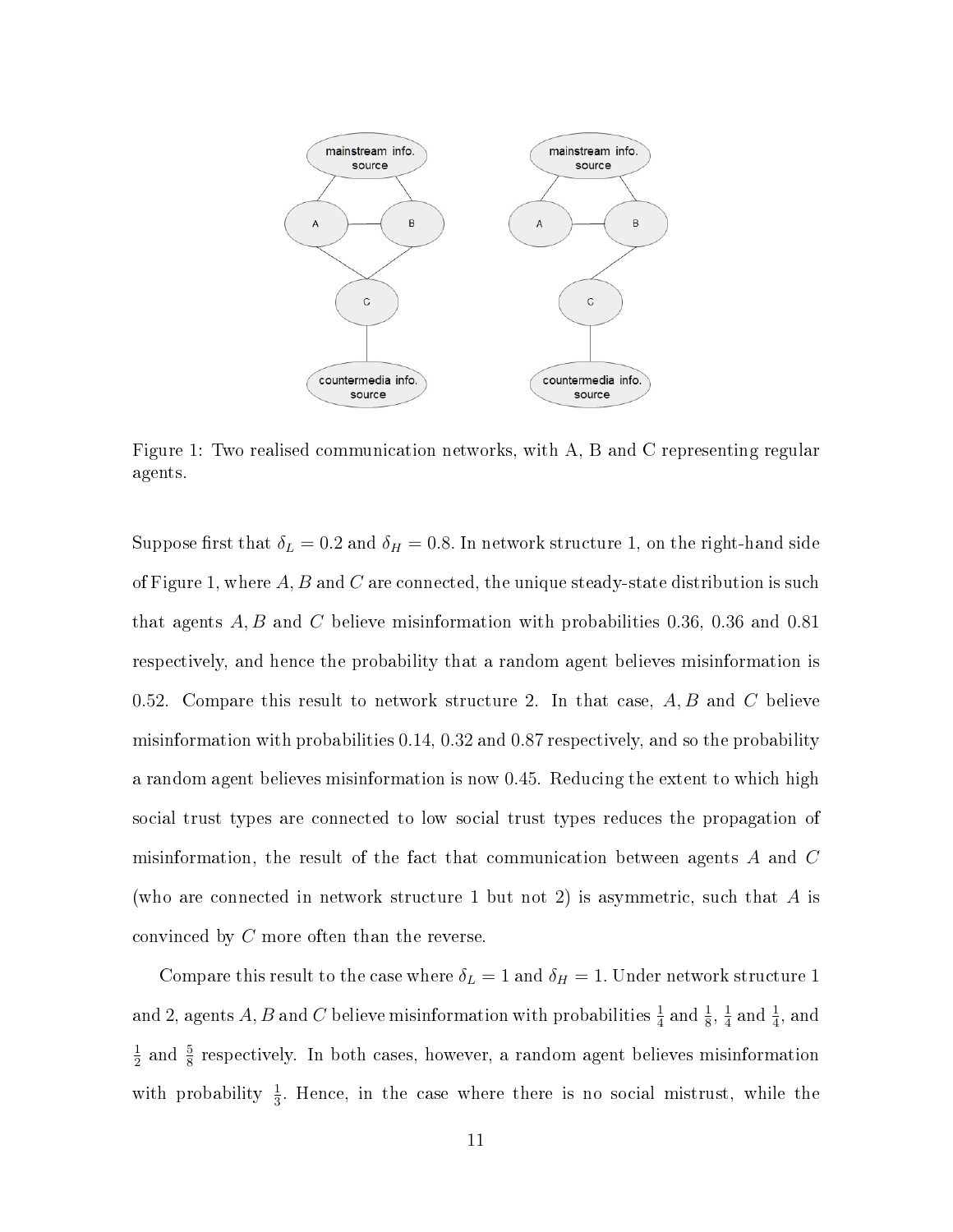Figure 1: Two realised communication networks, with A, B and C representing regular agents.

Suppose first that $\delta_L = 0.2$ and $\delta_H = 0.8$. In network structure 1, on the right-hand side of Figure 1, where $A, B$ and $C$ are connected, the unique steady-state distribution is such that agents $A, B$ and $C$ believe misinformation with probabilities 0.36, 0.36 and 0.81 respectively, and hence the probability that a random agent believes misinformation is 0.52. Compare this result to network structure 2. In that case, $A, B$ and $C$ believe misinformation with probabilities 0.14, 0.32 and 0.87 respectively, and so the probability a random agent believes misinformation is now 0.45. Reducing the extent to which high social trust types are connected to low social trust types reduces the propagation of misinformation, the result of the fact that communication between agents $A$ and $C$ (who are connected in network structure 1 but not 2) is asymmetric, such that $A$ is convinced by $C$ more often than the reverse.

Compare this result to the case where $\delta_L = 1$ and $\delta_H = 1$. Under network structure 1 and 2, agents $A, B$ and $C$ believe misinformation with probabilities $\frac{1}{4}$ and $\frac{1}{8}$, $\frac{1}{4}$ and $\frac{1}{4}$, and $\frac{1}{2}$ and $\frac{5}{8}$ respectively. In both cases, however, a random agent believes misinformation with probability $\frac{1}{3}$. Hence, in the case where there is no social mistrust, while the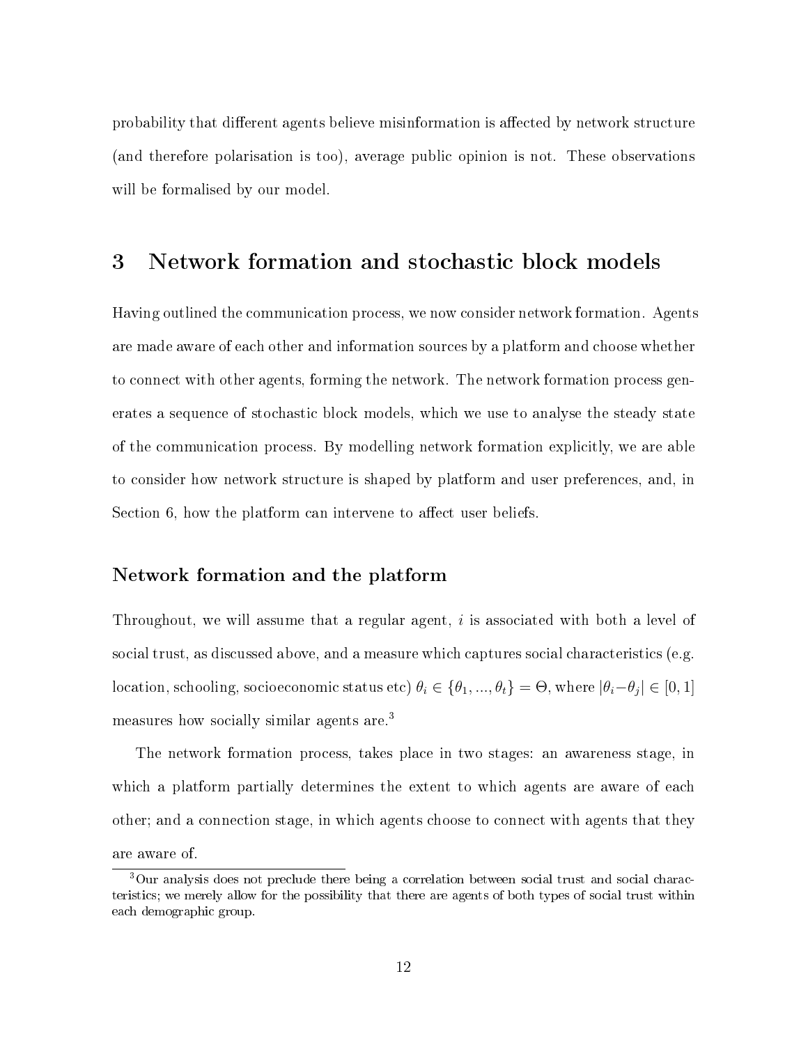probability that different agents believe misinformation is affected by network structure (and therefore polarisation is too), average public opinion is not. These observations will be formalised by our model.

# 3 Network formation and stochastic block models

Having outlined the communication process, we now consider network formation. Agents are made aware of each other and information sources by a platform and choose whether to connect with other agents, forming the network. The network formation process generates a sequence of stochastic block models, which we use to analyse the steady state of the communication process. By modelling network formation explicitly, we are able to consider how network structure is shaped by platform and user preferences, and, in Section 6, how the platform can intervene to affect user beliefs.

### Network formation and the platform

Throughout, we will assume that a regular agent, $i$ is associated with both a level of social trust, as discussed above, and a measure which captures social characteristics (e.g. location, schooling, socioeconomic status etc) $\theta_i \in \{\theta_1, ..., \theta_t\} = \Theta$, where $|\theta_i - \theta_j| \in [0, 1]$ measures how socially similar agents are.[3]

The network formation process, takes place in two stages: an awareness stage, in which a platform partially determines the extent to which agents are aware of each other; and a connection stage, in which agents choose to connect with agents that they are aware of.

[3] Our analysis does not preclude there being a correlation between social trust and social characteristics; we merely allow for the possibility that there are agents of both types of social trust within each demographic group.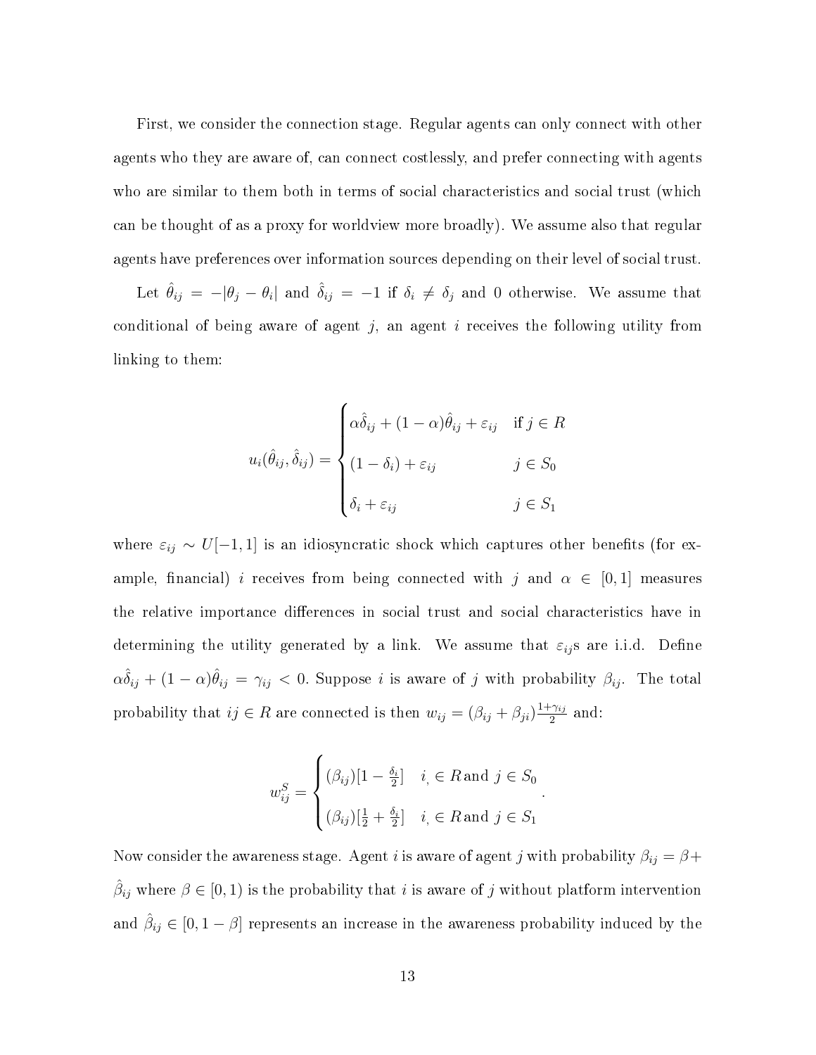First, we consider the connection stage. Regular agents can only connect with other agents who they are aware of, can connect costlessly, and prefer connecting with agents who are similar to them both in terms of social characteristics and social trust (which can be thought of as a proxy for worldview more broadly). We assume also that regular agents have preferences over information sources depending on their level of social trust.

Let $\hat{\theta}_{ij} = -|\theta_j - \theta_i|$ and $\hat{\delta}_{ij} = -1$ if $\delta_i \neq \delta_j$ and 0 otherwise. We assume that conditional of being aware of agent $j$, an agent $i$ receives the following utility from linking to them:

$$u_i(\hat{\theta}_{ij}, \hat{\delta}_{ij}) = \begin{cases} \alpha\hat{\delta}_{ij} + (1-\alpha)\hat{\theta}_{ij} + \varepsilon_{ij} & \text{if } j \in R \\ (1-\delta_i) + \varepsilon_{ij} & j \in S_0 \\ \delta_i + \varepsilon_{ij} & j \in S_1 \end{cases}$$

where $\varepsilon_{ij} \sim U[-1,1]$ is an idiosyncratic shock which captures other benefits (for example, financial) $i$ receives from being connected with $j$ and $\alpha \in [0,1]$ measures the relative importance differences in social trust and social characteristics have in determining the utility generated by a link. We assume that $\varepsilon_{ij}$s are i.i.d. Define $\alpha\hat{\delta}_{ij} + (1-\alpha)\hat{\theta}_{ij} = \gamma_{ij} < 0$. Suppose $i$ is aware of $j$ with probability $\beta_{ij}$. The total probability that $ij \in R$ are connected is then $w_{ij} = (\beta_{ij} + \beta_{ji})\frac{1+\gamma_{ij}}{2}$ and:

$$w_{ij}^S = \begin{cases} (\beta_{ij})[1 - \frac{\delta_i}{2}] & i, \in R \text{ and } j \in S_0 \\ (\beta_{ij})[\frac{1}{2} + \frac{\delta_i}{2}] & i, \in R \text{ and } j \in S_1 \end{cases}.$$

Now consider the awareness stage. Agent $i$ is aware of agent $j$ with probability $\beta_{ij} = \beta + \hat{\beta}_{ij}$ where $\beta \in [0,1)$ is the probability that $i$ is aware of $j$ without platform intervention and $\hat{\beta}_{ij} \in [0, 1-\beta]$ represents an increase in the awareness probability induced by the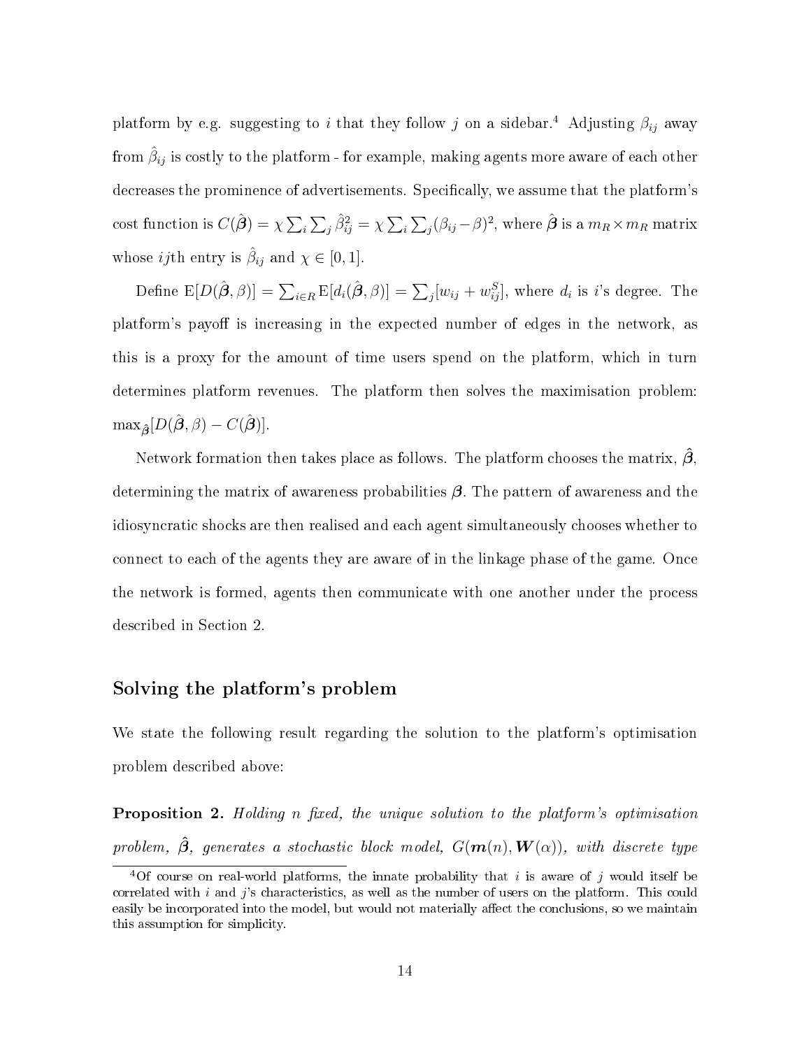platform by e.g. suggesting to $i$ that they follow $j$ on a sidebar.[4] Adjusting $\beta_{ij}$ away from $\hat{\beta}_{ij}$ is costly to the platform - for example, making agents more aware of each other decreases the prominence of advertisements. Specifically, we assume that the platform's cost function is $C(\hat{\boldsymbol{\beta}}) = \chi \sum_i \sum_j \hat{\beta}_{ij}^2 = \chi \sum_i \sum_j (\beta_{ij} - \beta)^2$, where $\hat{\boldsymbol{\beta}}$ is a $m_R \times m_R$ matrix whose $ij$th entry is $\hat{\beta}_{ij}$ and $\chi \in [0, 1]$.

Define $\mathrm{E}[D(\hat{\boldsymbol{\beta}}, \beta)] = \sum_{i \in R} \mathrm{E}[d_i(\hat{\boldsymbol{\beta}}, \beta)] = \sum_j [w_{ij} + w_{ij}^S]$, where $d_i$ is $i$'s degree. The platform's payoff is increasing in the expected number of edges in the network, as this is a proxy for the amount of time users spend on the platform, which in turn determines platform revenues. The platform then solves the maximisation problem: $\max_{\hat{\boldsymbol{\beta}}}[D(\hat{\boldsymbol{\beta}}, \beta) - C(\hat{\boldsymbol{\beta}})]$.

Network formation then takes place as follows. The platform chooses the matrix, $\hat{\boldsymbol{\beta}}$, determining the matrix of awareness probabilities $\boldsymbol{\beta}$. The pattern of awareness and the idiosyncratic shocks are then realised and each agent simultaneously chooses whether to connect to each of the agents they are aware of in the linkage phase of the game. Once the network is formed, agents then communicate with one another under the process described in Section 2.

## Solving the platform's problem

We state the following result regarding the solution to the platform's optimisation problem described above:

**Proposition 2.** *Holding $n$ fixed, the unique solution to the platform's optimisation problem, $\hat{\boldsymbol{\beta}}$, generates a stochastic block model, $G(\boldsymbol{m}(n), \boldsymbol{W}(\alpha))$, with discrete type*

[4] Of course on real-world platforms, the innate probability that $i$ is aware of $j$ would itself be correlated with $i$ and $j$'s characteristics, as well as the number of users on the platform. This could easily be incorporated into the model, but would not materially affect the conclusions, so we maintain this assumption for simplicity.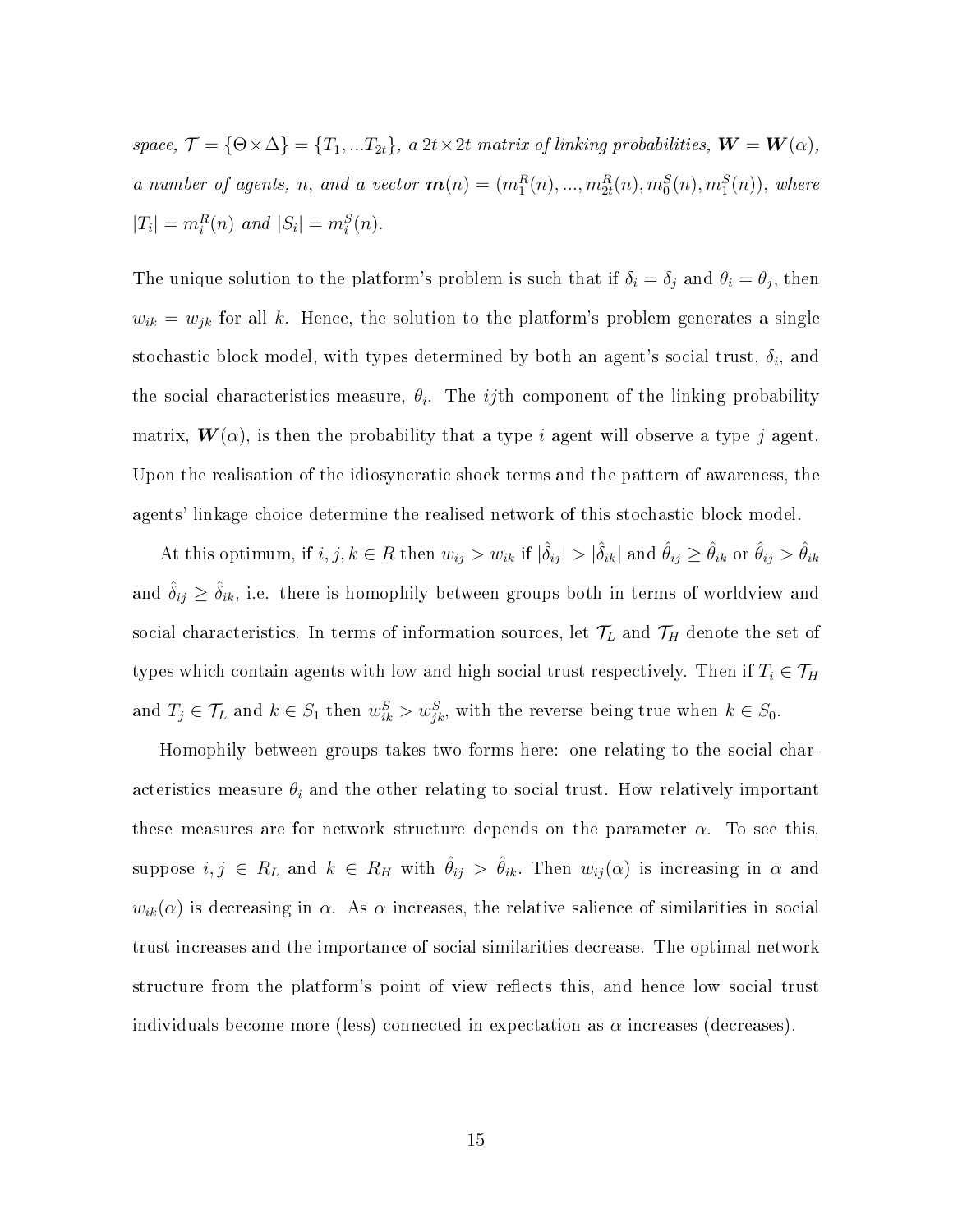*space, $\mathcal{T} = \{\Theta \times \Delta\} = \{T_1, ...T_{2t}\}$, a $2t \times 2t$ matrix of linking probabilities, $\boldsymbol{W} = \boldsymbol{W}(\alpha)$, a number of agents, $n$, and a vector $\boldsymbol{m}(n) = (m_1^R(n), ..., m_{2t}^R(n), m_0^S(n), m_1^S(n))$, where $|T_i| = m_i^R(n)$ and $|S_i| = m_i^S(n)$.*

The unique solution to the platform's problem is such that if $\delta_i = \delta_j$ and $\theta_i = \theta_j$, then $w_{ik} = w_{jk}$ for all $k$. Hence, the solution to the platform's problem generates a single stochastic block model, with types determined by both an agent's social trust, $\delta_i$, and the social characteristics measure, $\theta_i$. The $ij$th component of the linking probability matrix, $\boldsymbol{W}(\alpha)$, is then the probability that a type $i$ agent will observe a type $j$ agent. Upon the realisation of the idiosyncratic shock terms and the pattern of awareness, the agents' linkage choice determine the realised network of this stochastic block model.

At this optimum, if $i, j, k \in R$ then $w_{ij} > w_{ik}$ if $|\hat{\delta}_{ij}| > |\hat{\delta}_{ik}|$ and $\hat{\theta}_{ij} \geq \hat{\theta}_{ik}$ or $\hat{\theta}_{ij} > \hat{\theta}_{ik}$ and $\hat{\delta}_{ij} \geq \hat{\delta}_{ik}$, i.e. there is homophily between groups both in terms of worldview and social characteristics. In terms of information sources, let $\mathcal{T}_L$ and $\mathcal{T}_H$ denote the set of types which contain agents with low and high social trust respectively. Then if $T_i \in \mathcal{T}_H$ and $T_j \in \mathcal{T}_L$ and $k \in S_1$ then $w_{ik}^S > w_{jk}^S$, with the reverse being true when $k \in S_0$.

Homophily between groups takes two forms here: one relating to the social characteristics measure $\theta_i$ and the other relating to social trust. How relatively important these measures are for network structure depends on the parameter $\alpha$. To see this, suppose $i, j \in R_L$ and $k \in R_H$ with $\hat{\theta}_{ij} > \hat{\theta}_{ik}$. Then $w_{ij}(\alpha)$ is increasing in $\alpha$ and $w_{ik}(\alpha)$ is decreasing in $\alpha$. As $\alpha$ increases, the relative salience of similarities in social trust increases and the importance of social similarities decrease. The optimal network structure from the platform's point of view reflects this, and hence low social trust individuals become more (less) connected in expectation as $\alpha$ increases (decreases).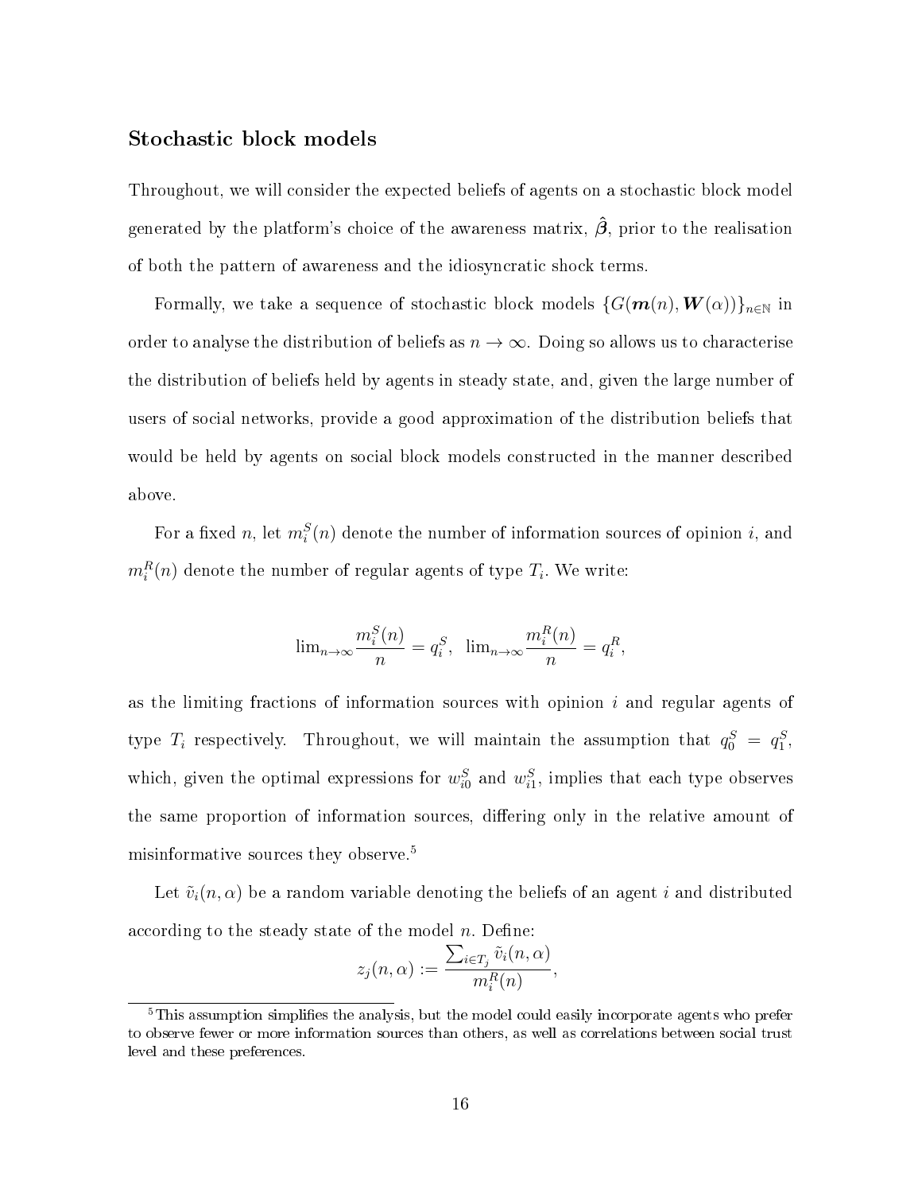### Stochastic block models

Throughout, we will consider the expected beliefs of agents on a stochastic block model generated by the platform's choice of the awareness matrix, $\hat{\boldsymbol{\beta}}$, prior to the realisation of both the pattern of awareness and the idiosyncratic shock terms.

Formally, we take a sequence of stochastic block models $\{G(\boldsymbol{m}(n), \boldsymbol{W}(\alpha))\}_{n\in\mathbb{N}}$ in order to analyse the distribution of beliefs as $n \to \infty$. Doing so allows us to characterise the distribution of beliefs held by agents in steady state, and, given the large number of users of social networks, provide a good approximation of the distribution beliefs that would be held by agents on social block models constructed in the manner described above.

For a fixed $n$, let $m_i^S(n)$ denote the number of information sources of opinion $i$, and $m_i^R(n)$ denote the number of regular agents of type $T_i$. We write:

$$\lim_{n\to\infty}\frac{m_i^S(n)}{n} = q_i^S, \;\; \lim_{n\to\infty}\frac{m_i^R(n)}{n} = q_i^R,$$

as the limiting fractions of information sources with opinion $i$ and regular agents of type $T_i$ respectively. Throughout, we will maintain the assumption that $q_0^S = q_1^S$, which, given the optimal expressions for $w_{i0}^S$ and $w_{i1}^S$, implies that each type observes the same proportion of information sources, differing only in the relative amount of misinformative sources they observe.[5]

Let $\tilde{v}_i(n, \alpha)$ be a random variable denoting the beliefs of an agent $i$ and distributed according to the steady state of the model $n$. Define:

$$z_j(n, \alpha) := \frac{\sum_{i\in T_j}\tilde{v}_i(n, \alpha)}{m_i^R(n)},$$

[5] This assumption simplifies the analysis, but the model could easily incorporate agents who prefer to observe fewer or more information sources than others, as well as correlations between social trust level and these preferences.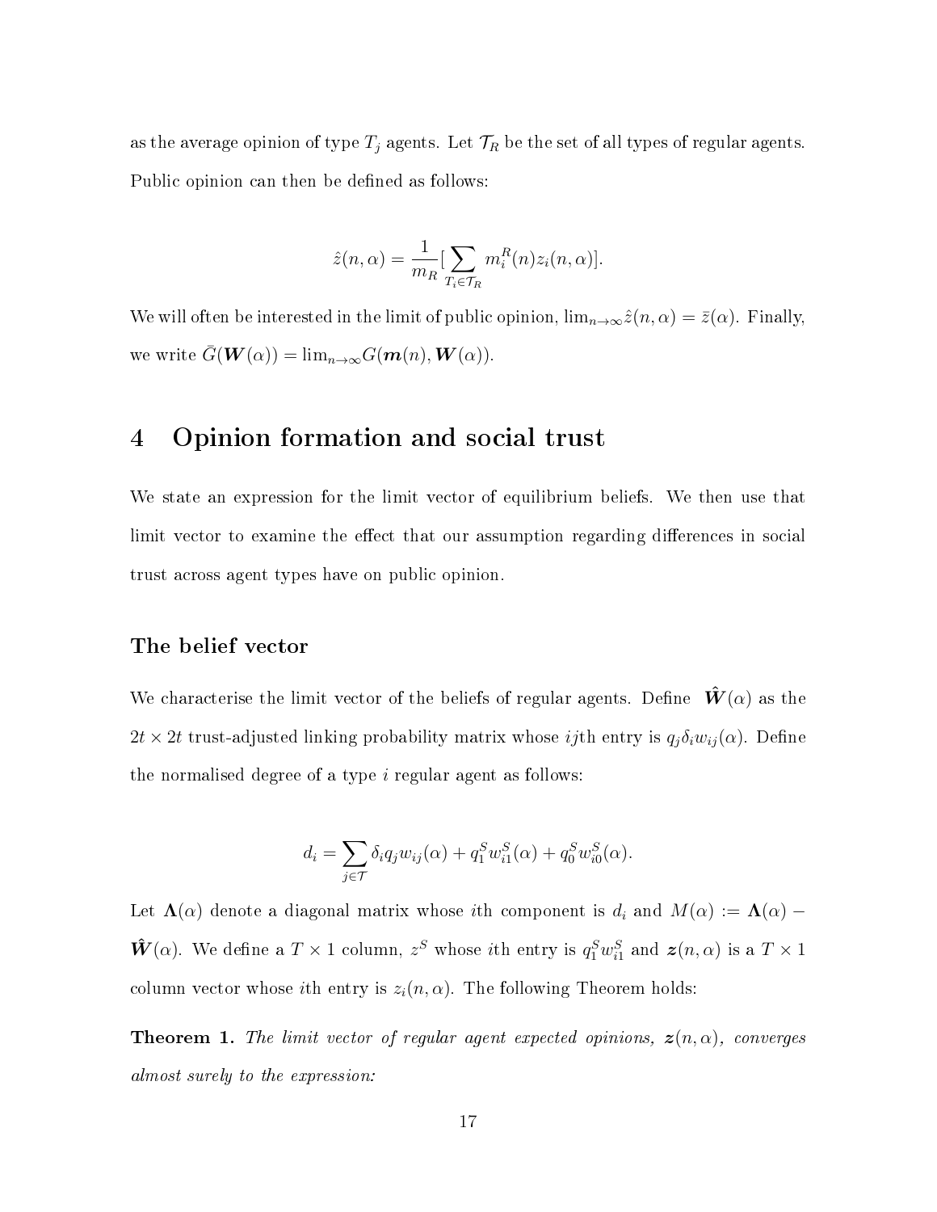as the average opinion of type $T_j$ agents. Let $\mathcal{T}_R$ be the set of all types of regular agents. Public opinion can then be defined as follows:

$$\hat{z}(n, \alpha) = \frac{1}{m_R}[\sum_{T_i \in \mathcal{T}_R} m_i^R(n) z_i(n, \alpha)].$$

We will often be interested in the limit of public opinion, $\lim_{n \to \infty} \hat{z}(n, \alpha) = \bar{z}(\alpha)$. Finally, we write $\bar{G}(\boldsymbol{W}(\alpha)) = \lim_{n \to \infty} G(\boldsymbol{m}(n), \boldsymbol{W}(\alpha))$.

# 4 Opinion formation and social trust

We state an expression for the limit vector of equilibrium beliefs. We then use that limit vector to examine the effect that our assumption regarding differences in social trust across agent types have on public opinion.

### The belief vector

We characterise the limit vector of the beliefs of regular agents. Define $\hat{\boldsymbol{W}}(\alpha)$ as the $2t \times 2t$ trust-adjusted linking probability matrix whose $ij$th entry is $q_j \delta_i w_{ij}(\alpha)$. Define the normalised degree of a type $i$ regular agent as follows:

$$d_i = \sum_{j \in \mathcal{T}} \delta_i q_j w_{ij}(\alpha) + q_1^S w_{i1}^S(\alpha) + q_0^S w_{i0}^S(\alpha).$$

Let $\boldsymbol{\Lambda}(\alpha)$ denote a diagonal matrix whose $i$th component is $d_i$ and $M(\alpha) := \boldsymbol{\Lambda}(\alpha) - \hat{\boldsymbol{W}}(\alpha)$. We define a $T \times 1$ column, $z^S$ whose $i$th entry is $q_1^S w_{i1}^S$ and $\boldsymbol{z}(n, \alpha)$ is a $T \times 1$ column vector whose $i$th entry is $z_i(n, \alpha)$. The following Theorem holds:

**Theorem 1.** *The limit vector of regular agent expected opinions, $\boldsymbol{z}(n, \alpha)$, converges almost surely to the expression:*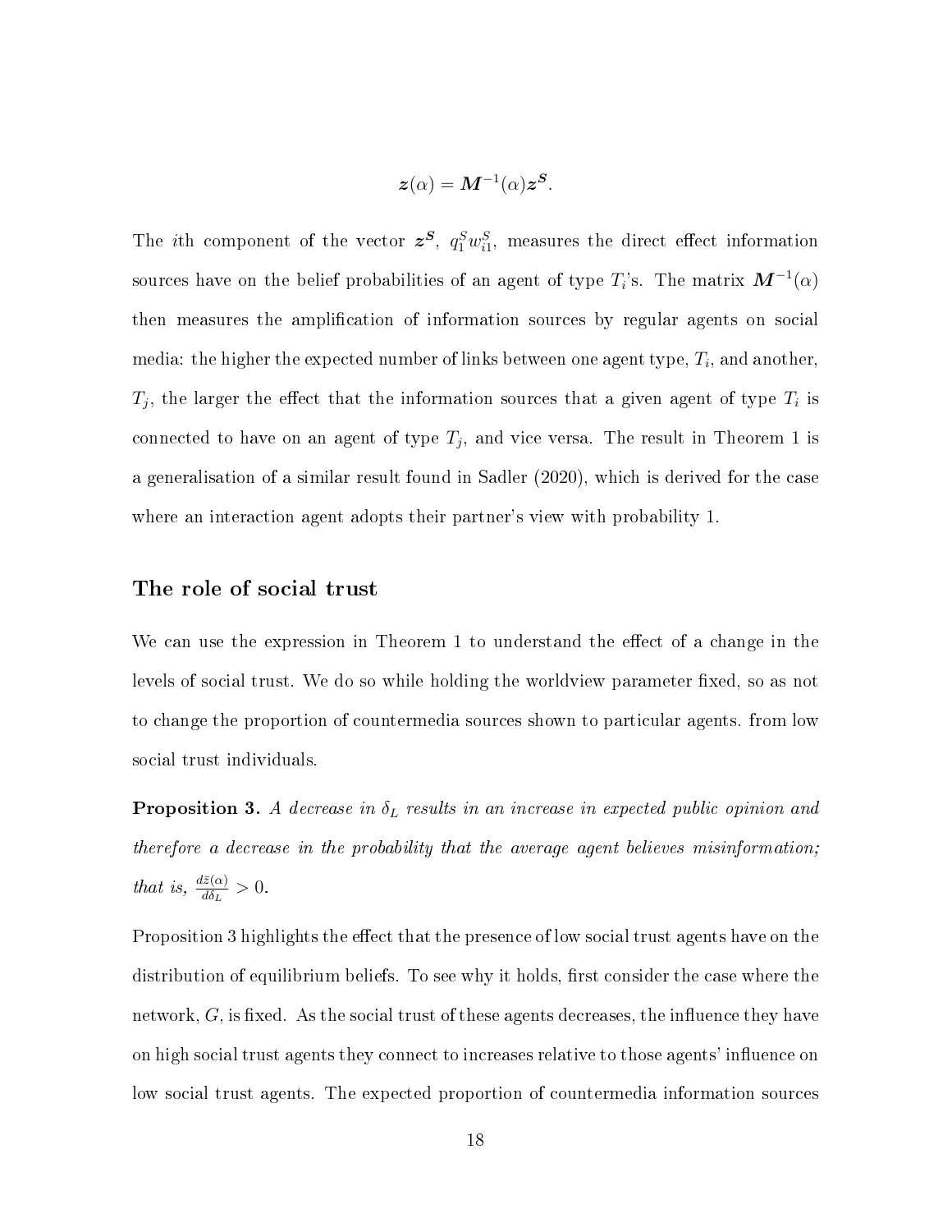$$\boldsymbol{z}(\alpha) = \boldsymbol{M}^{-1}(\alpha)\boldsymbol{z}^{\boldsymbol{S}}.$$

The $i$th component of the vector $\boldsymbol{z}^{\boldsymbol{S}}$, $q_1^S w_{i1}^S$, measures the direct effect information sources have on the belief probabilities of an agent of type $T_i$'s. The matrix $\boldsymbol{M}^{-1}(\alpha)$ then measures the amplification of information sources by regular agents on social media: the higher the expected number of links between one agent type, $T_i$, and another, $T_j$, the larger the effect that the information sources that a given agent of type $T_i$ is connected to have on an agent of type $T_j$, and vice versa. The result in Theorem 1 is a generalisation of a similar result found in Sadler (2020), which is derived for the case where an interaction agent adopts their partner's view with probability 1.

## The role of social trust

We can use the expression in Theorem 1 to understand the effect of a change in the levels of social trust. We do so while holding the worldview parameter fixed, so as not to change the proportion of countermedia sources shown to particular agents. from low social trust individuals.

**Proposition 3.** *A decrease in $\delta_L$ results in an increase in expected public opinion and therefore a decrease in the probability that the average agent believes misinformation; that is, $\frac{d\bar{z}(\alpha)}{d\delta_L} > 0$.*

Proposition 3 highlights the effect that the presence of low social trust agents have on the distribution of equilibrium beliefs. To see why it holds, first consider the case where the network, $G$, is fixed. As the social trust of these agents decreases, the influence they have on high social trust agents they connect to increases relative to those agents' influence on low social trust agents. The expected proportion of countermedia information sources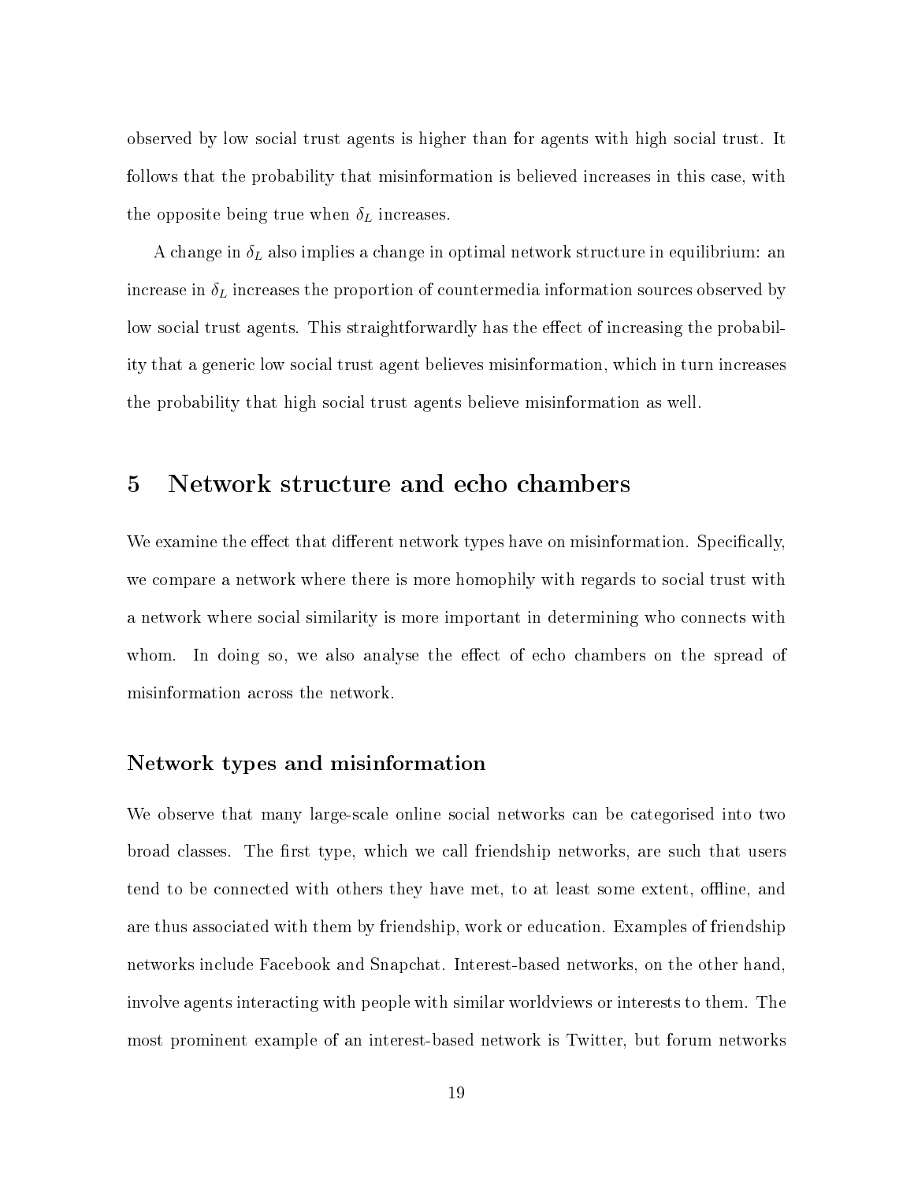observed by low social trust agents is higher than for agents with high social trust. It follows that the probability that misinformation is believed increases in this case, with the opposite being true when $\delta_L$ increases.

A change in $\delta_L$ also implies a change in optimal network structure in equilibrium: an increase in $\delta_L$ increases the proportion of countermedia information sources observed by low social trust agents. This straightforwardly has the effect of increasing the probability that a generic low social trust agent believes misinformation, which in turn increases the probability that high social trust agents believe misinformation as well.

# 5 Network structure and echo chambers

We examine the effect that different network types have on misinformation. Specifically, we compare a network where there is more homophily with regards to social trust with a network where social similarity is more important in determining who connects with whom. In doing so, we also analyse the effect of echo chambers on the spread of misinformation across the network.

### Network types and misinformation

We observe that many large-scale online social networks can be categorised into two broad classes. The first type, which we call friendship networks, are such that users tend to be connected with others they have met, to at least some extent, offline, and are thus associated with them by friendship, work or education. Examples of friendship networks include Facebook and Snapchat. Interest-based networks, on the other hand, involve agents interacting with people with similar worldviews or interests to them. The most prominent example of an interest-based network is Twitter, but forum networks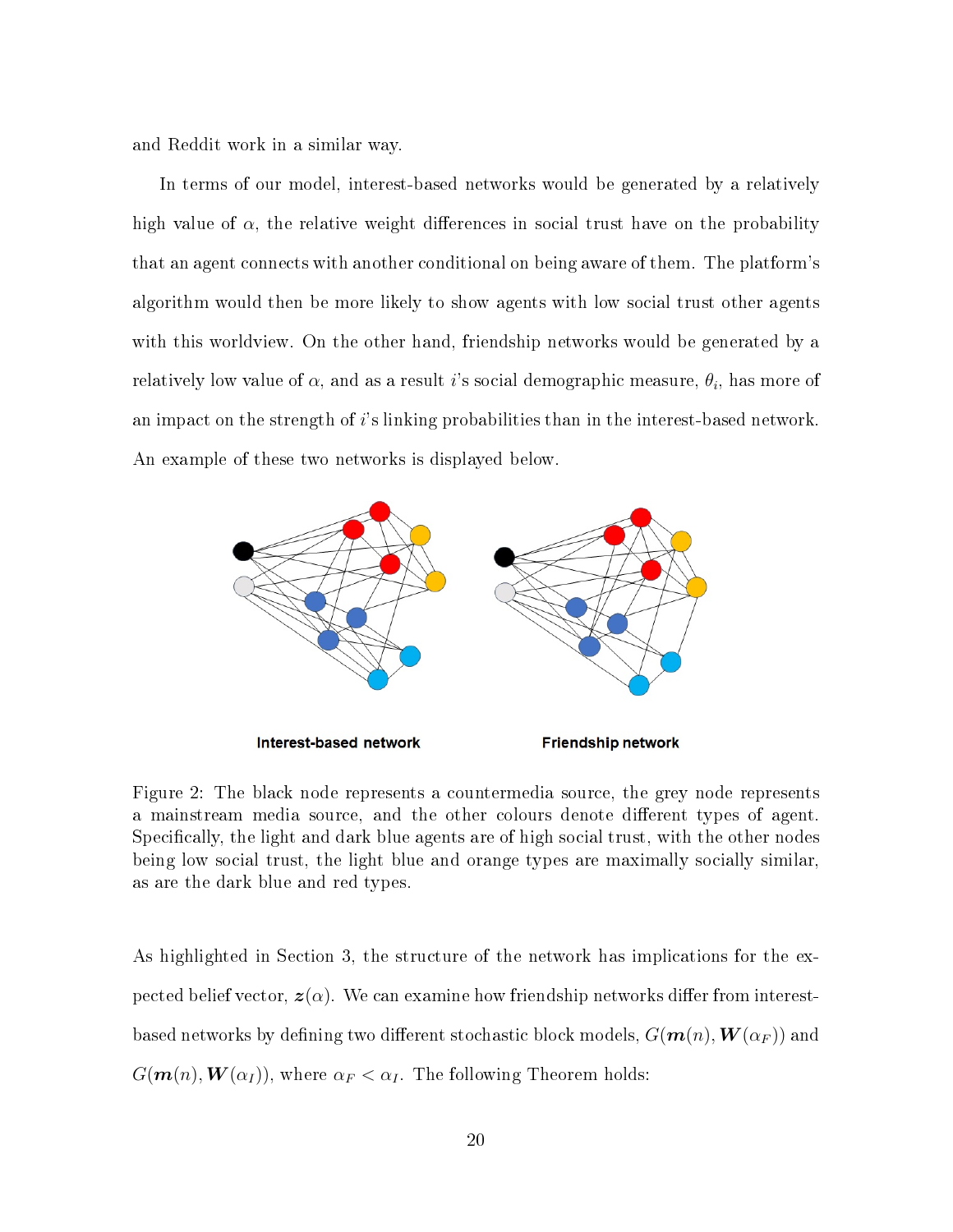and Reddit work in a similar way.

In terms of our model, interest-based networks would be generated by a relatively high value of $\alpha$, the relative weight differences in social trust have on the probability that an agent connects with another conditional on being aware of them. The platform's algorithm would then be more likely to show agents with low social trust other agents with this worldview. On the other hand, friendship networks would be generated by a relatively low value of $\alpha$, and as a result $i$'s social demographic measure, $\theta_i$, has more of an impact on the strength of $i$'s linking probabilities than in the interest-based network. An example of these two networks is displayed below.

**Interest-based network** **Friendship network**

Figure 2: The black node represents a countermedia source, the grey node represents a mainstream media source, and the other colours denote different types of agent. Specifically, the light and dark blue agents are of high social trust, with the other nodes being low social trust, the light blue and orange types are maximally socially similar, as are the dark blue and red types.

As highlighted in Section 3, the structure of the network has implications for the expected belief vector, $\boldsymbol{z}(\alpha)$. We can examine how friendship networks differ from interest-based networks by defining two different stochastic block models, $G(\boldsymbol{m}(n), \boldsymbol{W}(\alpha_F))$ and $G(\boldsymbol{m}(n), \boldsymbol{W}(\alpha_I))$, where $\alpha_F < \alpha_I$. The following Theorem holds: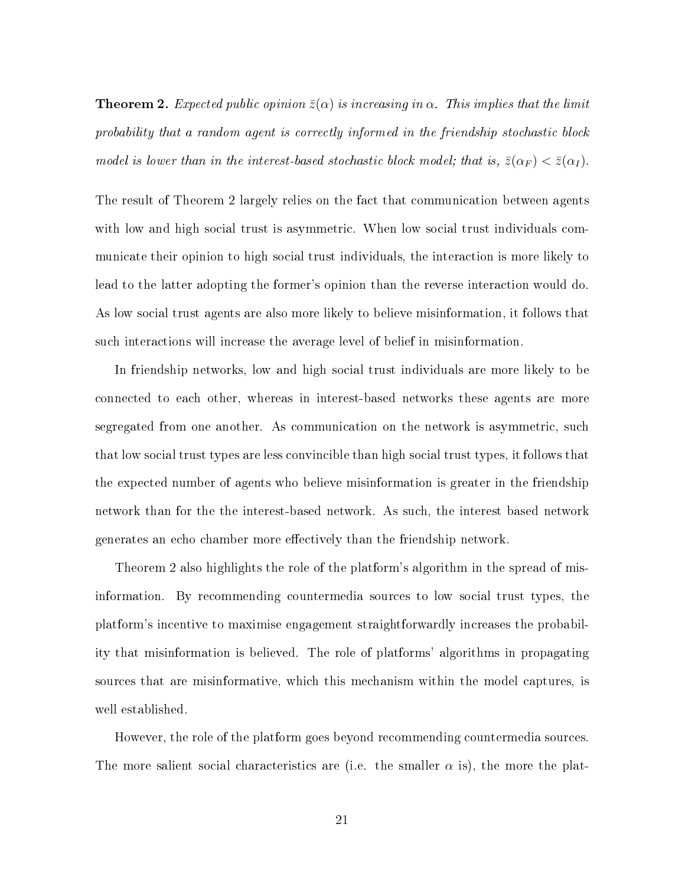**Theorem 2.** *Expected public opinion $\bar{z}(\alpha)$ is increasing in $\alpha$. This implies that the limit probability that a random agent is correctly informed in the friendship stochastic block model is lower than in the interest-based stochastic block model; that is, $\bar{z}(\alpha_F) < \bar{z}(\alpha_I)$.*

The result of Theorem 2 largely relies on the fact that communication between agents with low and high social trust is asymmetric. When low social trust individuals communicate their opinion to high social trust individuals, the interaction is more likely to lead to the latter adopting the former's opinion than the reverse interaction would do. As low social trust agents are also more likely to believe misinformation, it follows that such interactions will increase the average level of belief in misinformation.

In friendship networks, low and high social trust individuals are more likely to be connected to each other, whereas in interest-based networks these agents are more segregated from one another. As communication on the network is asymmetric, such that low social trust types are less convincible than high social trust types, it follows that the expected number of agents who believe misinformation is greater in the friendship network than for the the interest-based network. As such, the interest based network generates an echo chamber more effectively than the friendship network.

Theorem 2 also highlights the role of the platform's algorithm in the spread of misinformation. By recommending countermedia sources to low social trust types, the platform's incentive to maximise engagement straightforwardly increases the probability that misinformation is believed. The role of platforms' algorithms in propagating sources that are misinformative, which this mechanism within the model captures, is well established.

However, the role of the platform goes beyond recommending countermedia sources. The more salient social characteristics are (i.e. the smaller $\alpha$ is), the more the plat-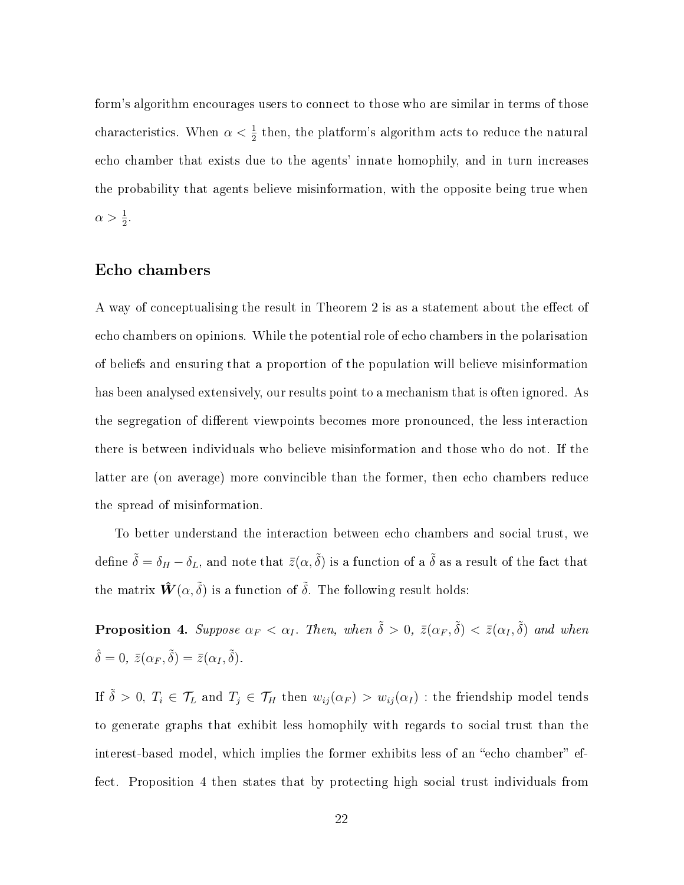form's algorithm encourages users to connect to those who are similar in terms of those characteristics. When $\alpha < \frac{1}{2}$ then, the platform's algorithm acts to reduce the natural echo chamber that exists due to the agents' innate homophily, and in turn increases the probability that agents believe misinformation, with the opposite being true when $\alpha > \frac{1}{2}$.

## Echo chambers

A way of conceptualising the result in Theorem 2 is as a statement about the effect of echo chambers on opinions. While the potential role of echo chambers in the polarisation of beliefs and ensuring that a proportion of the population will believe misinformation has been analysed extensively, our results point to a mechanism that is often ignored. As the segregation of different viewpoints becomes more pronounced, the less interaction there is between individuals who believe misinformation and those who do not. If the latter are (on average) more convincible than the former, then echo chambers reduce the spread of misinformation.

To better understand the interaction between echo chambers and social trust, we define $\tilde{\delta} = \delta_H - \delta_L$, and note that $\bar{z}(\alpha, \tilde{\delta})$ is a function of a $\tilde{\delta}$ as a result of the fact that the matrix $\hat{\boldsymbol{W}}(\alpha, \tilde{\delta})$ is a function of $\tilde{\delta}$. The following result holds:

**Proposition 4.** *Suppose $\alpha_F < \alpha_I$. Then, when $\tilde{\delta} > 0$, $\bar{z}(\alpha_F, \tilde{\delta}) < \bar{z}(\alpha_I, \tilde{\delta})$ and when $\hat{\delta} = 0$, $\bar{z}(\alpha_F, \tilde{\delta}) = \bar{z}(\alpha_I, \tilde{\delta})$.*

If $\tilde{\delta} > 0$, $T_i \in \mathcal{T}_L$ and $T_j \in \mathcal{T}_H$ then $w_{ij}(\alpha_F) > w_{ij}(\alpha_I)$ : the friendship model tends to generate graphs that exhibit less homophily with regards to social trust than the interest-based model, which implies the former exhibits less of an "echo chamber" effect. Proposition 4 then states that by protecting high social trust individuals from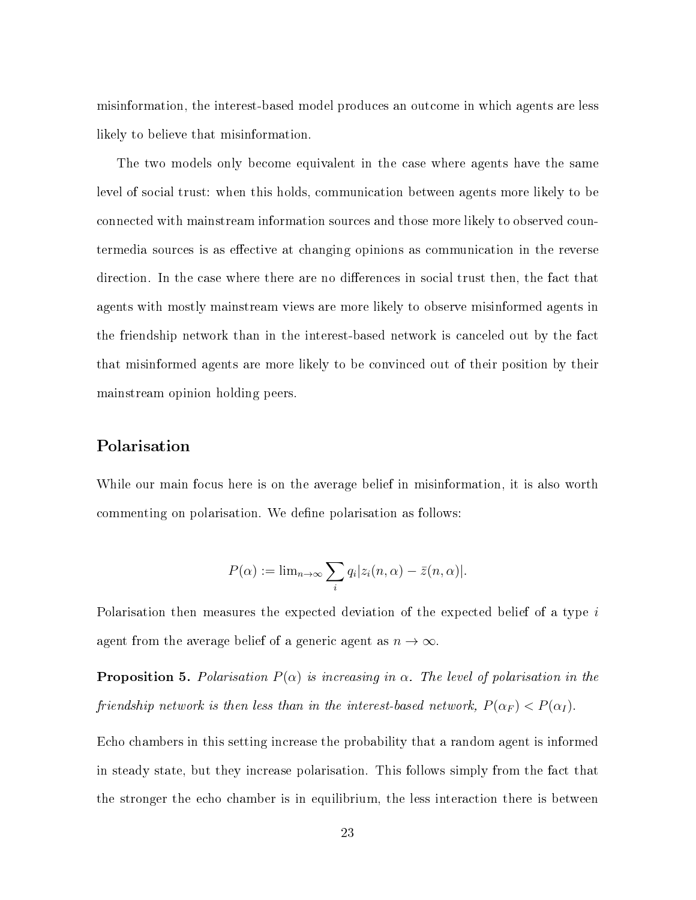misinformation, the interest-based model produces an outcome in which agents are less likely to believe that misinformation.

The two models only become equivalent in the case where agents have the same level of social trust: when this holds, communication between agents more likely to be connected with mainstream information sources and those more likely to observed countermedia sources is as effective at changing opinions as communication in the reverse direction. In the case where there are no differences in social trust then, the fact that agents with mostly mainstream views are more likely to observe misinformed agents in the friendship network than in the interest-based network is canceled out by the fact that misinformed agents are more likely to be convinced out of their position by their mainstream opinion holding peers.

## Polarisation

While our main focus here is on the average belief in misinformation, it is also worth commenting on polarisation. We define polarisation as follows:

$$P(\alpha) := \lim_{n\to\infty} \sum_i q_i |z_i(n,\alpha) - \bar{z}(n,\alpha)|.$$

Polarisation then measures the expected deviation of the expected belief of a type $i$ agent from the average belief of a generic agent as $n \to \infty$.

**Proposition 5.** *Polarisation $P(\alpha)$ is increasing in $\alpha$. The level of polarisation in the friendship network is then less than in the interest-based network, $P(\alpha_F) < P(\alpha_I)$.*

Echo chambers in this setting increase the probability that a random agent is informed in steady state, but they increase polarisation. This follows simply from the fact that the stronger the echo chamber is in equilibrium, the less interaction there is between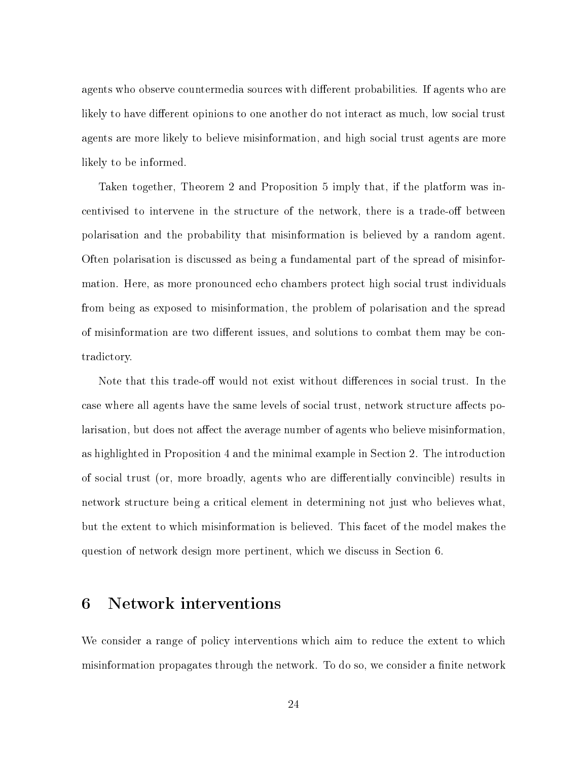agents who observe countermedia sources with different probabilities. If agents who are likely to have different opinions to one another do not interact as much, low social trust agents are more likely to believe misinformation, and high social trust agents are more likely to be informed.

Taken together, Theorem 2 and Proposition 5 imply that, if the platform was incentivised to intervene in the structure of the network, there is a trade-off between polarisation and the probability that misinformation is believed by a random agent. Often polarisation is discussed as being a fundamental part of the spread of misinformation. Here, as more pronounced echo chambers protect high social trust individuals from being as exposed to misinformation, the problem of polarisation and the spread of misinformation are two different issues, and solutions to combat them may be contradictory.

Note that this trade-off would not exist without differences in social trust. In the case where all agents have the same levels of social trust, network structure affects polarisation, but does not affect the average number of agents who believe misinformation, as highlighted in Proposition 4 and the minimal example in Section 2. The introduction of social trust (or, more broadly, agents who are differentially convincible) results in network structure being a critical element in determining not just who believes what, but the extent to which misinformation is believed. This facet of the model makes the question of network design more pertinent, which we discuss in Section 6.

# 6 Network interventions

We consider a range of policy interventions which aim to reduce the extent to which misinformation propagates through the network. To do so, we consider a finite network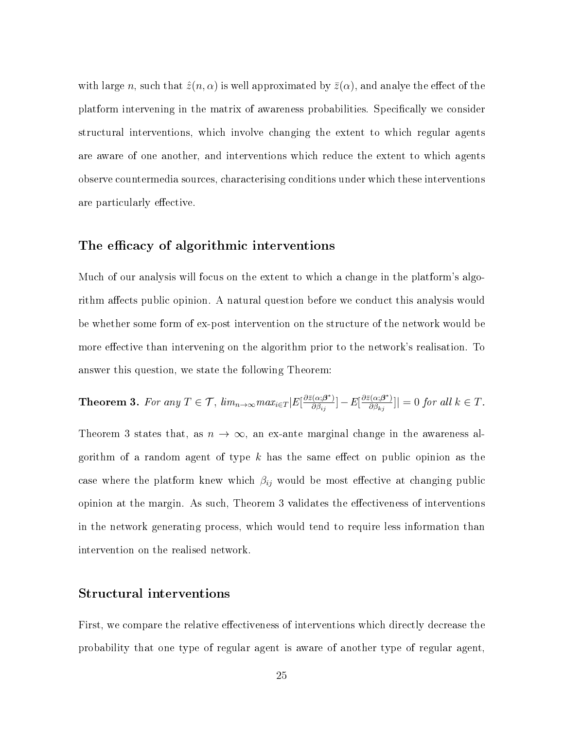with large $n$, such that $\hat{z}(n, \alpha)$ is well approximated by $\bar{z}(\alpha)$, and analye the effect of the platform intervening in the matrix of awareness probabilities. Specifically we consider structural interventions, which involve changing the extent to which regular agents are aware of one another, and interventions which reduce the extent to which agents observe countermedia sources, characterising conditions under which these interventions are particularly effective.

## The efficacy of algorithmic interventions

Much of our analysis will focus on the extent to which a change in the platform's algorithm affects public opinion. A natural question before we conduct this analysis would be whether some form of ex-post intervention on the structure of the network would be more effective than intervening on the algorithm prior to the network's realisation. To answer this question, we state the following Theorem:

**Theorem 3.** *For any* $T \in \mathcal{T}$, $lim_{n\to\infty} max_{i\in T}|E[\frac{\partial \bar{z}(\alpha;\boldsymbol{\beta}^*)}{\partial \beta_{ij}}] - E[\frac{\partial \bar{z}(\alpha;\boldsymbol{\beta}^*)}{\partial \beta_{kj}}]| = 0$ *for all* $k \in T$.

Theorem 3 states that, as $n \to \infty$, an ex-ante marginal change in the awareness algorithm of a random agent of type $k$ has the same effect on public opinion as the case where the platform knew which $\beta_{ij}$ would be most effective at changing public opinion at the margin. As such, Theorem 3 validates the effectiveness of interventions in the network generating process, which would tend to require less information than intervention on the realised network.

## Structural interventions

First, we compare the relative effectiveness of interventions which directly decrease the probability that one type of regular agent is aware of another type of regular agent,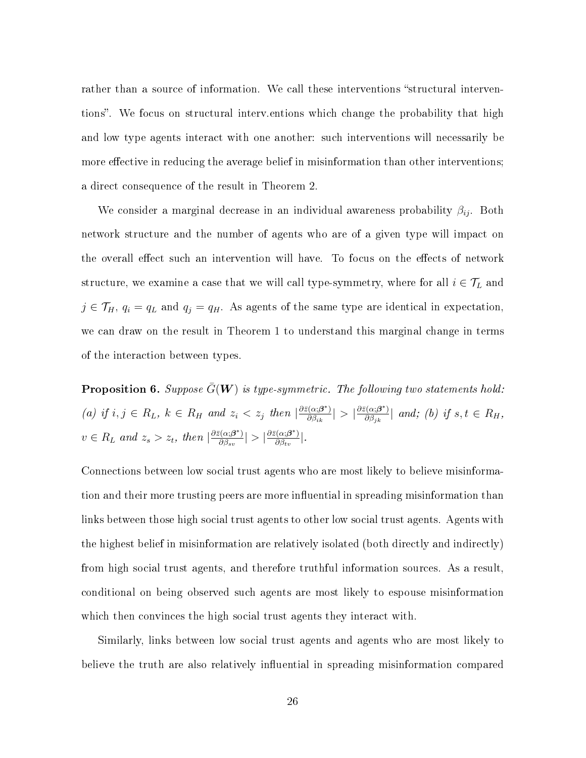rather than a source of information. We call these interventions "structural interventions". We focus on structural interv.entions which change the probability that high and low type agents interact with one another: such interventions will necessarily be more effective in reducing the average belief in misinformation than other interventions; a direct consequence of the result in Theorem 2.

We consider a marginal decrease in an individual awareness probability $\beta_{ij}$. Both network structure and the number of agents who are of a given type will impact on the overall effect such an intervention will have. To focus on the effects of network structure, we examine a case that we will call type-symmetry, where for all $i \in \mathcal{T}_L$ and $j \in \mathcal{T}_H$, $q_i = q_L$ and $q_j = q_H$. As agents of the same type are identical in expectation, we can draw on the result in Theorem 1 to understand this marginal change in terms of the interaction between types.

**Proposition 6.** *Suppose $\bar{G}(\boldsymbol{W})$ is type-symmetric. The following two statements hold: (a) if $i, j \in R_L$, $k \in R_H$ and $z_i < z_j$ then $|\frac{\partial \bar{z}(\alpha;\boldsymbol{\beta}^*)}{\partial \beta_{ik}}| > |\frac{\partial \bar{z}(\alpha;\boldsymbol{\beta}^*)}{\partial \beta_{jk}}|$ and; (b) if $s, t \in R_H$, $v \in R_L$ and $z_s > z_t$, then $|\frac{\partial \bar{z}(\alpha;\boldsymbol{\beta}^*)}{\partial \beta_{sv}}| > |\frac{\partial \bar{z}(\alpha;\boldsymbol{\beta}^*)}{\partial \beta_{tv}}|$.*

Connections between low social trust agents who are most likely to believe misinformation and their more trusting peers are more influential in spreading misinformation than links between those high social trust agents to other low social trust agents. Agents with the highest belief in misinformation are relatively isolated (both directly and indirectly) from high social trust agents, and therefore truthful information sources. As a result, conditional on being observed such agents are most likely to espouse misinformation which then convinces the high social trust agents they interact with.

Similarly, links between low social trust agents and agents who are most likely to believe the truth are also relatively influential in spreading misinformation compared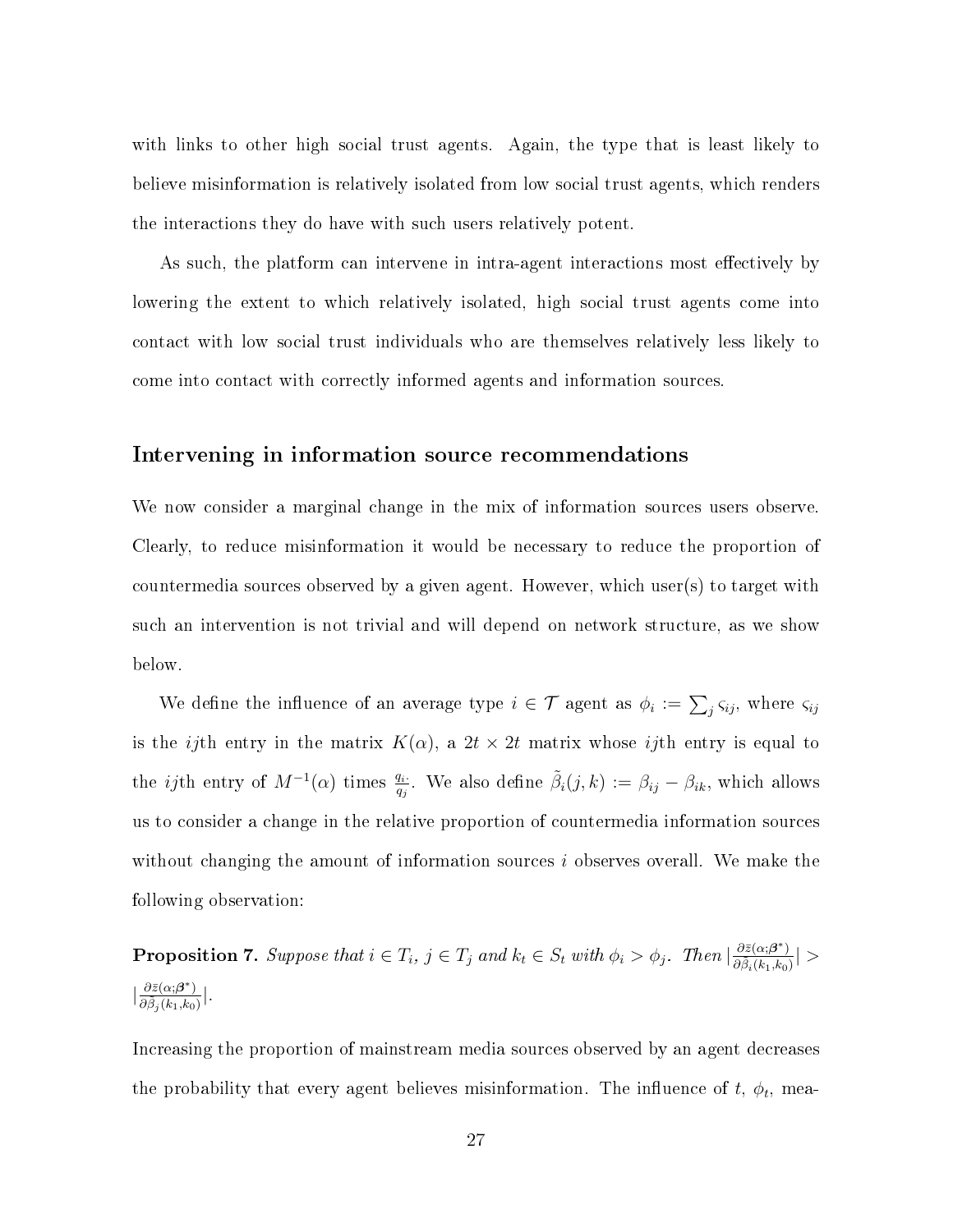with links to other high social trust agents. Again, the type that is least likely to believe misinformation is relatively isolated from low social trust agents, which renders the interactions they do have with such users relatively potent.

As such, the platform can intervene in intra-agent interactions most effectively by lowering the extent to which relatively isolated, high social trust agents come into contact with low social trust individuals who are themselves relatively less likely to come into contact with correctly informed agents and information sources.

## Intervening in information source recommendations

We now consider a marginal change in the mix of information sources users observe. Clearly, to reduce misinformation it would be necessary to reduce the proportion of countermedia sources observed by a given agent. However, which user(s) to target with such an intervention is not trivial and will depend on network structure, as we show below.

We define the influence of an average type $i \in \mathcal{T}$ agent as $\phi_i := \sum_j \varsigma_{ij}$, where $\varsigma_{ij}$ is the $ij$th entry in the matrix $K(\alpha)$, a $2t \times 2t$ matrix whose $ij$th entry is equal to the $ij$th entry of $M^{-1}(\alpha)$ times $\frac{q_{i\cdot}}{q_j}$. We also define $\tilde{\beta}_i(j,k) := \beta_{ij} - \beta_{ik}$, which allows us to consider a change in the relative proportion of countermedia information sources without changing the amount of information sources $i$ observes overall. We make the following observation:

**Proposition 7.** *Suppose that $i \in T_i$, $j \in T_j$ and $k_t \in S_t$ with $\phi_i > \phi_j$. Then $|\frac{\partial \bar{z}(\alpha;\boldsymbol{\beta}^*)}{\partial \tilde{\beta}_i(k_1,k_0)}| > |\frac{\partial \bar{z}(\alpha;\boldsymbol{\beta}^*)}{\partial \tilde{\beta}_j(k_1,k_0)}|$.*

Increasing the proportion of mainstream media sources observed by an agent decreases the probability that every agent believes misinformation. The influence of $t$, $\phi_t$, mea-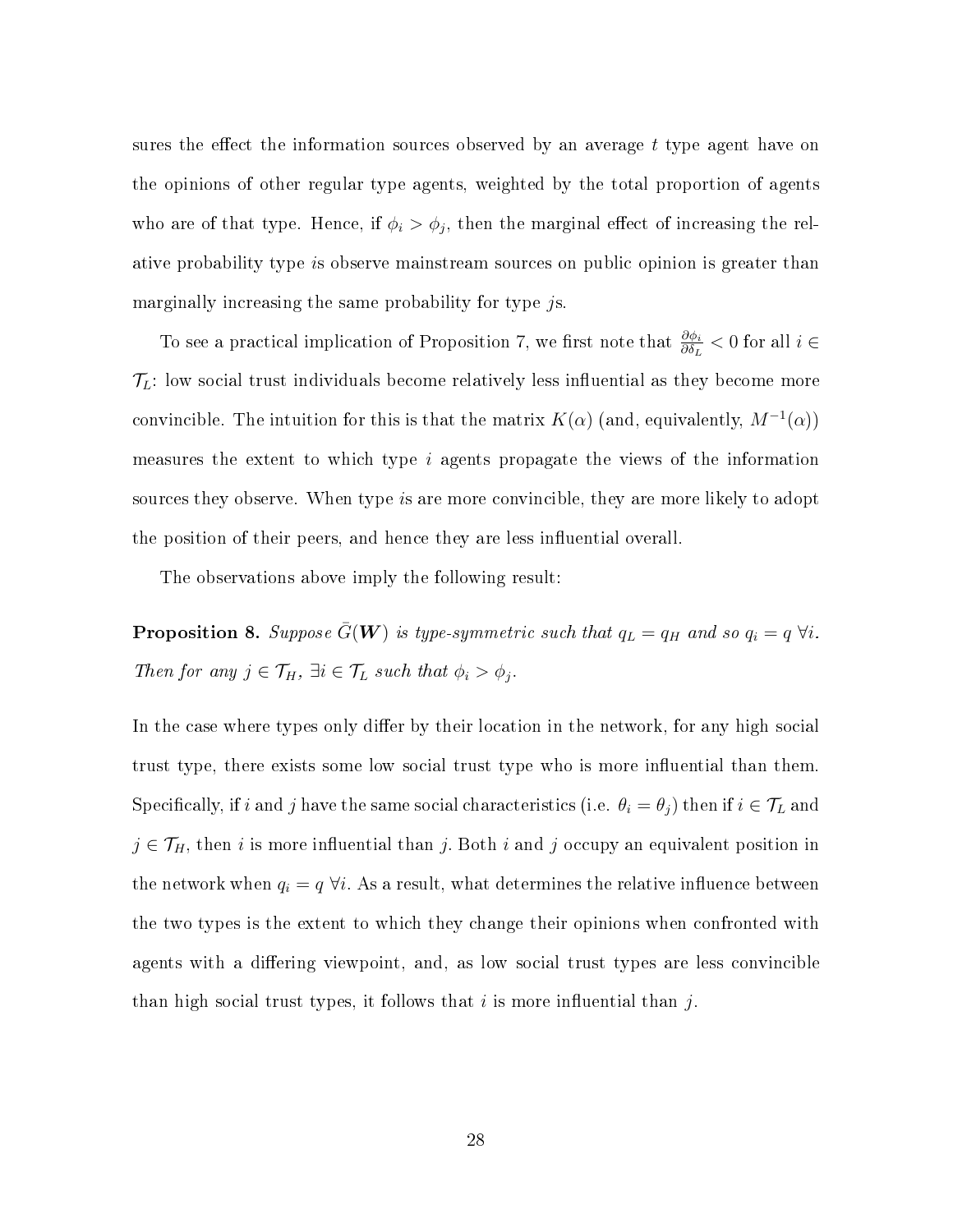sures the effect the information sources observed by an average $t$ type agent have on the opinions of other regular type agents, weighted by the total proportion of agents who are of that type. Hence, if $\phi_i > \phi_j$, then the marginal effect of increasing the relative probability type $i$s observe mainstream sources on public opinion is greater than marginally increasing the same probability for type $j$s.

To see a practical implication of Proposition 7, we first note that $\frac{\partial \phi_i}{\partial \delta_L} < 0$ for all $i \in \mathcal{T}_L$: low social trust individuals become relatively less influential as they become more convincible. The intuition for this is that the matrix $K(\alpha)$ (and, equivalently, $M^{-1}(\alpha)$) measures the extent to which type $i$ agents propagate the views of the information sources they observe. When type $i$s are more convincible, they are more likely to adopt the position of their peers, and hence they are less influential overall.

The observations above imply the following result:

**Proposition 8.** *Suppose $\bar{G}(\boldsymbol{W})$ is type-symmetric such that $q_L = q_H$ and so $q_i = q$ $\forall i$. Then for any $j \in \mathcal{T}_H$, $\exists i \in \mathcal{T}_L$ such that $\phi_i > \phi_j$.*

In the case where types only differ by their location in the network, for any high social trust type, there exists some low social trust type who is more influential than them. Specifically, if $i$ and $j$ have the same social characteristics (i.e. $\theta_i = \theta_j$) then if $i \in \mathcal{T}_L$ and $j \in \mathcal{T}_H$, then $i$ is more influential than $j$. Both $i$ and $j$ occupy an equivalent position in the network when $q_i = q$ $\forall i$. As a result, what determines the relative influence between the two types is the extent to which they change their opinions when confronted with agents with a differing viewpoint, and, as low social trust types are less convincible than high social trust types, it follows that $i$ is more influential than $j$.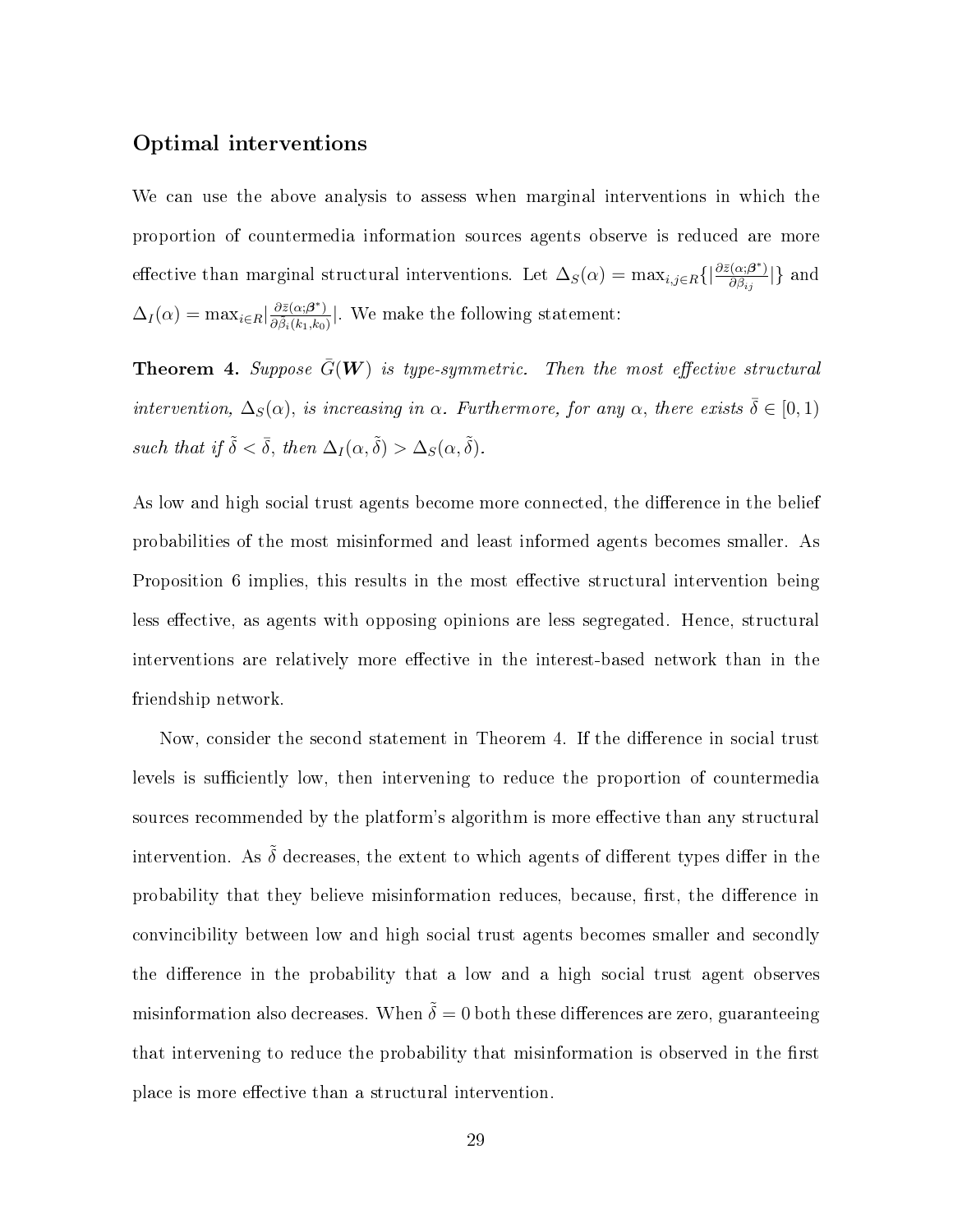## Optimal interventions

We can use the above analysis to assess when marginal interventions in which the proportion of countermedia information sources agents observe is reduced are more effective than marginal structural interventions. Let $\Delta_S(\alpha) = \max_{i,j \in R}\{|\frac{\partial \bar{z}(\alpha;\boldsymbol{\beta}^*)}{\partial \beta_{ij}}|\}$ and $\Delta_I(\alpha) = \max_{i \in R}|\frac{\partial \bar{z}(\alpha;\boldsymbol{\beta}^*)}{\partial \tilde{\beta}_i(k_1,k_0)}|$. We make the following statement:

**Theorem 4.** *Suppose $\bar{G}(\boldsymbol{W})$ is type-symmetric. Then the most effective structural intervention, $\Delta_S(\alpha)$, is increasing in $\alpha$. Furthermore, for any $\alpha$, there exists $\bar{\delta} \in [0,1)$ such that if $\tilde{\delta} < \bar{\delta}$, then $\Delta_I(\alpha, \tilde{\delta}) > \Delta_S(\alpha, \tilde{\delta})$.*

As low and high social trust agents become more connected, the difference in the belief probabilities of the most misinformed and least informed agents becomes smaller. As Proposition 6 implies, this results in the most effective structural intervention being less effective, as agents with opposing opinions are less segregated. Hence, structural interventions are relatively more effective in the interest-based network than in the friendship network.

Now, consider the second statement in Theorem 4. If the difference in social trust levels is sufficiently low, then intervening to reduce the proportion of countermedia sources recommended by the platform's algorithm is more effective than any structural intervention. As $\tilde{\delta}$ decreases, the extent to which agents of different types differ in the probability that they believe misinformation reduces, because, first, the difference in convincibility between low and high social trust agents becomes smaller and secondly the difference in the probability that a low and a high social trust agent observes misinformation also decreases. When $\tilde{\delta} = 0$ both these differences are zero, guaranteeing that intervening to reduce the probability that misinformation is observed in the first place is more effective than a structural intervention.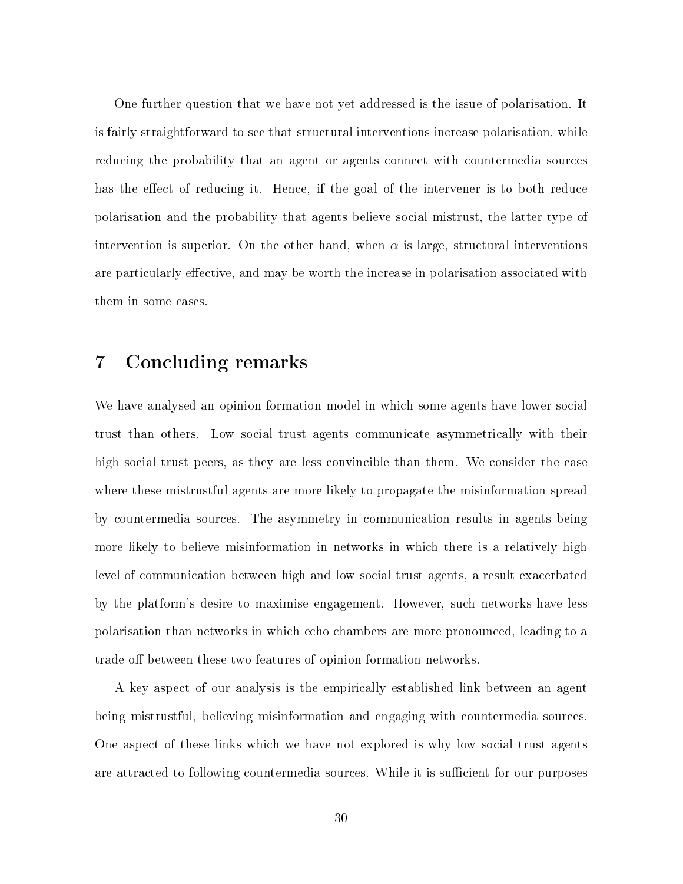One further question that we have not yet addressed is the issue of polarisation. It is fairly straightforward to see that structural interventions increase polarisation, while reducing the probability that an agent or agents connect with countermedia sources has the effect of reducing it. Hence, if the goal of the intervener is to both reduce polarisation and the probability that agents believe social mistrust, the latter type of intervention is superior. On the other hand, when $\alpha$ is large, structural interventions are particularly effective, and may be worth the increase in polarisation associated with them in some cases.

## 7 Concluding remarks

We have analysed an opinion formation model in which some agents have lower social trust than others. Low social trust agents communicate asymmetrically with their high social trust peers, as they are less convincible than them. We consider the case where these mistrustful agents are more likely to propagate the misinformation spread by countermedia sources. The asymmetry in communication results in agents being more likely to believe misinformation in networks in which there is a relatively high level of communication between high and low social trust agents, a result exacerbated by the platform's desire to maximise engagement. However, such networks have less polarisation than networks in which echo chambers are more pronounced, leading to a trade-off between these two features of opinion formation networks.

A key aspect of our analysis is the empirically established link between an agent being mistrustful, believing misinformation and engaging with countermedia sources. One aspect of these links which we have not explored is why low social trust agents are attracted to following countermedia sources. While it is sufficient for our purposes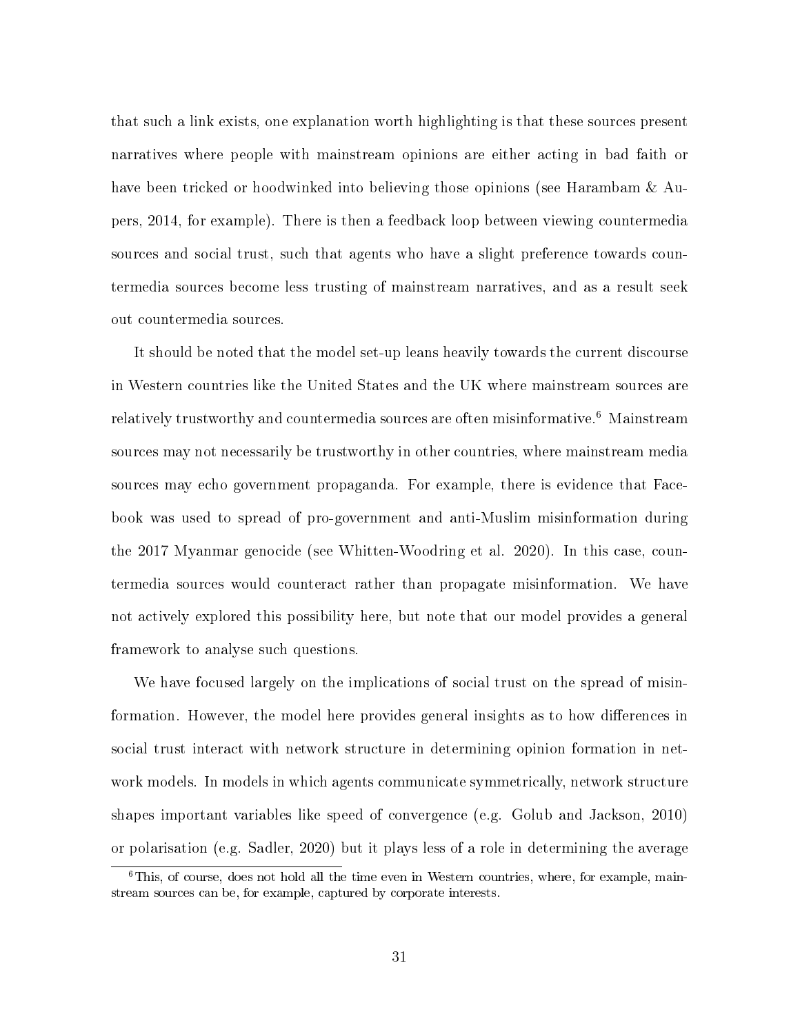that such a link exists, one explanation worth highlighting is that these sources present narratives where people with mainstream opinions are either acting in bad faith or have been tricked or hoodwinked into believing those opinions (see Harambam & Aupers, 2014, for example). There is then a feedback loop between viewing countermedia sources and social trust, such that agents who have a slight preference towards countermedia sources become less trusting of mainstream narratives, and as a result seek out countermedia sources.

It should be noted that the model set-up leans heavily towards the current discourse in Western countries like the United States and the UK where mainstream sources are relatively trustworthy and countermedia sources are often misinformative.[6] Mainstream sources may not necessarily be trustworthy in other countries, where mainstream media sources may echo government propaganda. For example, there is evidence that Facebook was used to spread of pro-government and anti-Muslim misinformation during the 2017 Myanmar genocide (see Whitten-Woodring et al. 2020). In this case, countermedia sources would counteract rather than propagate misinformation. We have not actively explored this possibility here, but note that our model provides a general framework to analyse such questions.

We have focused largely on the implications of social trust on the spread of misinformation. However, the model here provides general insights as to how differences in social trust interact with network structure in determining opinion formation in network models. In models in which agents communicate symmetrically, network structure shapes important variables like speed of convergence (e.g. Golub and Jackson, 2010) or polarisation (e.g. Sadler, 2020) but it plays less of a role in determining the average

[6] This, of course, does not hold all the time even in Western countries, where, for example, mainstream sources can be, for example, captured by corporate interests.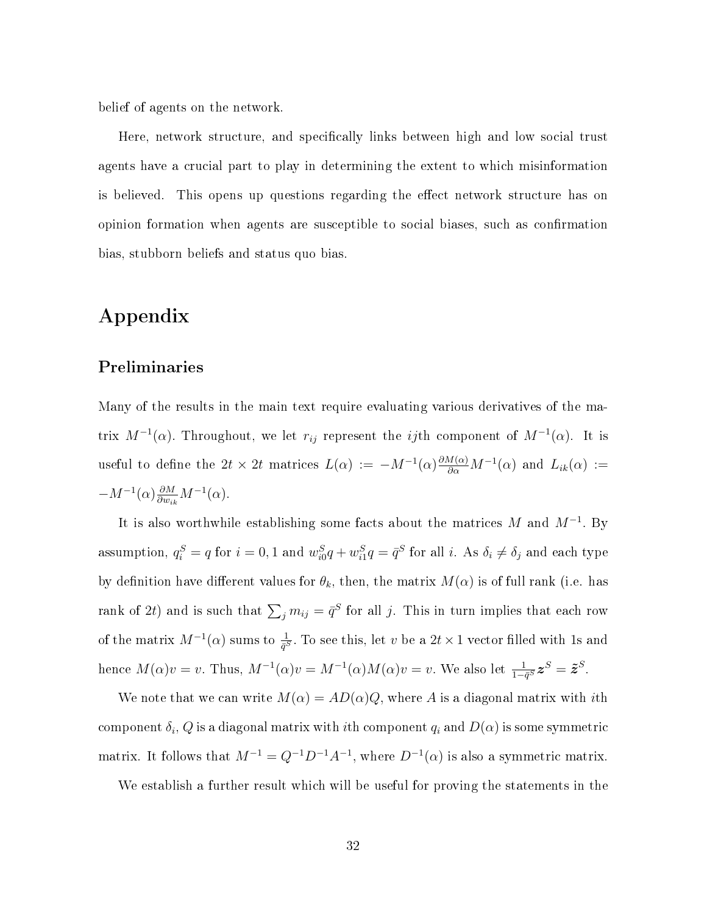belief of agents on the network.

Here, network structure, and specifically links between high and low social trust agents have a crucial part to play in determining the extent to which misinformation is believed. This opens up questions regarding the effect network structure has on opinion formation when agents are susceptible to social biases, such as confirmation bias, stubborn beliefs and status quo bias.

# Appendix

## Preliminaries

Many of the results in the main text require evaluating various derivatives of the matrix $M^{-1}(\alpha)$. Throughout, we let $r_{ij}$ represent the $ij$th component of $M^{-1}(\alpha)$. It is useful to define the $2t \times 2t$ matrices $L(\alpha) := -M^{-1}(\alpha)\frac{\partial M(\alpha)}{\partial \alpha}M^{-1}(\alpha)$ and $L_{ik}(\alpha) := -M^{-1}(\alpha)\frac{\partial M}{\partial w_{ik}}M^{-1}(\alpha)$.

It is also worthwhile establishing some facts about the matrices $M$ and $M^{-1}$. By assumption, $q_i^S = q$ for $i = 0, 1$ and $w_{i0}^S q + w_{i1}^S q = \bar{q}^S$ for all $i$. As $\delta_i \neq \delta_j$ and each type by definition have different values for $\theta_k$, then, the matrix $M(\alpha)$ is of full rank (i.e. has rank of $2t$) and is such that $\sum_j m_{ij} = \bar{q}^S$ for all $j$. This in turn implies that each row of the matrix $M^{-1}(\alpha)$ sums to $\frac{1}{\bar{q}^S}$. To see this, let $v$ be a $2t \times 1$ vector filled with 1s and hence $M(\alpha)v = v$. Thus, $M^{-1}(\alpha)v = M^{-1}(\alpha)M(\alpha)v = v$. We also let $\frac{1}{1-\bar{q}^S}\boldsymbol{z}^S = \tilde{\boldsymbol{z}}^S$.

We note that we can write $M(\alpha) = AD(\alpha)Q$, where $A$ is a diagonal matrix with $i$th component $\delta_i$, $Q$ is a diagonal matrix with $i$th component $q_i$ and $D(\alpha)$ is some symmetric matrix. It follows that $M^{-1} = Q^{-1}D^{-1}A^{-1}$, where $D^{-1}(\alpha)$ is also a symmetric matrix.

We establish a further result which will be useful for proving the statements in the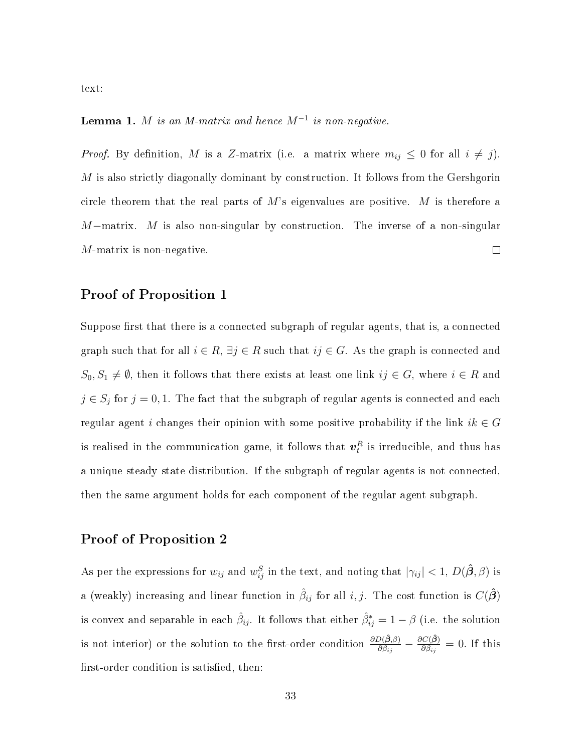text:

**Lemma 1.** *$M$ is an M-matrix and hence $M^{-1}$ is non-negative.*

*Proof.* By definition, $M$ is a $Z$-matrix (i.e. a matrix where $m_{ij} \leq 0$ for all $i \neq j$). $M$ is also strictly diagonally dominant by construction. It follows from the Gershgorin circle theorem that the real parts of $M$'s eigenvalues are positive. $M$ is therefore a $M-$matrix. $M$ is also non-singular by construction. The inverse of a non-singular $M$-matrix is non-negative. □

## Proof of Proposition 1

Suppose first that there is a connected subgraph of regular agents, that is, a connected graph such that for all $i \in R$, $\exists j \in R$ such that $ij \in G$. As the graph is connected and $S_0, S_1 \neq \emptyset$, then it follows that there exists at least one link $ij \in G$, where $i \in R$ and $j \in S_j$ for $j = 0, 1$. The fact that the subgraph of regular agents is connected and each regular agent $i$ changes their opinion with some positive probability if the link $ik \in G$ is realised in the communication game, it follows that $\boldsymbol{v}_t^R$ is irreducible, and thus has a unique steady state distribution. If the subgraph of regular agents is not connected, then the same argument holds for each component of the regular agent subgraph.

## Proof of Proposition 2

As per the expressions for $w_{ij}$ and $w_{ij}^S$ in the text, and noting that $|\gamma_{ij}| < 1$, $D(\hat{\boldsymbol{\beta}}, \beta)$ is a (weakly) increasing and linear function in $\hat{\beta}_{ij}$ for all $i, j$. The cost function is $C(\hat{\boldsymbol{\beta}})$ is convex and separable in each $\hat{\beta}_{ij}$. It follows that either $\hat{\beta}_{ij}^* = 1 - \beta$ (i.e. the solution is not interior) or the solution to the first-order condition $\frac{\partial D(\hat{\boldsymbol{\beta}}, \beta)}{\partial \beta_{ij}} - \frac{\partial C(\hat{\boldsymbol{\beta}})}{\partial \beta_{ij}} = 0$. If this first-order condition is satisfied, then: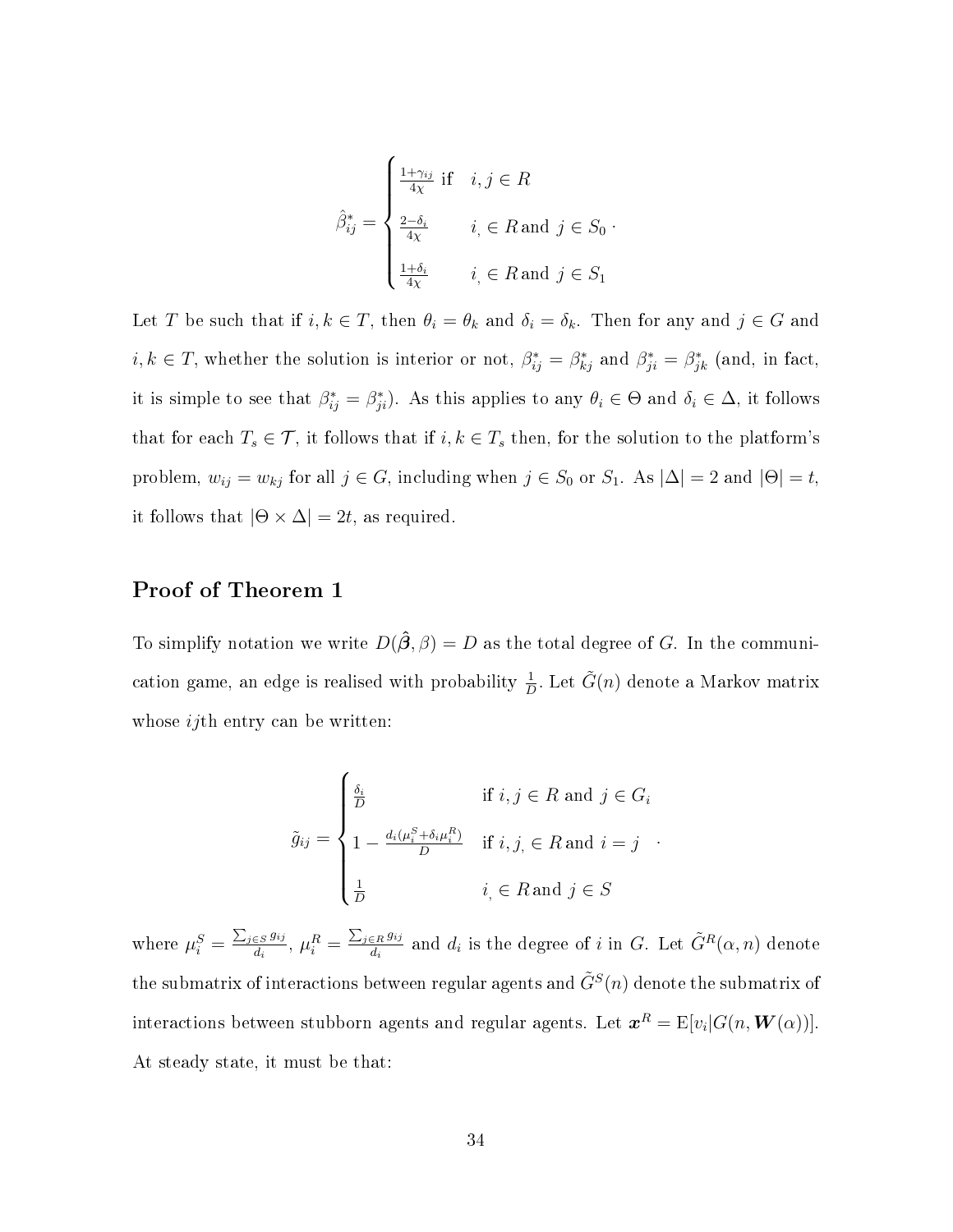$$
\hat{\beta}^*_{ij} = \begin{cases} \frac{1+\gamma_{ij}}{4\chi} \text{ if } & i,j \in R \\ \frac{2-\delta_i}{4\chi} & i_, \in R \text{ and } j \in S_0 \\ \frac{1+\delta_i}{4\chi} & i_, \in R \text{ and } j \in S_1 \end{cases} .
$$

Let $T$ be such that if $i,k \in T$, then $\theta_i = \theta_k$ and $\delta_i = \delta_k$. Then for any and $j \in G$ and $i,k \in T$, whether the solution is interior or not, $\beta^*_{ij} = \beta^*_{kj}$ and $\beta^*_{ji} = \beta^*_{jk}$ (and, in fact, it is simple to see that $\beta^*_{ij} = \beta^*_{ji}$). As this applies to any $\theta_i \in \Theta$ and $\delta_i \in \Delta$, it follows that for each $T_s \in \mathcal{T}$, it follows that if $i,k \in T_s$ then, for the solution to the platform's problem, $w_{ij} = w_{kj}$ for all $j \in G$, including when $j \in S_0$ or $S_1$. As $|\Delta| = 2$ and $|\Theta| = t$, it follows that $|\Theta \times \Delta| = 2t$, as required.

## Proof of Theorem 1

To simplify notation we write $D(\hat{\boldsymbol{\beta}}, \beta) = D$ as the total degree of $G$. In the communication game, an edge is realised with probability $\frac{1}{D}$. Let $\tilde{G}(n)$ denote a Markov matrix whose $ij$th entry can be written:

$$
\tilde{g}_{ij} = \begin{cases} \frac{\delta_i}{D} & \text{if } i,j \in R \text{ and } j \in G_i \\ 1 - \frac{d_i(\mu^S_i + \delta_i \mu^R_i)}{D} & \text{if } i,j_, \in R \text{ and } i = j \\ \frac{1}{D} & i_, \in R \text{ and } j \in S \end{cases} .
$$

where $\mu^S_i = \frac{\sum_{j \in S} g_{ij}}{d_i}$, $\mu^R_i = \frac{\sum_{j \in R} g_{ij}}{d_i}$ and $d_i$ is the degree of $i$ in $G$. Let $\tilde{G}^R(\alpha, n)$ denote the submatrix of interactions between regular agents and $\tilde{G}^S(n)$ denote the submatrix of interactions between stubborn agents and regular agents. Let $\boldsymbol{x}^R = \mathrm{E}[v_i | G(n, \boldsymbol{W}(\alpha))]$. At steady state, it must be that: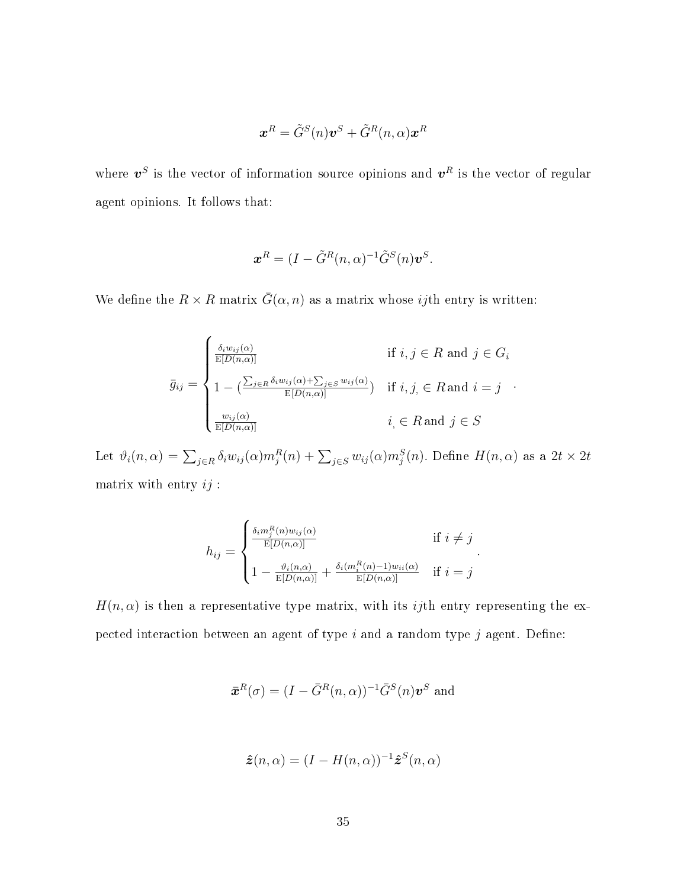$$\boldsymbol{x}^R = \tilde{G}^S(n)\boldsymbol{v}^S + \tilde{G}^R(n,\alpha)\boldsymbol{x}^R$$

where $\boldsymbol{v}^S$ is the vector of information source opinions and $\boldsymbol{v}^R$ is the vector of regular agent opinions. It follows that:

$$\boldsymbol{x}^R = (I - \tilde{G}^R(n,\alpha)^{-1}\tilde{G}^S(n)\boldsymbol{v}^S.$$

We define the $R \times R$ matrix $\bar{G}(\alpha, n)$ as a matrix whose $ij$th entry is written:

$$\bar{g}_{ij} = \begin{cases} \frac{\delta_i w_{ij}(\alpha)}{\mathrm{E}[D(n,\alpha)]} & \text{if } i,j \in R \text{ and } j \in G_i \\ 1 - (\frac{\sum_{j \in R} \delta_i w_{ij}(\alpha) + \sum_{j \in S} w_{ij}(\alpha)}{\mathrm{E}[D(n,\alpha)]}) & \text{if } i,j, \in R \text{and } i = j \\ \frac{w_{ij}(\alpha)}{\mathrm{E}[D(n,\alpha)]} & i, \in R \text{and } j \in S \end{cases}.$$

Let $\vartheta_i(n,\alpha) = \sum_{j \in R} \delta_i w_{ij}(\alpha) m_j^R(n) + \sum_{j \in S} w_{ij}(\alpha) m_j^S(n)$. Define $H(n,\alpha)$ as a $2t \times 2t$ matrix with entry $ij$ :

$$h_{ij} = \begin{cases} \frac{\delta_i m_j^R(n) w_{ij}(\alpha)}{\mathrm{E}[D(n,\alpha)]} & \text{if } i \neq j \\ 1 - \frac{\vartheta_i(n,\alpha)}{\mathrm{E}[D(n,\alpha)]} + \frac{\delta_i (m_i^R(n) - 1) w_{ii}(\alpha)}{\mathrm{E}[D(n,\alpha)]} & \text{if } i = j \end{cases}.$$

$H(n,\alpha)$ is then a representative type matrix, with its $ij$th entry representing the expected interaction between an agent of type $i$ and a random type $j$ agent. Define:

$$\bar{\boldsymbol{x}}^R(\sigma) = (I - \bar{G}^R(n,\alpha))^{-1}\bar{G}^S(n)\boldsymbol{v}^S \text{ and}$$

$$\hat{\boldsymbol{z}}(n,\alpha) = (I - H(n,\alpha))^{-1}\hat{\boldsymbol{z}}^S(n,\alpha)$$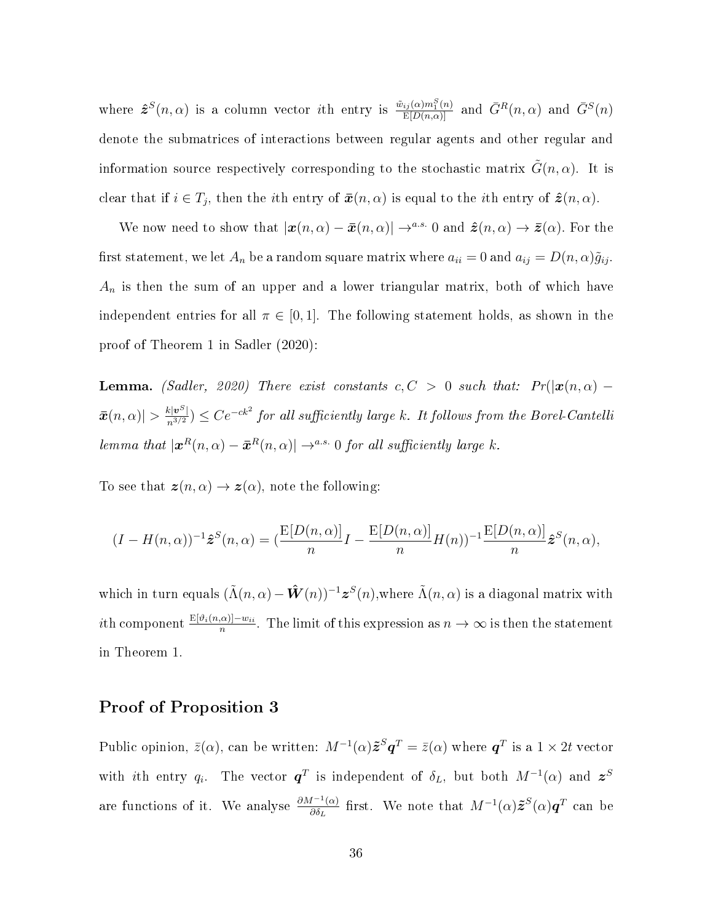where $\hat{\boldsymbol{z}}^S(n,\alpha)$ is a column vector $i$th entry is $\frac{\bar{w}_{ij}(\alpha)m_1^S(n)}{\mathrm{E}[D(n,\alpha)]}$ and $\bar{G}^R(n,\alpha)$ and $\bar{G}^S(n)$ denote the submatrices of interactions between regular agents and other regular and information source respectively corresponding to the stochastic matrix $\tilde{G}(n,\alpha)$. It is clear that if $i \in T_j$, then the $i$th entry of $\bar{\boldsymbol{x}}(n,\alpha)$ is equal to the $i$th entry of $\hat{\boldsymbol{z}}(n,\alpha)$.

We now need to show that $|\boldsymbol{x}(n,\alpha) - \bar{\boldsymbol{x}}(n,\alpha)| \to^{a.s.} 0$ and $\hat{\boldsymbol{z}}(n,\alpha) \to \bar{\boldsymbol{z}}(\alpha)$. For the first statement, we let $A_n$ be a random square matrix where $a_{ii} = 0$ and $a_{ij} = D(n,\alpha)\tilde{g}_{ij}$. $A_n$ is then the sum of an upper and a lower triangular matrix, both of which have independent entries for all $\pi \in [0,1]$. The following statement holds, as shown in the proof of Theorem 1 in Sadler (2020):

**Lemma.** *(Sadler, 2020) There exist constants $c, C > 0$ such that: $Pr(|\boldsymbol{x}(n,\alpha) - \bar{\boldsymbol{x}}(n,\alpha)| > \frac{k|\boldsymbol{v}^S|}{n^{3/2}}) \leq Ce^{-ck^2}$ for all sufficiently large $k$. It follows from the Borel-Cantelli lemma that $|\boldsymbol{x}^R(n,\alpha) - \bar{\boldsymbol{x}}^R(n,\alpha)| \to^{a.s.} 0$ for all sufficiently large $k$.*

To see that $\boldsymbol{z}(n,\alpha) \to \boldsymbol{z}(\alpha)$, note the following:

$$(I - H(n,\alpha))^{-1}\hat{\boldsymbol{z}}^S(n,\alpha) = (\frac{\mathrm{E}[D(n,\alpha)]}{n}I - \frac{\mathrm{E}[D(n,\alpha)]}{n}H(n))^{-1}\frac{\mathrm{E}[D(n,\alpha)]}{n}\hat{\boldsymbol{z}}^S(n,\alpha),$$

which in turn equals $(\tilde{\Lambda}(n,\alpha) - \hat{\boldsymbol{W}}(n))^{-1}\boldsymbol{z}^S(n)$,where $\tilde{\Lambda}(n,\alpha)$ is a diagonal matrix with $i$th component $\frac{\mathrm{E}[\vartheta_i(n,\alpha)] - w_{ii}}{n}$. The limit of this expression as $n \to \infty$ is then the statement in Theorem 1.

## Proof of Proposition 3

Public opinion, $\bar{z}(\alpha)$, can be written: $M^{-1}(\alpha)\tilde{\boldsymbol{z}}^S\boldsymbol{q}^T = \bar{z}(\alpha)$ where $\boldsymbol{q}^T$ is a $1 \times 2t$ vector with $i$th entry $q_i$. The vector $\boldsymbol{q}^T$ is independent of $\delta_L$, but both $M^{-1}(\alpha)$ and $\boldsymbol{z}^S$ are functions of it. We analyse $\frac{\partial M^{-1}(\alpha)}{\partial \delta_L}$ first. We note that $M^{-1}(\alpha)\tilde{\boldsymbol{z}}^S(\alpha)\boldsymbol{q}^T$ can be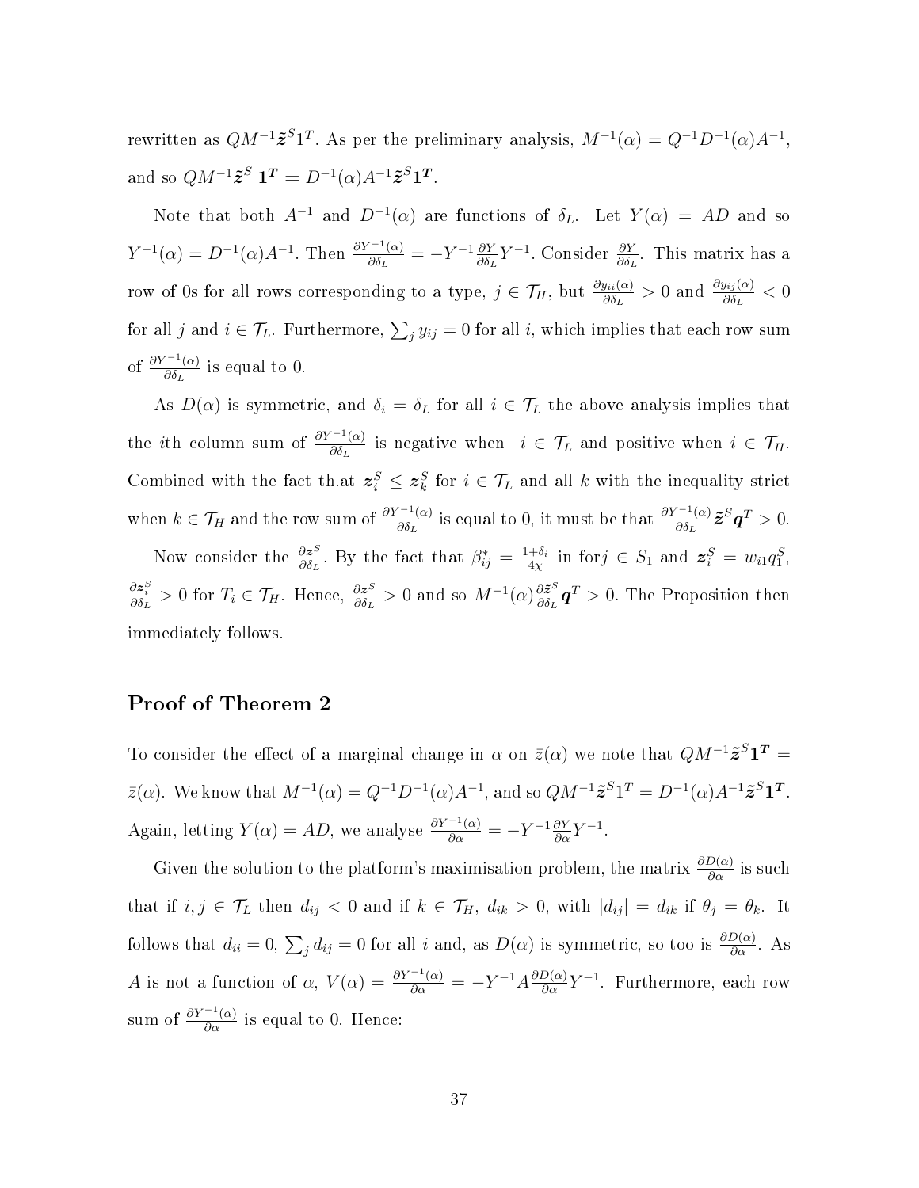rewritten as $QM^{-1}\tilde{\boldsymbol{z}}^S 1^T$. As per the preliminary analysis, $M^{-1}(\alpha) = Q^{-1}D^{-1}(\alpha)A^{-1}$, and so $QM^{-1}\tilde{\boldsymbol{z}}^S \ \boldsymbol{1^T} = D^{-1}(\alpha)A^{-1}\tilde{\boldsymbol{z}}^S\boldsymbol{1^T}$.

Note that both $A^{-1}$ and $D^{-1}(\alpha)$ are functions of $\delta_L$. Let $Y(\alpha) = AD$ and so $Y^{-1}(\alpha) = D^{-1}(\alpha)A^{-1}$. Then $\frac{\partial Y^{-1}(\alpha)}{\partial \delta_L} = -Y^{-1}\frac{\partial Y}{\partial \delta_L}Y^{-1}$. Consider $\frac{\partial Y}{\partial \delta_L}$. This matrix has a row of 0s for all rows corresponding to a type, $j \in \mathcal{T}_H$, but $\frac{\partial y_{ii}(\alpha)}{\partial \delta_L} > 0$ and $\frac{\partial y_{ij}(\alpha)}{\partial \delta_L} < 0$ for all $j$ and $i \in \mathcal{T}_L$. Furthermore, $\sum_j y_{ij} = 0$ for all $i$, which implies that each row sum of $\frac{\partial Y^{-1}(\alpha)}{\partial \delta_L}$ is equal to 0.

As $D(\alpha)$ is symmetric, and $\delta_i = \delta_L$ for all $i \in \mathcal{T}_L$ the above analysis implies that the $i$th column sum of $\frac{\partial Y^{-1}(\alpha)}{\partial \delta_L}$ is negative when $i \in \mathcal{T}_L$ and positive when $i \in \mathcal{T}_H$. Combined with the fact th.at $\boldsymbol{z}_i^S \leq \boldsymbol{z}_k^S$ for $i \in \mathcal{T}_L$ and all $k$ with the inequality strict when $k \in \mathcal{T}_H$ and the row sum of $\frac{\partial Y^{-1}(\alpha)}{\partial \delta_L}$ is equal to 0, it must be that $\frac{\partial Y^{-1}(\alpha)}{\partial \delta_L}\tilde{\boldsymbol{z}}^S\boldsymbol{q}^T > 0$.

Now consider the $\frac{\partial \boldsymbol{z}^S}{\partial \delta_L}$. By the fact that $\beta^*_{ij} = \frac{1+\delta_i}{4\chi}$ in for$j \in S_1$ and $\boldsymbol{z}_i^S = w_{i1}q_1^S$, $\frac{\partial \boldsymbol{z}_i^S}{\partial \delta_L} > 0$ for $T_i \in \mathcal{T}_H$. Hence, $\frac{\partial \boldsymbol{z}^S}{\partial \delta_L} > 0$ and so $M^{-1}(\alpha)\frac{\partial \tilde{\boldsymbol{z}}^S}{\partial \delta_L}\boldsymbol{q}^T > 0$. The Proposition then immediately follows.

## Proof of Theorem 2

To consider the effect of a marginal change in $\alpha$ on $\bar{z}(\alpha)$ we note that $QM^{-1}\tilde{\boldsymbol{z}}^S\boldsymbol{1^T} = \bar{z}(\alpha)$. We know that $M^{-1}(\alpha) = Q^{-1}D^{-1}(\alpha)A^{-1}$, and so $QM^{-1}\tilde{\boldsymbol{z}}^S 1^T = D^{-1}(\alpha)A^{-1}\tilde{\boldsymbol{z}}^S\boldsymbol{1^T}$. Again, letting $Y(\alpha) = AD$, we analyse $\frac{\partial Y^{-1}(\alpha)}{\partial \alpha} = -Y^{-1}\frac{\partial Y}{\partial \alpha}Y^{-1}$.

Given the solution to the platform's maximisation problem, the matrix $\frac{\partial D(\alpha)}{\partial \alpha}$ is such that if $i, j \in \mathcal{T}_L$ then $d_{ij} < 0$ and if $k \in \mathcal{T}_H$, $d_{ik} > 0$, with $|d_{ij}| = d_{ik}$ if $\theta_j = \theta_k$. It follows that $d_{ii} = 0$, $\sum_j d_{ij} = 0$ for all $i$ and, as $D(\alpha)$ is symmetric, so too is $\frac{\partial D(\alpha)}{\partial \alpha}$. As $A$ is not a function of $\alpha$, $V(\alpha) = \frac{\partial Y^{-1}(\alpha)}{\partial \alpha} = -Y^{-1}A\frac{\partial D(\alpha)}{\partial \alpha}Y^{-1}$. Furthermore, each row sum of $\frac{\partial Y^{-1}(\alpha)}{\partial \alpha}$ is equal to 0. Hence: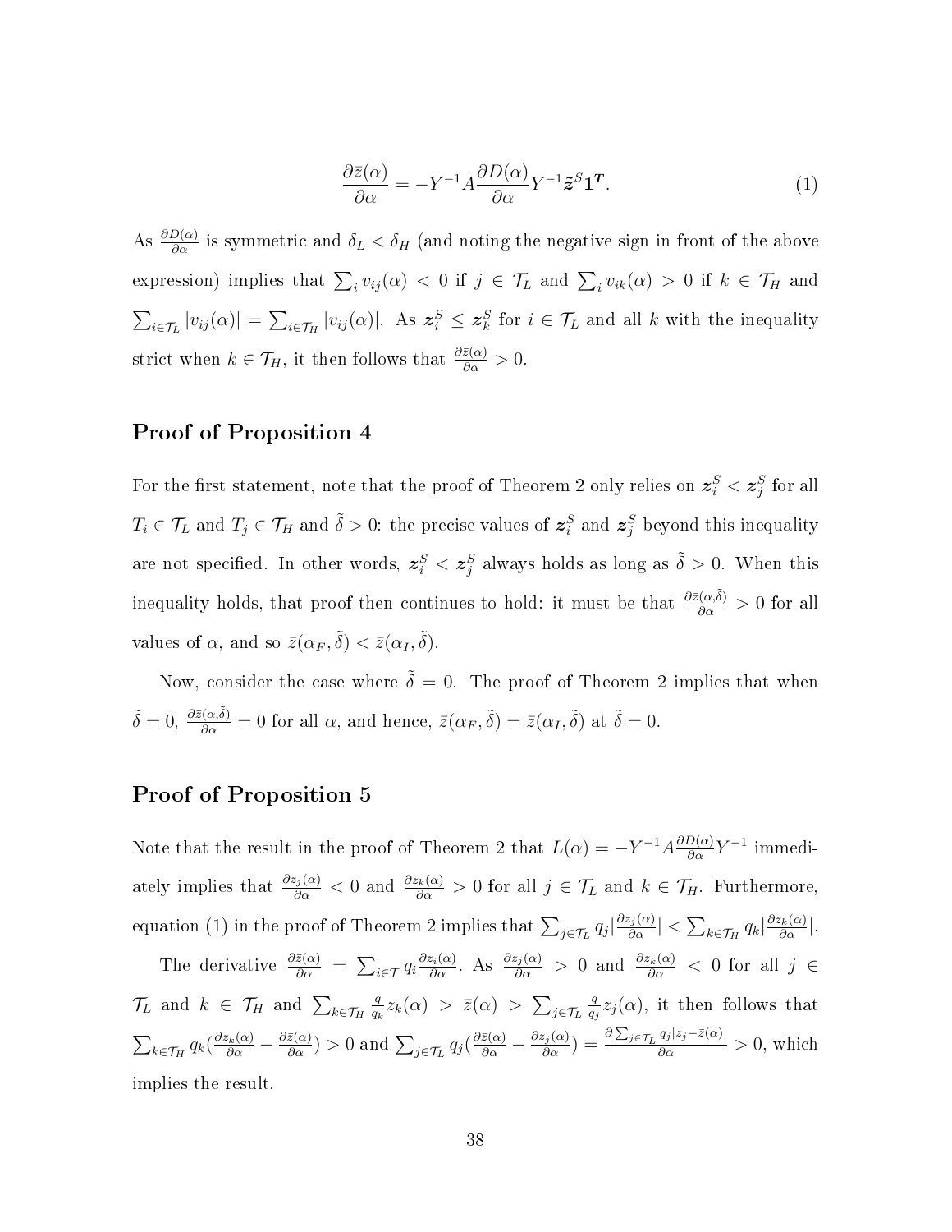$$\frac{\partial \bar{z}(\alpha)}{\partial \alpha} = -Y^{-1}A\frac{\partial D(\alpha)}{\partial \alpha}Y^{-1}\tilde{\boldsymbol{z}}^{S}\mathbf{1}^{\boldsymbol{T}}. \tag{1}$$

As $\frac{\partial D(\alpha)}{\partial \alpha}$ is symmetric and $\delta_L < \delta_H$ (and noting the negative sign in front of the above expression) implies that $\sum_i v_{ij}(\alpha) < 0$ if $j \in \mathcal{T}_L$ and $\sum_i v_{ik}(\alpha) > 0$ if $k \in \mathcal{T}_H$ and $\sum_{i \in \mathcal{T}_L} |v_{ij}(\alpha)| = \sum_{i \in \mathcal{T}_H} |v_{ij}(\alpha)|$. As $\boldsymbol{z}_i^S \leq \boldsymbol{z}_k^S$ for $i \in \mathcal{T}_L$ and all $k$ with the inequality strict when $k \in \mathcal{T}_H$, it then follows that $\frac{\partial \bar{z}(\alpha)}{\partial \alpha} > 0$.

## Proof of Proposition 4

For the first statement, note that the proof of Theorem 2 only relies on $\boldsymbol{z}_i^S < \boldsymbol{z}_j^S$ for all $T_i \in \mathcal{T}_L$ and $T_j \in \mathcal{T}_H$ and $\tilde{\delta} > 0$: the precise values of $\boldsymbol{z}_i^S$ and $\boldsymbol{z}_j^S$ beyond this inequality are not specified. In other words, $\boldsymbol{z}_i^S < \boldsymbol{z}_j^S$ always holds as long as $\tilde{\delta} > 0$. When this inequality holds, that proof then continues to hold: it must be that $\frac{\partial \bar{z}(\alpha, \tilde{\delta})}{\partial \alpha} > 0$ for all values of $\alpha$, and so $\bar{z}(\alpha_F, \tilde{\delta}) < \bar{z}(\alpha_I, \tilde{\delta})$.

Now, consider the case where $\tilde{\delta} = 0$. The proof of Theorem 2 implies that when $\tilde{\delta} = 0$, $\frac{\partial \bar{z}(\alpha, \tilde{\delta})}{\partial \alpha} = 0$ for all $\alpha$, and hence, $\bar{z}(\alpha_F, \tilde{\delta}) = \bar{z}(\alpha_I, \tilde{\delta})$ at $\tilde{\delta} = 0$.

## Proof of Proposition 5

Note that the result in the proof of Theorem 2 that $L(\alpha) = -Y^{-1}A\frac{\partial D(\alpha)}{\partial \alpha}Y^{-1}$ immediately implies that $\frac{\partial z_j(\alpha)}{\partial \alpha} < 0$ and $\frac{\partial z_k(\alpha)}{\partial \alpha} > 0$ for all $j \in \mathcal{T}_L$ and $k \in \mathcal{T}_H$. Furthermore, equation (1) in the proof of Theorem 2 implies that $\sum_{j \in \mathcal{T}_L} q_j |\frac{\partial z_j(\alpha)}{\partial \alpha}| < \sum_{k \in \mathcal{T}_H} q_k |\frac{\partial z_k(\alpha)}{\partial \alpha}|$.

The derivative $\frac{\partial \bar{z}(\alpha)}{\partial \alpha} = \sum_{i \in \mathcal{T}} q_i \frac{\partial z_i(\alpha)}{\partial \alpha}$. As $\frac{\partial z_j(\alpha)}{\partial \alpha} > 0$ and $\frac{\partial z_k(\alpha)}{\partial \alpha} < 0$ for all $j \in \mathcal{T}_L$ and $k \in \mathcal{T}_H$ and $\sum_{k \in \mathcal{T}_H} \frac{q}{q_k} z_k(\alpha) > \bar{z}(\alpha) > \sum_{j \in \mathcal{T}_L} \frac{q}{q_j} z_j(\alpha)$, it then follows that $\sum_{k \in \mathcal{T}_H} q_k (\frac{\partial z_k(\alpha)}{\partial \alpha} - \frac{\partial \bar{z}(\alpha)}{\partial \alpha}) > 0$ and $\sum_{j \in \mathcal{T}_L} q_j (\frac{\partial \bar{z}(\alpha)}{\partial \alpha} - \frac{\partial z_j(\alpha)}{\partial \alpha}) = \frac{\partial \sum_{j \in \mathcal{T}_L} q_j |z_j - \bar{z}(\alpha)|}{\partial \alpha} > 0$, which implies the result.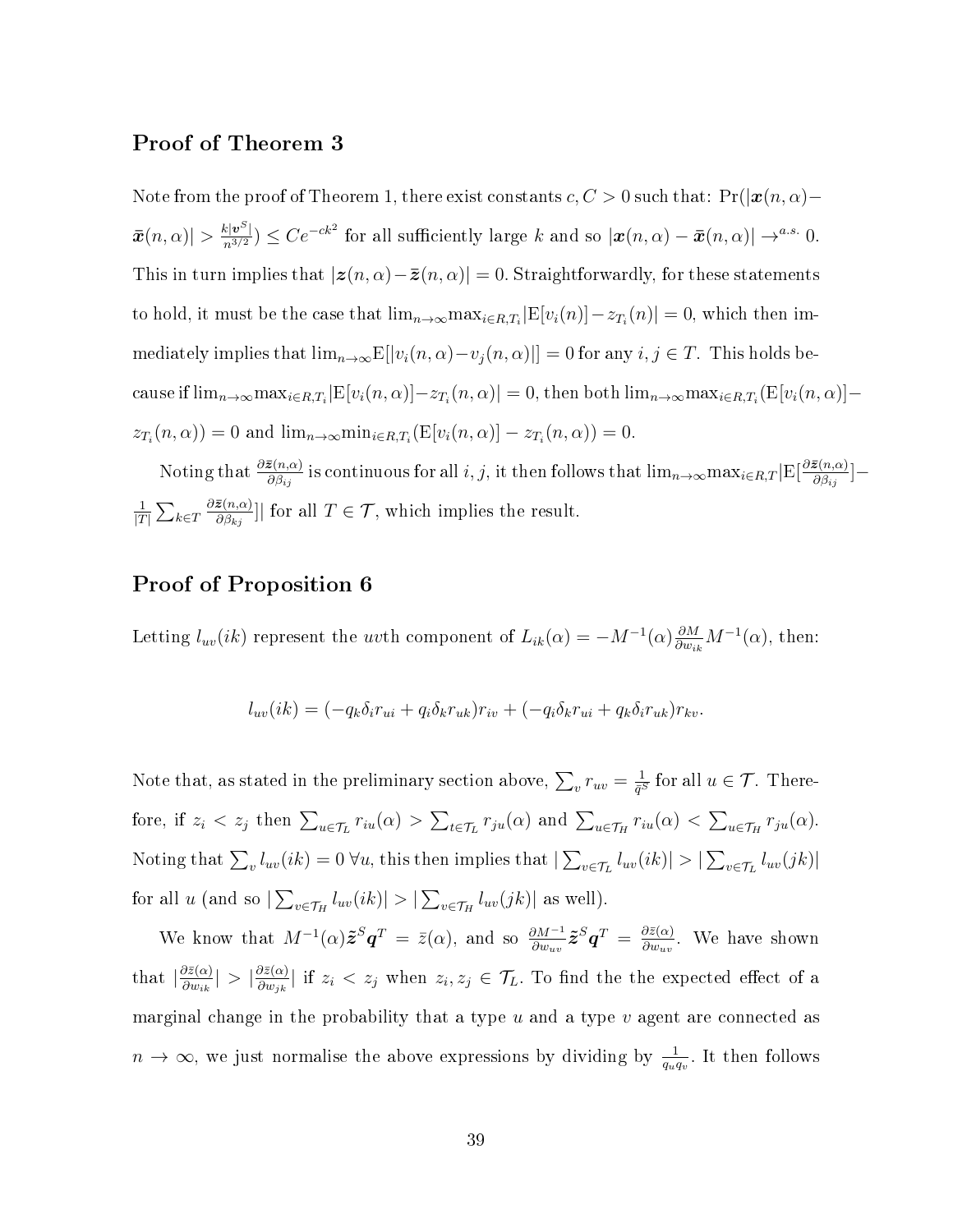### Proof of Theorem 3

Note from the proof of Theorem 1, there exist constants $c, C > 0$ such that: $\Pr(|\boldsymbol{x}(n,\alpha) - \bar{\boldsymbol{x}}(n,\alpha)| > \frac{k|\boldsymbol{v}^S|}{n^{3/2}}) \leq Ce^{-ck^2}$ for all sufficiently large $k$ and so $|\boldsymbol{x}(n,\alpha) - \bar{\boldsymbol{x}}(n,\alpha)| \to^{a.s.} 0$. This in turn implies that $|\boldsymbol{z}(n,\alpha) - \bar{\boldsymbol{z}}(n,\alpha)| = 0$. Straightforwardly, for these statements to hold, it must be the case that $\lim_{n\to\infty}\max_{i\in R,T_i}|\mathrm{E}[v_i(n)] - z_{T_i}(n)| = 0$, which then immediately implies that $\lim_{n\to\infty}\mathrm{E}[|v_i(n,\alpha) - v_j(n,\alpha)|] = 0$ for any $i, j \in T$. This holds because if $\lim_{n\to\infty}\max_{i\in R,T_i}|\mathrm{E}[v_i(n,\alpha)] - z_{T_i}(n,\alpha)| = 0$, then both $\lim_{n\to\infty}\max_{i\in R,T_i}(\mathrm{E}[v_i(n,\alpha)] - z_{T_i}(n,\alpha)) = 0$ and $\lim_{n\to\infty}\min_{i\in R,T_i}(\mathrm{E}[v_i(n,\alpha)] - z_{T_i}(n,\alpha)) = 0$.

Noting that $\frac{\partial \bar{\boldsymbol{z}}(n,\alpha)}{\partial \beta_{ij}}$ is continuous for all $i, j$, it then follows that $\lim_{n\to\infty}\max_{i\in R,T}|\mathrm{E}[\frac{\partial \bar{\boldsymbol{z}}(n,\alpha)}{\partial \beta_{ij}}] - \frac{1}{|T|}\sum_{k\in T}\frac{\partial \bar{\boldsymbol{z}}(n,\alpha)}{\partial \beta_{kj}}]|$ for all $T \in \mathcal{T}$, which implies the result.

### Proof of Proposition 6

Letting $l_{uv}(ik)$ represent the $uv$th component of $L_{ik}(\alpha) = -M^{-1}(\alpha)\frac{\partial M}{\partial w_{ik}}M^{-1}(\alpha)$, then:

$$l_{uv}(ik) = (-q_k\delta_i r_{ui} + q_i\delta_k r_{uk})r_{iv} + (-q_i\delta_k r_{ui} + q_k\delta_i r_{uk})r_{kv}.$$

Note that, as stated in the preliminary section above, $\sum_v r_{uv} = \frac{1}{\bar{q}^S}$ for all $u \in \mathcal{T}$. Therefore, if $z_i < z_j$ then $\sum_{u\in\mathcal{T}_L} r_{iu}(\alpha) > \sum_{t\in\mathcal{T}_L} r_{ju}(\alpha)$ and $\sum_{u\in\mathcal{T}_H} r_{iu}(\alpha) < \sum_{u\in\mathcal{T}_H} r_{ju}(\alpha)$. Noting that $\sum_v l_{uv}(ik) = 0\ \forall u$, this then implies that $|\sum_{v\in\mathcal{T}_L} l_{uv}(ik)| > |\sum_{v\in\mathcal{T}_L} l_{uv}(jk)|$ for all $u$ (and so $|\sum_{v\in\mathcal{T}_H} l_{uv}(ik)| > |\sum_{v\in\mathcal{T}_H} l_{uv}(jk)|$ as well).

We know that $M^{-1}(\alpha)\tilde{\boldsymbol{z}}^S\boldsymbol{q}^T = \bar{z}(\alpha)$, and so $\frac{\partial M^{-1}}{\partial w_{uv}}\tilde{\boldsymbol{z}}^S\boldsymbol{q}^T = \frac{\partial \bar{z}(\alpha)}{\partial w_{uv}}$. We have shown that $|\frac{\partial \bar{z}(\alpha)}{\partial w_{ik}}| > |\frac{\partial \bar{z}(\alpha)}{\partial w_{jk}}|$ if $z_i < z_j$ when $z_i, z_j \in \mathcal{T}_L$. To find the the expected effect of a marginal change in the probability that a type $u$ and a type $v$ agent are connected as $n \to \infty$, we just normalise the above expressions by dividing by $\frac{1}{q_u q_v}$. It then follows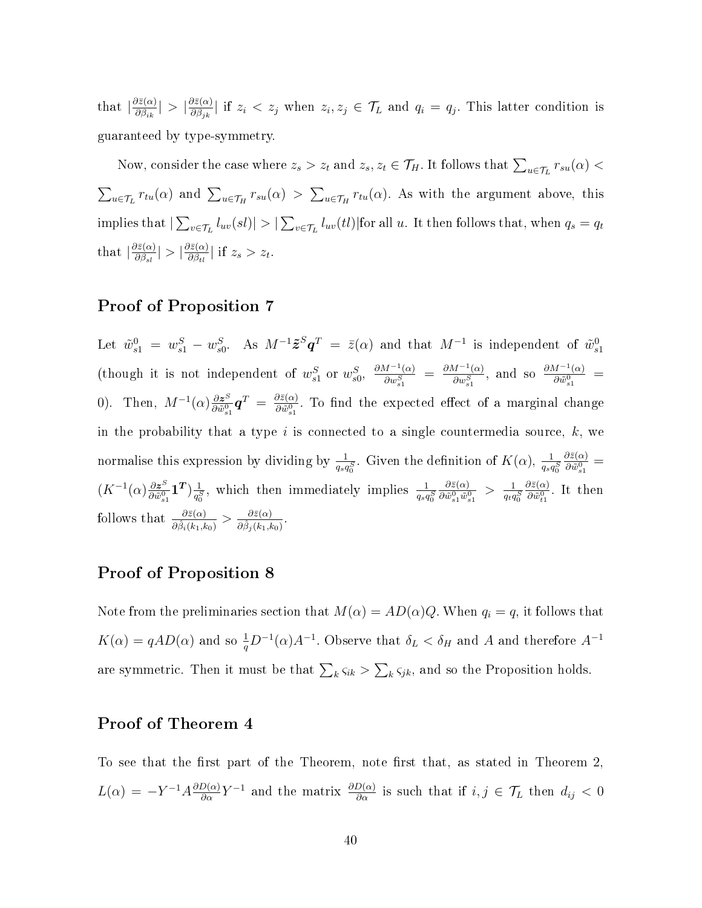that $|\frac{\partial \bar{z}(\alpha)}{\partial \beta_{ik}}| > |\frac{\partial \bar{z}(\alpha)}{\partial \beta_{jk}}|$ if $z_i < z_j$ when $z_i, z_j \in \mathcal{T}_L$ and $q_i = q_j$. This latter condition is guaranteed by type-symmetry.

Now, consider the case where $z_s > z_t$ and $z_s, z_t \in \mathcal{T}_H$. It follows that $\sum_{u \in \mathcal{T}_L} r_{su}(\alpha) < \sum_{u \in \mathcal{T}_L} r_{tu}(\alpha)$ and $\sum_{u \in \mathcal{T}_H} r_{su}(\alpha) > \sum_{u \in \mathcal{T}_H} r_{tu}(\alpha)$. As with the argument above, this implies that $|\sum_{v \in \mathcal{T}_L} l_{uv}(sl)| > |\sum_{v \in \mathcal{T}_L} l_{uv}(tl)|$for all $u$. It then follows that, when $q_s = q_t$ that $|\frac{\partial \bar{z}(\alpha)}{\partial \beta_{sl}}| > |\frac{\partial \bar{z}(\alpha)}{\partial \beta_{tl}}|$ if $z_s > z_t$.

## Proof of Proposition 7

Let $\tilde{w}_{s1}^0 = w_{s1}^S - w_{s0}^S$. As $M^{-1}\tilde{\boldsymbol{z}}^S\boldsymbol{q}^T = \bar{z}(\alpha)$ and that $M^{-1}$ is independent of $\tilde{w}_{s1}^0$ (though it is not independent of $w_{s1}^S$ or $w_{s0}^S$, $\frac{\partial M^{-1}(\alpha)}{\partial w_{s1}^S} = \frac{\partial M^{-1}(\alpha)}{\partial w_{s1}^S}$, and so $\frac{\partial M^{-1}(\alpha)}{\partial \tilde{w}_{s1}^0} = 0$). Then, $M^{-1}(\alpha)\frac{\partial \boldsymbol{z}^S}{\partial \tilde{w}_{s1}^0}\boldsymbol{q}^T = \frac{\partial \bar{z}(\alpha)}{\partial \tilde{w}_{s1}^0}$. To find the expected effect of a marginal change in the probability that a type $i$ is connected to a single countermedia source, $k$, we normalise this expression by dividing by $\frac{1}{q_s q_0^S}$. Given the definition of $K(\alpha)$, $\frac{1}{q_s q_0^S}\frac{\partial \bar{z}(\alpha)}{\partial \tilde{w}_{s1}^0} = (K^{-1}(\alpha)\frac{\partial \boldsymbol{z}^S}{\partial \tilde{w}_{s1}^0}\boldsymbol{1}^{\boldsymbol{T}})\frac{1}{q_0^S}$, which then immediately implies $\frac{1}{q_s q_0^S}\frac{\partial \bar{z}(\alpha)}{\partial \tilde{w}_{s1}^0 \tilde{w}_{s1}^0} > \frac{1}{q_t q_0^S}\frac{\partial \bar{z}(\alpha)}{\partial \tilde{w}_{t1}^0}$. It then follows that $\frac{\partial \bar{z}(\alpha)}{\partial \hat{\beta}_i(k_1,k_0)} > \frac{\partial \bar{z}(\alpha)}{\partial \hat{\beta}_j(k_1,k_0)}$.

## Proof of Proposition 8

Note from the preliminaries section that $M(\alpha) = AD(\alpha)Q$. When $q_i = q$, it follows that $K(\alpha) = qAD(\alpha)$ and so $\frac{1}{q}D^{-1}(\alpha)A^{-1}$. Observe that $\delta_L < \delta_H$ and $A$ and therefore $A^{-1}$ are symmetric. Then it must be that $\sum_k \varsigma_{ik} > \sum_k \varsigma_{jk}$, and so the Proposition holds.

## Proof of Theorem 4

To see that the first part of the Theorem, note first that, as stated in Theorem 2, $L(\alpha) = -Y^{-1}A\frac{\partial D(\alpha)}{\partial \alpha}Y^{-1}$ and the matrix $\frac{\partial D(\alpha)}{\partial \alpha}$ is such that if $i, j \in \mathcal{T}_L$ then $d_{ij} < 0$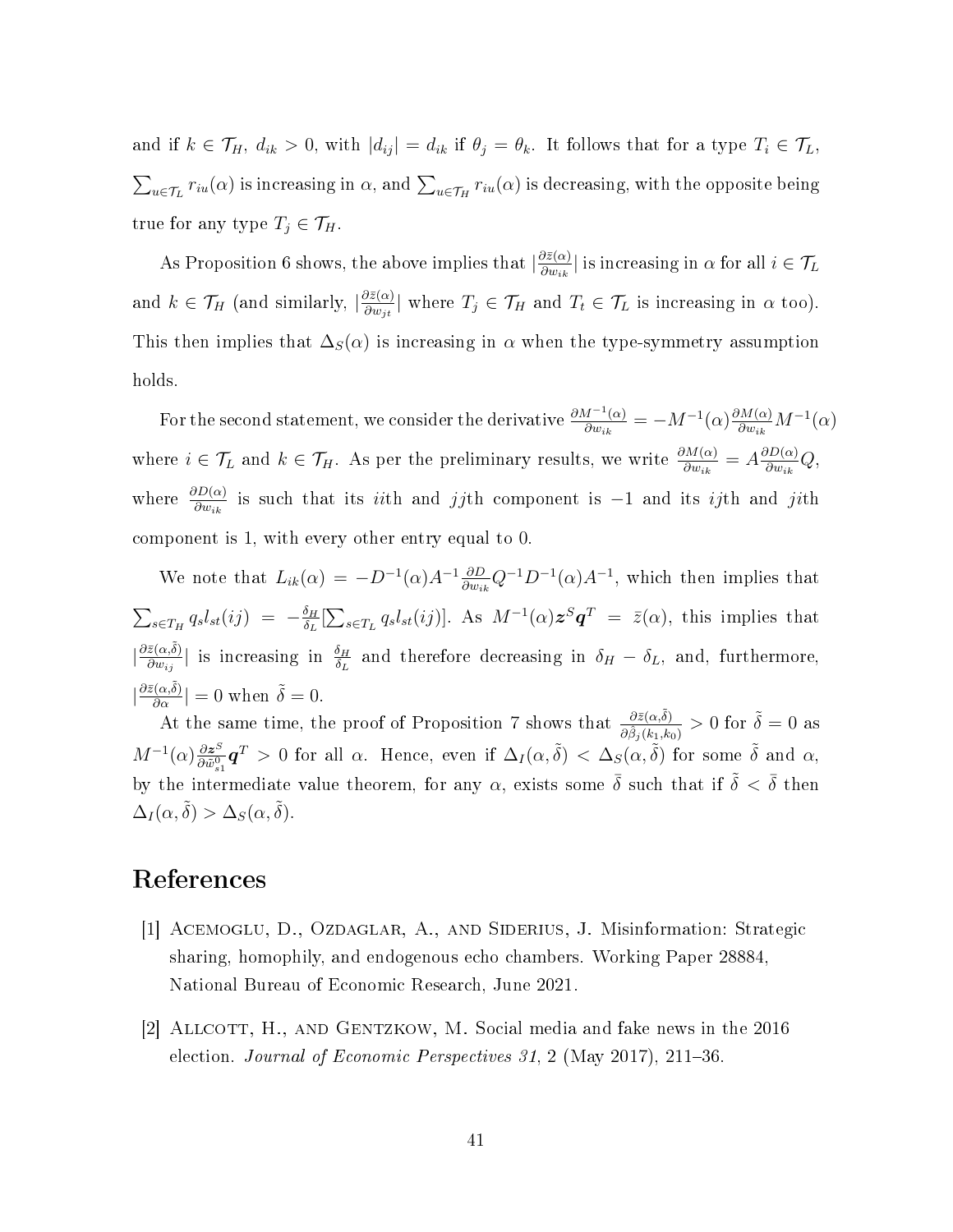and if $k \in \mathcal{T}_H$, $d_{ik} > 0$, with $|d_{ij}| = d_{ik}$ if $\theta_j = \theta_k$. It follows that for a type $T_i \in \mathcal{T}_L$, $\sum_{u \in \mathcal{T}_L} r_{iu}(\alpha)$ is increasing in $\alpha$, and $\sum_{u \in \mathcal{T}_H} r_{iu}(\alpha)$ is decreasing, with the opposite being true for any type $T_j \in \mathcal{T}_H$.

As Proposition 6 shows, the above implies that $|\frac{\partial \bar{z}(\alpha)}{\partial w_{ik}}|$ is increasing in $\alpha$ for all $i \in \mathcal{T}_L$ and $k \in \mathcal{T}_H$ (and similarly, $|\frac{\partial \bar{z}(\alpha)}{\partial w_{jt}}|$ where $T_j \in \mathcal{T}_H$ and $T_t \in \mathcal{T}_L$ is increasing in $\alpha$ too). This then implies that $\Delta_S(\alpha)$ is increasing in $\alpha$ when the type-symmetry assumption holds.

For the second statement, we consider the derivative $\frac{\partial M^{-1}(\alpha)}{\partial w_{ik}} = -M^{-1}(\alpha)\frac{\partial M(\alpha)}{\partial w_{ik}}M^{-1}(\alpha)$ where $i \in \mathcal{T}_L$ and $k \in \mathcal{T}_H$. As per the preliminary results, we write $\frac{\partial M(\alpha)}{\partial w_{ik}} = A\frac{\partial D(\alpha)}{\partial w_{ik}}Q$, where $\frac{\partial D(\alpha)}{\partial w_{ik}}$ is such that its $ii$th and $jj$th component is $-1$ and its $ij$th and $ji$th component is 1, with every other entry equal to 0.

We note that $L_{ik}(\alpha) = -D^{-1}(\alpha)A^{-1}\frac{\partial D}{\partial w_{ik}}Q^{-1}D^{-1}(\alpha)A^{-1}$, which then implies that $\sum_{s \in T_H} q_s l_{st}(ij) = -\frac{\delta_H}{\delta_L}[\sum_{s \in T_L} q_s l_{st}(ij)]$. As $M^{-1}(\alpha)\boldsymbol{z}^S\boldsymbol{q}^T = \bar{z}(\alpha)$, this implies that $|\frac{\partial \bar{z}(\alpha,\tilde{\delta})}{\partial w_{ij}}|$ is increasing in $\frac{\delta_H}{\delta_L}$ and therefore decreasing in $\delta_H - \delta_L$, and, furthermore, $|\frac{\partial \bar{z}(\alpha,\tilde{\delta})}{\partial \alpha}| = 0$ when $\tilde{\delta} = 0$.

At the same time, the proof of Proposition 7 shows that $\frac{\partial \bar{z}(\alpha,\tilde{\delta})}{\partial \tilde{\beta}_j(k_1,k_0)} > 0$ for $\tilde{\delta} = 0$ as $M^{-1}(\alpha)\frac{\partial \boldsymbol{z}^S}{\partial \tilde{w}^0_{s1}}\boldsymbol{q}^T > 0$ for all $\alpha$. Hence, even if $\Delta_I(\alpha,\tilde{\delta}) < \Delta_S(\alpha,\tilde{\delta})$ for some $\tilde{\delta}$ and $\alpha$, by the intermediate value theorem, for any $\alpha$, exists some $\bar{\delta}$ such that if $\tilde{\delta} < \bar{\delta}$ then $\Delta_I(\alpha,\tilde{\delta}) > \Delta_S(\alpha,\tilde{\delta})$.

# References

[1] Acemoglu, D., Ozdaglar, A., and Siderius, J. Misinformation: Strategic sharing, homophily, and endogenous echo chambers. Working Paper 28884, National Bureau of Economic Research, June 2021.

[2] Allcott, H., and Gentzkow, M. Social media and fake news in the 2016 election. *Journal of Economic Perspectives 31*, 2 (May 2017), 211–36.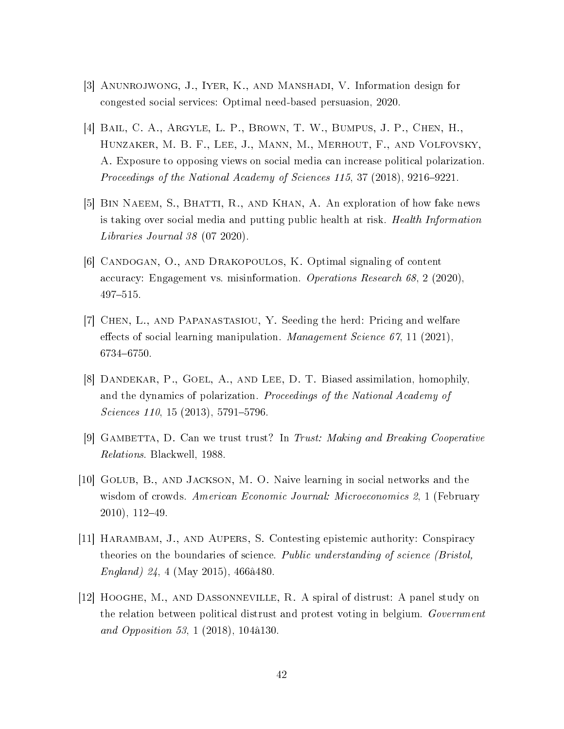[3] Anunrojwong, J., Iyer, K., and Manshadi, V. Information design for congested social services: Optimal need-based persuasion, 2020.

[4] Bail, C. A., Argyle, L. P., Brown, T. W., Bumpus, J. P., Chen, H., Hunzaker, M. B. F., Lee, J., Mann, M., Merhout, F., and Volfovsky, A. Exposure to opposing views on social media can increase political polarization. *Proceedings of the National Academy of Sciences 115*, 37 (2018), 9216–9221.

[5] Bin Naeem, S., Bhatti, R., and Khan, A. An exploration of how fake news is taking over social media and putting public health at risk. *Health Information Libraries Journal 38* (07 2020).

[6] Candogan, O., and Drakopoulos, K. Optimal signaling of content accuracy: Engagement vs. misinformation. *Operations Research 68*, 2 (2020), 497–515.

[7] Chen, L., and Papanastasiou, Y. Seeding the herd: Pricing and welfare effects of social learning manipulation. *Management Science 67*, 11 (2021), 6734–6750.

[8] Dandekar, P., Goel, A., and Lee, D. T. Biased assimilation, homophily, and the dynamics of polarization. *Proceedings of the National Academy of Sciences 110*, 15 (2013), 5791–5796.

[9] Gambetta, D. Can we trust trust? In *Trust: Making and Breaking Cooperative Relations*. Blackwell, 1988.

[10] Golub, B., and Jackson, M. O. Naive learning in social networks and the wisdom of crowds. *American Economic Journal: Microeconomics 2*, 1 (February 2010), 112–49.

[11] Harambam, J., and Aupers, S. Contesting epistemic authority: Conspiracy theories on the boundaries of science. *Public understanding of science (Bristol, England) 24*, 4 (May 2015), 466â480.

[12] Hooghe, M., and Dassonneville, R. A spiral of distrust: A panel study on the relation between political distrust and protest voting in belgium. *Government and Opposition 53*, 1 (2018), 104â130.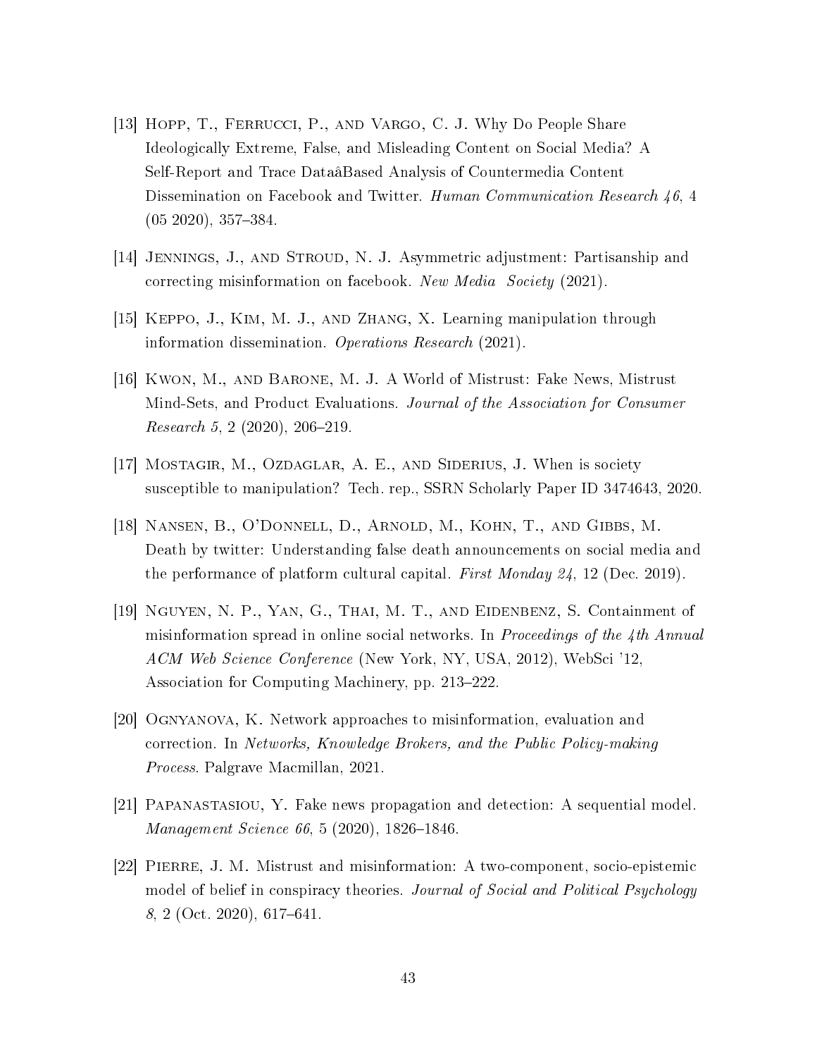[13] Hopp, T., Ferrucci, P., and Vargo, C. J. Why Do People Share Ideologically Extreme, False, and Misleading Content on Social Media? A Self-Report and Trace DataâBased Analysis of Countermedia Content Dissemination on Facebook and Twitter. *Human Communication Research 46*, 4 (05 2020), 357–384.

[14] Jennings, J., and Stroud, N. J. Asymmetric adjustment: Partisanship and correcting misinformation on facebook. *New Media Society* (2021).

[15] Keppo, J., Kim, M. J., and Zhang, X. Learning manipulation through information dissemination. *Operations Research* (2021).

[16] Kwon, M., and Barone, M. J. A World of Mistrust: Fake News, Mistrust Mind-Sets, and Product Evaluations. *Journal of the Association for Consumer Research 5*, 2 (2020), 206–219.

[17] Mostagir, M., Ozdaglar, A. E., and Siderius, J. When is society susceptible to manipulation? Tech. rep., SSRN Scholarly Paper ID 3474643, 2020.

[18] Nansen, B., O'Donnell, D., Arnold, M., Kohn, T., and Gibbs, M. Death by twitter: Understanding false death announcements on social media and the performance of platform cultural capital. *First Monday 24*, 12 (Dec. 2019).

[19] Nguyen, N. P., Yan, G., Thai, M. T., and Eidenbenz, S. Containment of misinformation spread in online social networks. In *Proceedings of the 4th Annual ACM Web Science Conference* (New York, NY, USA, 2012), WebSci '12, Association for Computing Machinery, pp. 213–222.

[20] Ognyanova, K. Network approaches to misinformation, evaluation and correction. In *Networks, Knowledge Brokers, and the Public Policy-making Process*. Palgrave Macmillan, 2021.

[21] Papanastasiou, Y. Fake news propagation and detection: A sequential model. *Management Science 66*, 5 (2020), 1826–1846.

[22] Pierre, J. M. Mistrust and misinformation: A two-component, socio-epistemic model of belief in conspiracy theories. *Journal of Social and Political Psychology 8*, 2 (Oct. 2020), 617–641.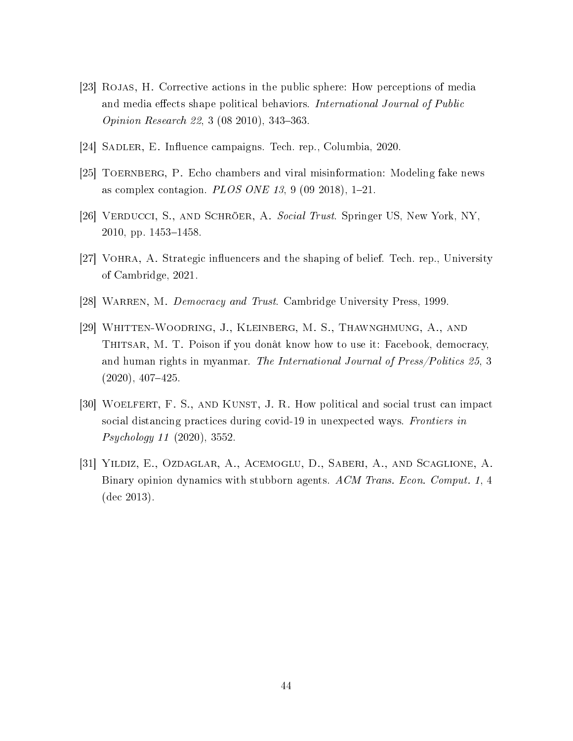[23] Rojas, H. Corrective actions in the public sphere: How perceptions of media and media effects shape political behaviors. *International Journal of Public Opinion Research 22*, 3 (08 2010), 343–363.

[24] Sadler, E. Influence campaigns. Tech. rep., Columbia, 2020.

[25] Toernberg, P. Echo chambers and viral misinformation: Modeling fake news as complex contagion. *PLOS ONE 13*, 9 (09 2018), 1–21.

[26] Verducci, S., and Schröer, A. *Social Trust*. Springer US, New York, NY, 2010, pp. 1453–1458.

[27] Vohra, A. Strategic influencers and the shaping of belief. Tech. rep., University of Cambridge, 2021.

[28] Warren, M. *Democracy and Trust*. Cambridge University Press, 1999.

[29] Whitten-Woodring, J., Kleinberg, M. S., Thawnghmung, A., and Thitsar, M. T. Poison if you donât know how to use it: Facebook, democracy, and human rights in myanmar. *The International Journal of Press/Politics 25*, 3 (2020), 407–425.

[30] Woelfert, F. S., and Kunst, J. R. How political and social trust can impact social distancing practices during covid-19 in unexpected ways. *Frontiers in Psychology 11* (2020), 3552.

[31] Yildiz, E., Ozdaglar, A., Acemoglu, D., Saberi, A., and Scaglione, A. Binary opinion dynamics with stubborn agents. *ACM Trans. Econ. Comput. 1*, 4 (dec 2013).